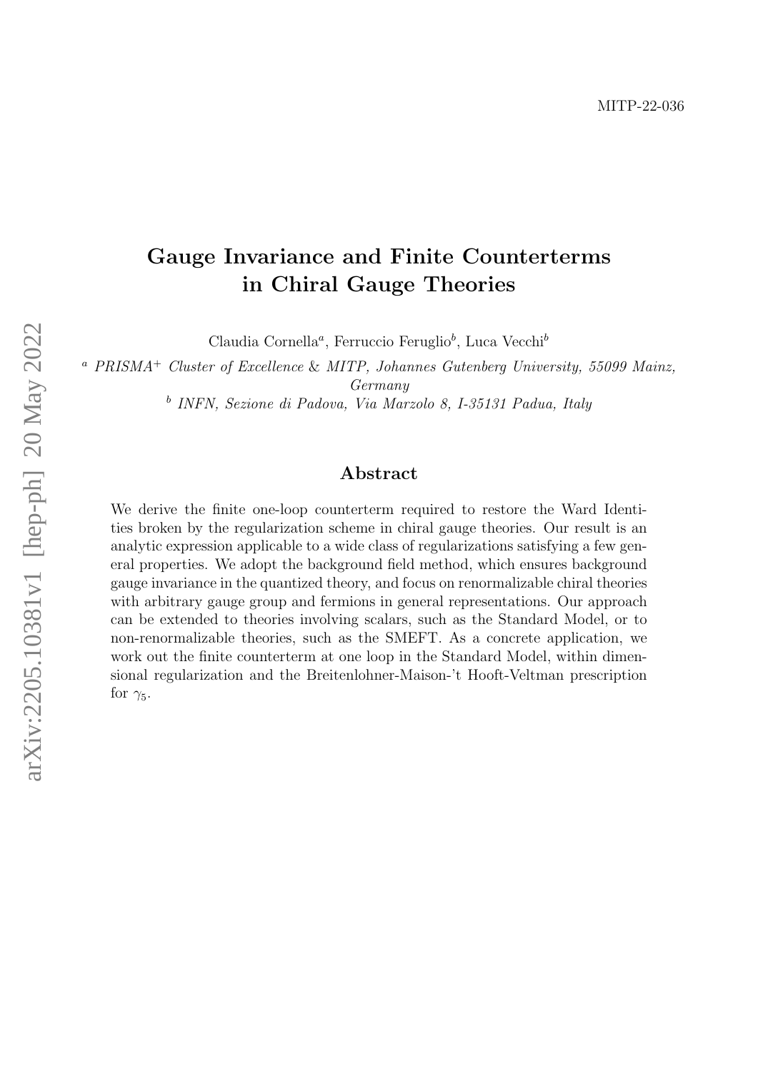MITP-22-036

# Gauge Invariance and Finite Counterterms in Chiral Gauge Theories

Claudia Cornella[a], Ferruccio Feruglio[b], Luca Vecchi[b]

[a] *PRISMA$^+$ Cluster of Excellence & MITP, Johannes Gutenberg University, 55099 Mainz, Germany*

[b] *INFN, Sezione di Padova, Via Marzolo 8, I-35131 Padua, Italy*

## Abstract

We derive the finite one-loop counterterm required to restore the Ward Identities broken by the regularization scheme in chiral gauge theories. Our result is an analytic expression applicable to a wide class of regularizations satisfying a few general properties. We adopt the background field method, which ensures background gauge invariance in the quantized theory, and focus on renormalizable chiral theories with arbitrary gauge group and fermions in general representations. Our approach can be extended to theories involving scalars, such as the Standard Model, or to non-renormalizable theories, such as the SMEFT. As a concrete application, we work out the finite counterterm at one loop in the Standard Model, within dimensional regularization and the Breitenlohner-Maison-'t Hooft-Veltman prescription for $\gamma_5$.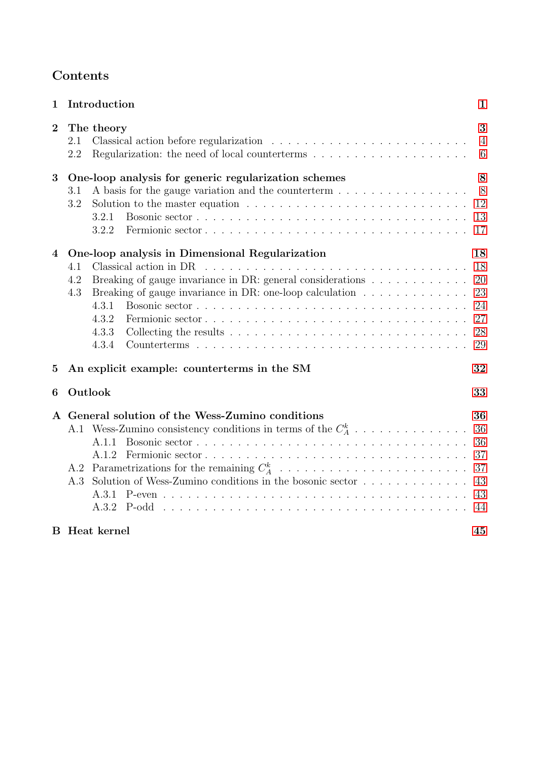# Contents

**1 Introduction** 1

**2 The theory** 3
- 2.1 Classical action before regularization 4
- 2.2 Regularization: the need of local counterterms 6

**3 One-loop analysis for generic regularization schemes** 8
- 3.1 A basis for the gauge variation and the counterterm 8
- 3.2 Solution to the master equation 12
  - 3.2.1 Bosonic sector 13
  - 3.2.2 Fermionic sector 17

**4 One-loop analysis in Dimensional Regularization** 18
- 4.1 Classical action in DR 18
- 4.2 Breaking of gauge invariance in DR: general considerations 20
- 4.3 Breaking of gauge invariance in DR: one-loop calculation 23
  - 4.3.1 Bosonic sector 24
  - 4.3.2 Fermionic sector 27
  - 4.3.3 Collecting the results 28
  - 4.3.4 Counterterms 29

**5 An explicit example: counterterms in the SM** 32

**6 Outlook** 33

**A General solution of the Wess-Zumino conditions** 36
- A.1 Wess-Zumino consistency conditions in terms of the $C_A^k$ 36
  - A.1.1 Bosonic sector 36
  - A.1.2 Fermionic sector 37
- A.2 Parametrizations for the remaining $C_A^k$ 37
- A.3 Solution of Wess-Zumino conditions in the bosonic sector 43
  - A.3.1 P-even 43
  - A.3.2 P-odd 44

**B Heat kernel** 45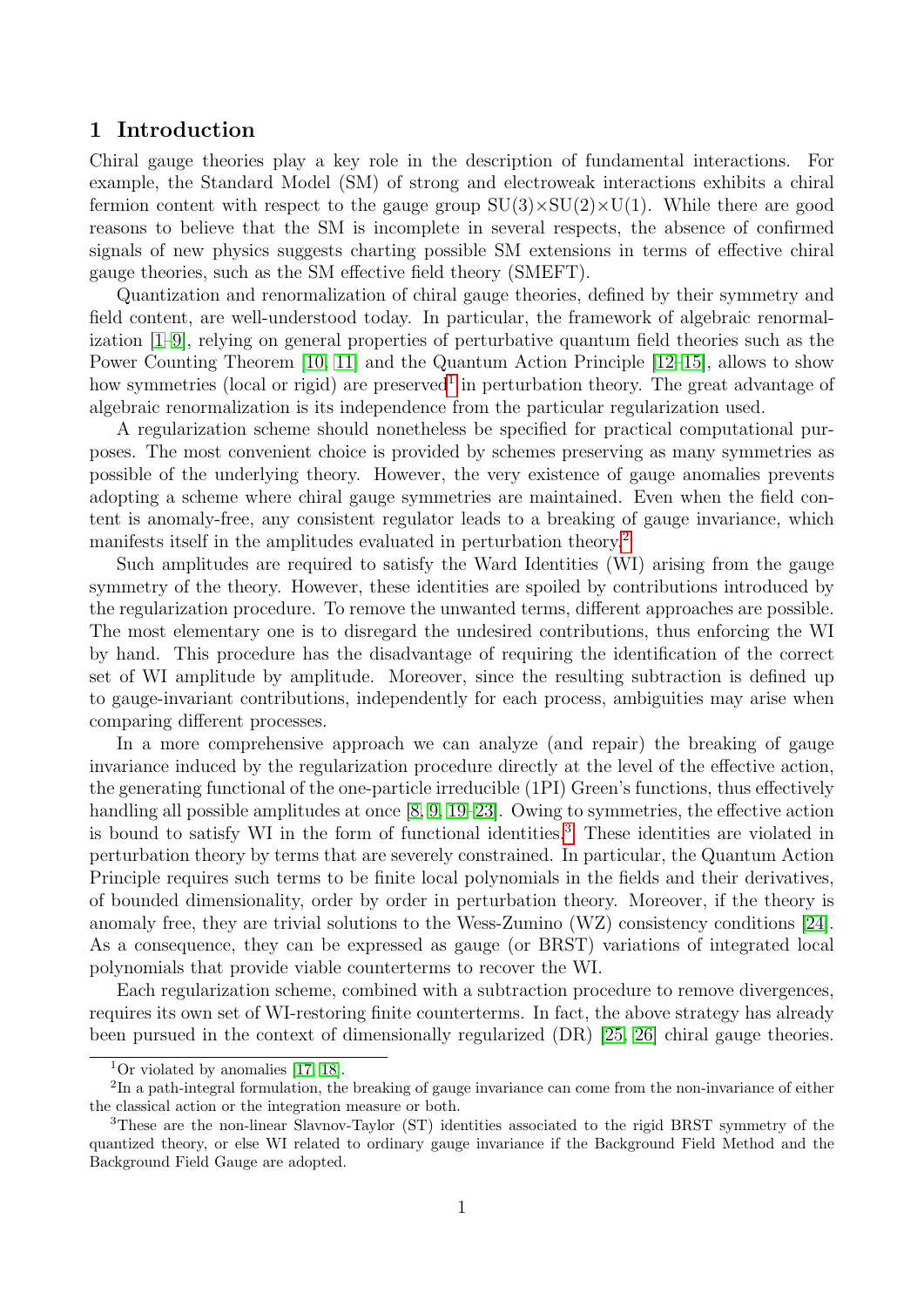## 1 Introduction

Chiral gauge theories play a key role in the description of fundamental interactions. For example, the Standard Model (SM) of strong and electroweak interactions exhibits a chiral fermion content with respect to the gauge group SU(3)×SU(2)×U(1). While there are good reasons to believe that the SM is incomplete in several respects, the absence of confirmed signals of new physics suggests charting possible SM extensions in terms of effective chiral gauge theories, such as the SM effective field theory (SMEFT).

Quantization and renormalization of chiral gauge theories, defined by their symmetry and field content, are well-understood today. In particular, the framework of algebraic renormalization [1–9], relying on general properties of perturbative quantum field theories such as the Power Counting Theorem [10, 11] and the Quantum Action Principle [12–15], allows to show how symmetries (local or rigid) are preserved[1] in perturbation theory. The great advantage of algebraic renormalization is its independence from the particular regularization used.

A regularization scheme should nonetheless be specified for practical computational purposes. The most convenient choice is provided by schemes preserving as many symmetries as possible of the underlying theory. However, the very existence of gauge anomalies prevents adopting a scheme where chiral gauge symmetries are maintained. Even when the field content is anomaly-free, any consistent regulator leads to a breaking of gauge invariance, which manifests itself in the amplitudes evaluated in perturbation theory.[2]

Such amplitudes are required to satisfy the Ward Identities (WI) arising from the gauge symmetry of the theory. However, these identities are spoiled by contributions introduced by the regularization procedure. To remove the unwanted terms, different approaches are possible. The most elementary one is to disregard the undesired contributions, thus enforcing the WI by hand. This procedure has the disadvantage of requiring the identification of the correct set of WI amplitude by amplitude. Moreover, since the resulting subtraction is defined up to gauge-invariant contributions, independently for each process, ambiguities may arise when comparing different processes.

In a more comprehensive approach we can analyze (and repair) the breaking of gauge invariance induced by the regularization procedure directly at the level of the effective action, the generating functional of the one-particle irreducible (1PI) Green's functions, thus effectively handling all possible amplitudes at once [8, 9, 19–23]. Owing to symmetries, the effective action is bound to satisfy WI in the form of functional identities.[3] These identities are violated in perturbation theory by terms that are severely constrained. In particular, the Quantum Action Principle requires such terms to be finite local polynomials in the fields and their derivatives, of bounded dimensionality, order by order in perturbation theory. Moreover, if the theory is anomaly free, they are trivial solutions to the Wess-Zumino (WZ) consistency conditions [24]. As a consequence, they can be expressed as gauge (or BRST) variations of integrated local polynomials that provide viable counterterms to recover the WI.

Each regularization scheme, combined with a subtraction procedure to remove divergences, requires its own set of WI-restoring finite counterterms. In fact, the above strategy has already been pursued in the context of dimensionally regularized (DR) [25, 26] chiral gauge theories.

---

[1] Or violated by anomalies [17, 18].

[2] In a path-integral formulation, the breaking of gauge invariance can come from the non-invariance of either the classical action or the integration measure or both.

[3] These are the non-linear Slavnov-Taylor (ST) identities associated to the rigid BRST symmetry of the quantized theory, or else WI related to ordinary gauge invariance if the Background Field Method and the Background Field Gauge are adopted.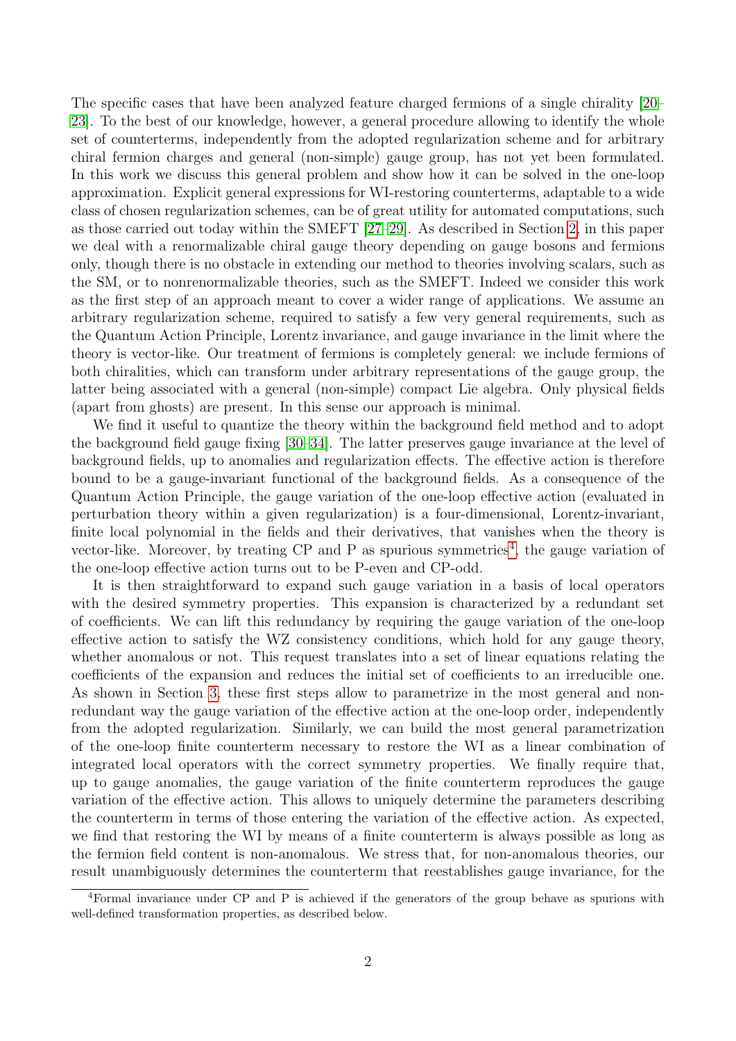The specific cases that have been analyzed feature charged fermions of a single chirality [20–23]. To the best of our knowledge, however, a general procedure allowing to identify the whole set of counterterms, independently from the adopted regularization scheme and for arbitrary chiral fermion charges and general (non-simple) gauge group, has not yet been formulated. In this work we discuss this general problem and show how it can be solved in the one-loop approximation. Explicit general expressions for WI-restoring counterterms, adaptable to a wide class of chosen regularization schemes, can be of great utility for automated computations, such as those carried out today within the SMEFT [27–29]. As described in Section 2, in this paper we deal with a renormalizable chiral gauge theory depending on gauge bosons and fermions only, though there is no obstacle in extending our method to theories involving scalars, such as the SM, or to nonrenormalizable theories, such as the SMEFT. Indeed we consider this work as the first step of an approach meant to cover a wider range of applications. We assume an arbitrary regularization scheme, required to satisfy a few very general requirements, such as the Quantum Action Principle, Lorentz invariance, and gauge invariance in the limit where the theory is vector-like. Our treatment of fermions is completely general: we include fermions of both chiralities, which can transform under arbitrary representations of the gauge group, the latter being associated with a general (non-simple) compact Lie algebra. Only physical fields (apart from ghosts) are present. In this sense our approach is minimal.

We find it useful to quantize the theory within the background field method and to adopt the background field gauge fixing [30–34]. The latter preserves gauge invariance at the level of background fields, up to anomalies and regularization effects. The effective action is therefore bound to be a gauge-invariant functional of the background fields. As a consequence of the Quantum Action Principle, the gauge variation of the one-loop effective action (evaluated in perturbation theory within a given regularization) is a four-dimensional, Lorentz-invariant, finite local polynomial in the fields and their derivatives, that vanishes when the theory is vector-like. Moreover, by treating CP and P as spurious symmetries[4], the gauge variation of the one-loop effective action turns out to be P-even and CP-odd.

It is then straightforward to expand such gauge variation in a basis of local operators with the desired symmetry properties. This expansion is characterized by a redundant set of coefficients. We can lift this redundancy by requiring the gauge variation of the one-loop effective action to satisfy the WZ consistency conditions, which hold for any gauge theory, whether anomalous or not. This request translates into a set of linear equations relating the coefficients of the expansion and reduces the initial set of coefficients to an irreducible one. As shown in Section 3, these first steps allow to parametrize in the most general and non-redundant way the gauge variation of the effective action at the one-loop order, independently from the adopted regularization. Similarly, we can build the most general parametrization of the one-loop finite counterterm necessary to restore the WI as a linear combination of integrated local operators with the correct symmetry properties. We finally require that, up to gauge anomalies, the gauge variation of the finite counterterm reproduces the gauge variation of the effective action. This allows to uniquely determine the parameters describing the counterterm in terms of those entering the variation of the effective action. As expected, we find that restoring the WI by means of a finite counterterm is always possible as long as the fermion field content is non-anomalous. We stress that, for non-anomalous theories, our result unambiguously determines the counterterm that reestablishes gauge invariance, for the

[4] Formal invariance under CP and P is achieved if the generators of the group behave as spurions with well-defined transformation properties, as described below.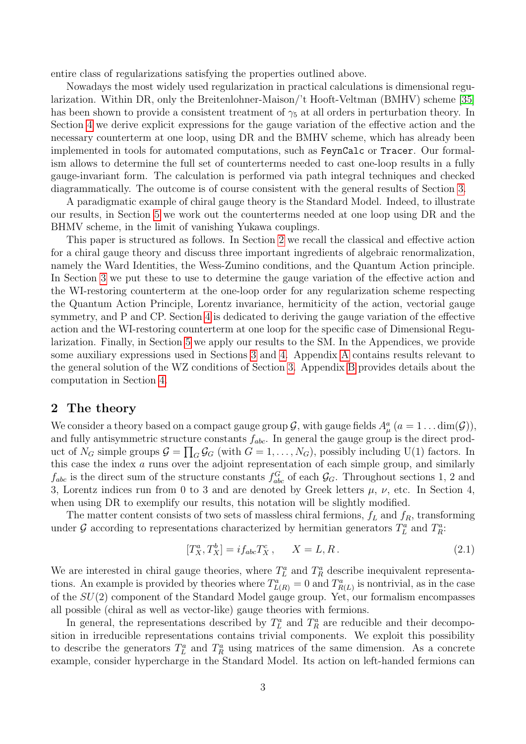entire class of regularizations satisfying the properties outlined above.

Nowadays the most widely used regularization in practical calculations is dimensional regularization. Within DR, only the Breitenlohner-Maison/'t Hooft-Veltman (BMHV) scheme [35] has been shown to provide a consistent treatment of $\gamma_5$ at all orders in perturbation theory. In Section 4 we derive explicit expressions for the gauge variation of the effective action and the necessary counterterm at one loop, using DR and the BMHV scheme, which has already been implemented in tools for automated computations, such as FeynCalc or Tracer. Our formalism allows to determine the full set of counterterms needed to cast one-loop results in a fully gauge-invariant form. The calculation is performed via path integral techniques and checked diagrammatically. The outcome is of course consistent with the general results of Section 3.

A paradigmatic example of chiral gauge theory is the Standard Model. Indeed, to illustrate our results, in Section 5 we work out the counterterms needed at one loop using DR and the BMHV scheme, in the limit of vanishing Yukawa couplings.

This paper is structured as follows. In Section 2 we recall the classical and effective action for a chiral gauge theory and discuss three important ingredients of algebraic renormalization, namely the Ward Identities, the Wess-Zumino conditions, and the Quantum Action principle. In Section 3 we put these to use to determine the gauge variation of the effective action and the WI-restoring counterterm at the one-loop order for any regularization scheme respecting the Quantum Action Principle, Lorentz invariance, hermiticity of the action, vectorial gauge symmetry, and P and CP. Section 4 is dedicated to deriving the gauge variation of the effective action and the WI-restoring counterterm at one loop for the specific case of Dimensional Regularization. Finally, in Section 5 we apply our results to the SM. In the Appendices, we provide some auxiliary expressions used in Sections 3 and 4. Appendix A contains results relevant to the general solution of the WZ conditions of Section 3. Appendix B provides details about the computation in Section 4.

## 2 The theory

We consider a theory based on a compact gauge group $\mathcal{G}$, with gauge fields $A^a_\mu$ ($a = 1 \dots \dim(\mathcal{G})$), and fully antisymmetric structure constants $f_{abc}$. In general the gauge group is the direct product of $N_G$ simple groups $\mathcal{G} = \prod_G \mathcal{G}_G$ (with $G = 1, \dots, N_G$), possibly including U(1) factors. In this case the index $a$ runs over the adjoint representation of each simple group, and similarly $f_{abc}$ is the direct sum of the structure constants $f^G_{abc}$ of each $\mathcal{G}_G$. Throughout sections 1, 2 and 3, Lorentz indices run from 0 to 3 and are denoted by Greek letters $\mu$, $\nu$, etc. In Section 4, when using DR to exemplify our results, this notation will be slightly modified.

The matter content consists of two sets of massless chiral fermions, $f_L$ and $f_R$, transforming under $\mathcal{G}$ according to representations characterized by hermitian generators $T^a_L$ and $T^a_R$:

$$[T^a_X, T^b_X] = i f_{abc} T^c_X \,, \qquad X = L, R \,. \tag{2.1}$$

We are interested in chiral gauge theories, where $T^a_L$ and $T^a_R$ describe inequivalent representations. An example is provided by theories where $T^a_{L(R)} = 0$ and $T^a_{R(L)}$ is nontrivial, as in the case of the $SU(2)$ component of the Standard Model gauge group. Yet, our formalism encompasses all possible (chiral as well as vector-like) gauge theories with fermions.

In general, the representations described by $T^a_L$ and $T^a_R$ are reducible and their decomposition in irreducible representations contains trivial components. We exploit this possibility to describe the generators $T^a_L$ and $T^a_R$ using matrices of the same dimension. As a concrete example, consider hypercharge in the Standard Model. Its action on left-handed fermions can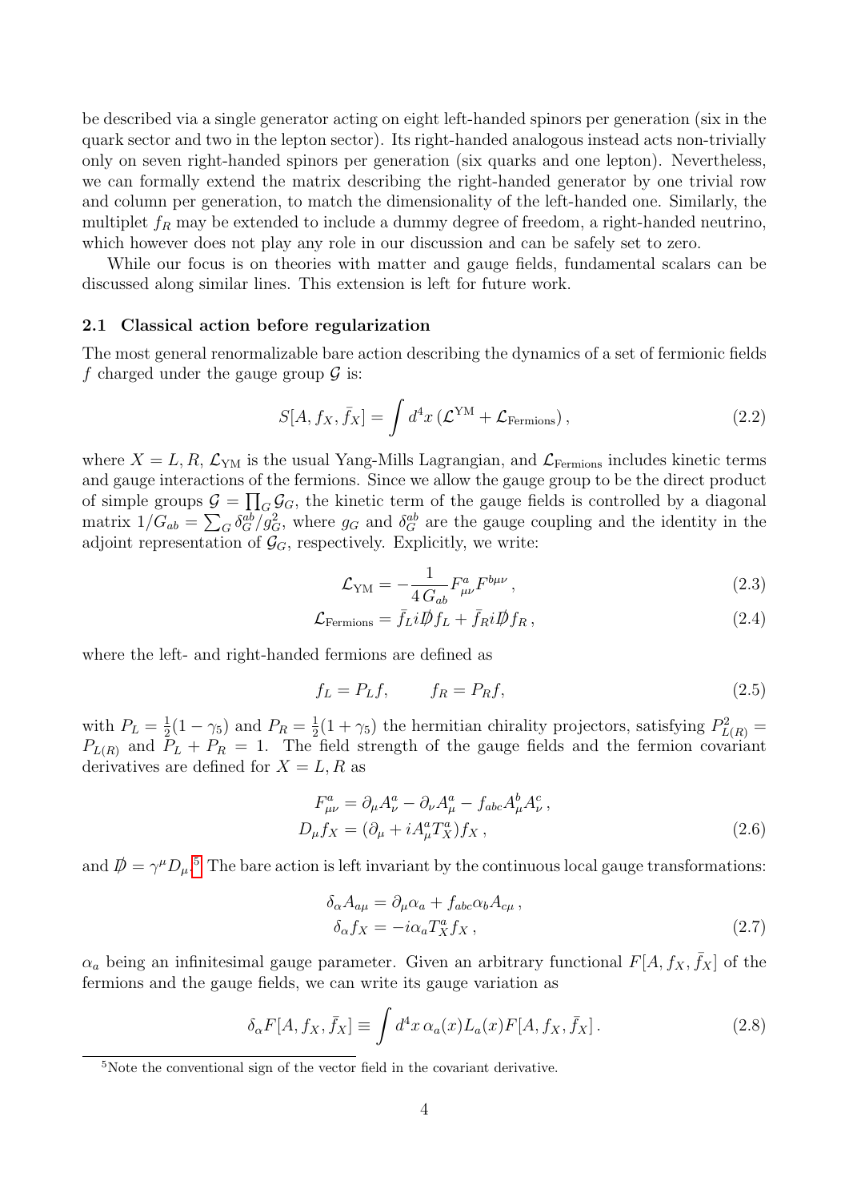be described via a single generator acting on eight left-handed spinors per generation (six in the quark sector and two in the lepton sector). Its right-handed analogous instead acts non-trivially only on seven right-handed spinors per generation (six quarks and one lepton). Nevertheless, we can formally extend the matrix describing the right-handed generator by one trivial row and column per generation, to match the dimensionality of the left-handed one. Similarly, the multiplet $f_R$ may be extended to include a dummy degree of freedom, a right-handed neutrino, which however does not play any role in our discussion and can be safely set to zero.

While our focus is on theories with matter and gauge fields, fundamental scalars can be discussed along similar lines. This extension is left for future work.

### 2.1 Classical action before regularization

The most general renormalizable bare action describing the dynamics of a set of fermionic fields $f$ charged under the gauge group $\mathcal{G}$ is:

$$S[A, f_X, \bar{f}_X] = \int d^4x \left(\mathcal{L}^{\rm YM} + \mathcal{L}_{\rm Fermions}\right), \tag{2.2}$$

where $X = L, R$, $\mathcal{L}_{\rm YM}$ is the usual Yang-Mills Lagrangian, and $\mathcal{L}_{\rm Fermions}$ includes kinetic terms and gauge interactions of the fermions. Since we allow the gauge group to be the direct product of simple groups $\mathcal{G} = \prod_G \mathcal{G}_G$, the kinetic term of the gauge fields is controlled by a diagonal matrix $1/G_{ab} = \sum_G \delta_G^{ab}/g_G^2$, where $g_G$ and $\delta_G^{ab}$ are the gauge coupling and the identity in the adjoint representation of $\mathcal{G}_G$, respectively. Explicitly, we write:

$$\mathcal{L}_{\rm YM} = -\frac{1}{4\,G_{ab}} F^a_{\mu\nu} F^{b\mu\nu}\,, \tag{2.3}$$

$$\mathcal{L}_{\rm Fermions} = \bar{f}_L i \not{D} f_L + \bar{f}_R i \not{D} f_R\,, \tag{2.4}$$

where the left- and right-handed fermions are defined as

$$f_L = P_L f, \qquad f_R = P_R f, \tag{2.5}$$

with $P_L = \frac{1}{2}(1-\gamma_5)$ and $P_R = \frac{1}{2}(1+\gamma_5)$ the hermitian chirality projectors, satisfying $P_{L(R)}^2 = P_{L(R)}$ and $P_L + P_R = 1$. The field strength of the gauge fields and the fermion covariant derivatives are defined for $X = L, R$ as

$$\begin{aligned} F^a_{\mu\nu} &= \partial_\mu A^a_\nu - \partial_\nu A^a_\mu - f_{abc} A^b_\mu A^c_\nu\,, \\ D_\mu f_X &= (\partial_\mu + i A^a_\mu T^a_X) f_X\,, \end{aligned} \tag{2.6}$$

and $\not{D} = \gamma^\mu D_\mu$.[5] The bare action is left invariant by the continuous local gauge transformations:

$$\begin{aligned} \delta_\alpha A_{a\mu} &= \partial_\mu \alpha_a + f_{abc}\alpha_b A_{c\mu}\,, \\ \delta_\alpha f_X &= -i\alpha_a T^a_X f_X\,, \end{aligned} \tag{2.7}$$

$\alpha_a$ being an infinitesimal gauge parameter. Given an arbitrary functional $F[A, f_X, \bar{f}_X]$ of the fermions and the gauge fields, we can write its gauge variation as

$$\delta_\alpha F[A, f_X, \bar{f}_X] \equiv \int d^4x\, \alpha_a(x) L_a(x) F[A, f_X, \bar{f}_X]\,. \tag{2.8}$$

[5] Note the conventional sign of the vector field in the covariant derivative.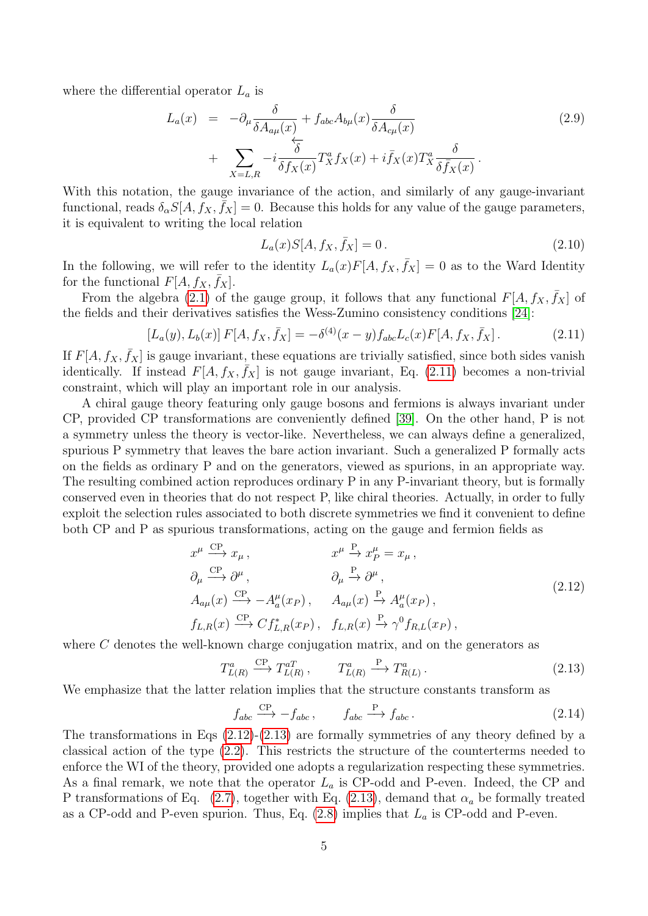where the differential operator $L_a$ is

$$
\begin{aligned}
L_a(x) &= -\partial_\mu \frac{\delta}{\delta A_{a\mu}(x)} + f_{abc} A_{b\mu}(x) \frac{\delta}{\delta A_{c\mu}(x)} \\
&+ \sum_{X=L,R} -i \frac{\overleftarrow{\delta}}{\delta f_X(x)} T_X^a f_X(x) + i \bar{f}_X(x) T_X^a \frac{\delta}{\delta \bar{f}_X(x)} \,.
\end{aligned} \tag{2.9}
$$

With this notation, the gauge invariance of the action, and similarly of any gauge-invariant functional, reads $\delta_\alpha S[A, f_X, \bar{f}_X] = 0$. Because this holds for any value of the gauge parameters, it is equivalent to writing the local relation

$$
L_a(x) S[A, f_X, \bar{f}_X] = 0\,. \tag{2.10}
$$

In the following, we will refer to the identity $L_a(x) F[A, f_X, \bar{f}_X] = 0$ as to the Ward Identity for the functional $F[A, f_X, \bar{f}_X]$.

From the algebra (2.1) of the gauge group, it follows that any functional $F[A, f_X, \bar{f}_X]$ of the fields and their derivatives satisfies the Wess-Zumino consistency conditions [24]:

$$
[L_a(y), L_b(x)]\, F[A, f_X, \bar{f}_X] = -\delta^{(4)}(x-y) f_{abc} L_c(x) F[A, f_X, \bar{f}_X]\,. \tag{2.11}
$$

If $F[A, f_X, \bar{f}_X]$ is gauge invariant, these equations are trivially satisfied, since both sides vanish identically. If instead $F[A, f_X, \bar{f}_X]$ is not gauge invariant, Eq. (2.11) becomes a non-trivial constraint, which will play an important role in our analysis.

A chiral gauge theory featuring only gauge bosons and fermions is always invariant under CP, provided CP transformations are conveniently defined [39]. On the other hand, P is not a symmetry unless the theory is vector-like. Nevertheless, we can always define a generalized, spurious P symmetry that leaves the bare action invariant. Such a generalized P formally acts on the fields as ordinary P and on the generators, viewed as spurions, in an appropriate way. The resulting combined action reproduces ordinary P in any P-invariant theory, but is formally conserved even in theories that do not respect P, like chiral theories. Actually, in order to fully exploit the selection rules associated to both discrete symmetries we find it convenient to define both CP and P as spurious transformations, acting on the gauge and fermion fields as

$$
\begin{aligned}
x^\mu &\xrightarrow{\text{CP}} x_\mu\,, & x^\mu &\xrightarrow{\text{P}} x_P^\mu = x_\mu\,, \\
\partial_\mu &\xrightarrow{\text{CP}} \partial^\mu\,, & \partial_\mu &\xrightarrow{\text{P}} \partial^\mu\,, \\
A_{a\mu}(x) &\xrightarrow{\text{CP}} -A_a^\mu(x_P)\,, & A_{a\mu}(x) &\xrightarrow{\text{P}} A_a^\mu(x_P)\,, \\
f_{L,R}(x) &\xrightarrow{\text{CP}} C f_{L,R}^*(x_P)\,, & f_{L,R}(x) &\xrightarrow{\text{P}} \gamma^0 f_{R,L}(x_P)\,,
\end{aligned} \tag{2.12}
$$

where $C$ denotes the well-known charge conjugation matrix, and on the generators as

$$
T^a_{L(R)} \xrightarrow{\text{CP}} T^{aT}_{L(R)}\,, \qquad T^a_{L(R)} \xrightarrow{\text{P}} T^a_{R(L)}\,. \tag{2.13}
$$

We emphasize that the latter relation implies that the structure constants transform as

$$
f_{abc} \xrightarrow{\text{CP}} -f_{abc}\,, \qquad f_{abc} \xrightarrow{\text{P}} f_{abc}\,. \tag{2.14}
$$

The transformations in Eqs (2.12)-(2.13) are formally symmetries of any theory defined by a classical action of the type (2.2). This restricts the structure of the counterterms needed to enforce the WI of the theory, provided one adopts a regularization respecting these symmetries. As a final remark, we note that the operator $L_a$ is CP-odd and P-even. Indeed, the CP and P transformations of Eq. (2.7), together with Eq. (2.13), demand that $\alpha_a$ be formally treated as a CP-odd and P-even spurion. Thus, Eq. (2.8) implies that $L_a$ is CP-odd and P-even.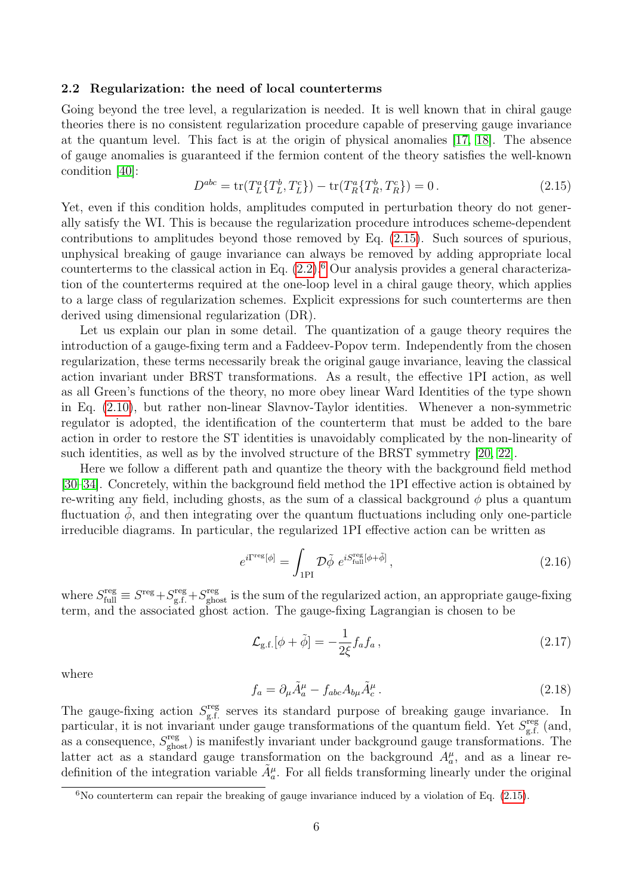### 2.2 Regularization: the need of local counterterms

Going beyond the tree level, a regularization is needed. It is well known that in chiral gauge theories there is no consistent regularization procedure capable of preserving gauge invariance at the quantum level. This fact is at the origin of physical anomalies [17, 18]. The absence of gauge anomalies is guaranteed if the fermion content of the theory satisfies the well-known condition [40]:

$$D^{abc} = \mathrm{tr}(T_L^a\{T_L^b, T_L^c\}) - \mathrm{tr}(T_R^a\{T_R^b, T_R^c\}) = 0\,. \tag{2.15}$$

Yet, even if this condition holds, amplitudes computed in perturbation theory do not generally satisfy the WI. This is because the regularization procedure introduces scheme-dependent contributions to amplitudes beyond those removed by Eq. (2.15). Such sources of spurious, unphysical breaking of gauge invariance can always be removed by adding appropriate local counterterms to the classical action in Eq. (2.2).[6] Our analysis provides a general characterization of the counterterms required at the one-loop level in a chiral gauge theory, which applies to a large class of regularization schemes. Explicit expressions for such counterterms are then derived using dimensional regularization (DR).

Let us explain our plan in some detail. The quantization of a gauge theory requires the introduction of a gauge-fixing term and a Faddeev-Popov term. Independently from the chosen regularization, these terms necessarily break the original gauge invariance, leaving the classical action invariant under BRST transformations. As a result, the effective 1PI action, as well as all Green's functions of the theory, no more obey linear Ward Identities of the type shown in Eq. (2.10), but rather non-linear Slavnov-Taylor identities. Whenever a non-symmetric regulator is adopted, the identification of the counterterm that must be added to the bare action in order to restore the ST identities is unavoidably complicated by the non-linearity of such identities, as well as by the involved structure of the BRST symmetry [20, 22].

Here we follow a different path and quantize the theory with the background field method [30–34]. Concretely, within the background field method the 1PI effective action is obtained by re-writing any field, including ghosts, as the sum of a classical background $\phi$ plus a quantum fluctuation $\tilde{\phi}$, and then integrating over the quantum fluctuations including only one-particle irreducible diagrams. In particular, the regularized 1PI effective action can be written as

$$e^{i\Gamma^{\rm reg}[\phi]} = \int_{\rm 1PI} \mathcal{D}\tilde{\phi}\; e^{iS^{\rm reg}_{\rm full}[\phi+\tilde{\phi}]}\,, \tag{2.16}$$

where $S^{\rm reg}_{\rm full} \equiv S^{\rm reg} + S^{\rm reg}_{\rm g.f.} + S^{\rm reg}_{\rm ghost}$ is the sum of the regularized action, an appropriate gauge-fixing term, and the associated ghost action. The gauge-fixing Lagrangian is chosen to be

$$\mathcal{L}_{\rm g.f.}[\phi+\tilde{\phi}] = -\frac{1}{2\xi} f_a f_a\,, \tag{2.17}$$

where

$$f_a = \partial_\mu \tilde{A}^\mu_a - f_{abc} A_{b\mu} \tilde{A}^\mu_c\,. \tag{2.18}$$

The gauge-fixing action $S^{\rm reg}_{\rm g.f.}$ serves its standard purpose of breaking gauge invariance. In particular, it is not invariant under gauge transformations of the quantum field. Yet $S^{\rm reg}_{\rm g.f.}$ (and, as a consequence, $S^{\rm reg}_{\rm ghost}$) is manifestly invariant under background gauge transformations. The latter act as a standard gauge transformation on the background $A^\mu_a$, and as a linear redefinition of the integration variable $\tilde{A}^\mu_a$. For all fields transforming linearly under the original

[6] No counterterm can repair the breaking of gauge invariance induced by a violation of Eq. (2.15).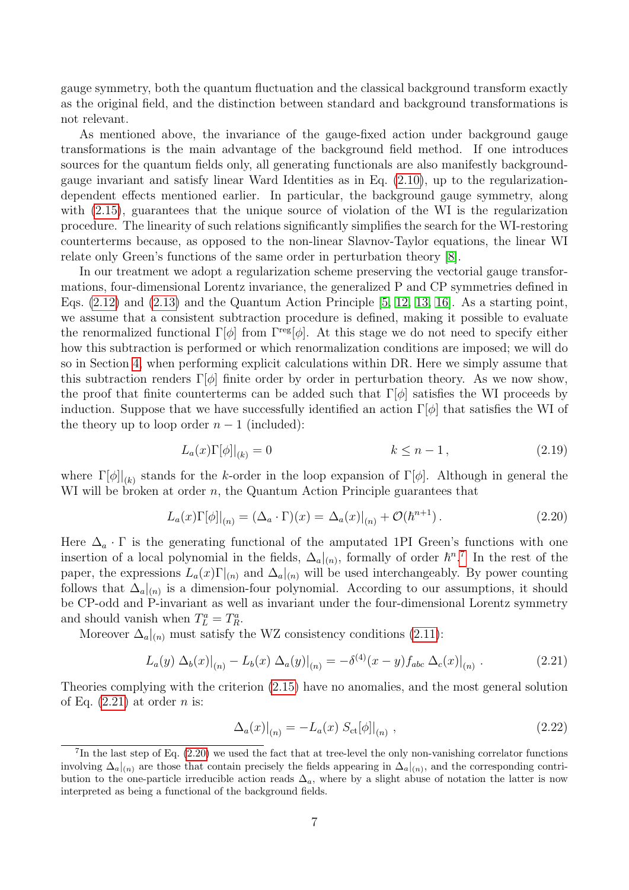gauge symmetry, both the quantum fluctuation and the classical background transform exactly as the original field, and the distinction between standard and background transformations is not relevant.

As mentioned above, the invariance of the gauge-fixed action under background gauge transformations is the main advantage of the background field method. If one introduces sources for the quantum fields only, all generating functionals are also manifestly background-gauge invariant and satisfy linear Ward Identities as in Eq. (2.10), up to the regularization-dependent effects mentioned earlier. In particular, the background gauge symmetry, along with (2.15), guarantees that the unique source of violation of the WI is the regularization procedure. The linearity of such relations significantly simplifies the search for the WI-restoring counterterms because, as opposed to the non-linear Slavnov-Taylor equations, the linear WI relate only Green's functions of the same order in perturbation theory [8].

In our treatment we adopt a regularization scheme preserving the vectorial gauge transformations, four-dimensional Lorentz invariance, the generalized P and CP symmetries defined in Eqs. (2.12) and (2.13) and the Quantum Action Principle [5, 12, 13, 16]. As a starting point, we assume that a consistent subtraction procedure is defined, making it possible to evaluate the renormalized functional $\Gamma[\phi]$ from $\Gamma^{\rm reg}[\phi]$. At this stage we do not need to specify either how this subtraction is performed or which renormalization conditions are imposed; we will do so in Section 4, when performing explicit calculations within DR. Here we simply assume that this subtraction renders $\Gamma[\phi]$ finite order by order in perturbation theory. As we now show, the proof that finite counterterms can be added such that $\Gamma[\phi]$ satisfies the WI proceeds by induction. Suppose that we have successfully identified an action $\Gamma[\phi]$ that satisfies the WI of the theory up to loop order $n-1$ (included):

$$L_a(x)\Gamma[\phi]|_{(k)} = 0 \qquad\qquad k \le n-1\,, \tag{2.19}$$

where $\Gamma[\phi]|_{(k)}$ stands for the $k$-order in the loop expansion of $\Gamma[\phi]$. Although in general the WI will be broken at order $n$, the Quantum Action Principle guarantees that

$$L_a(x)\Gamma[\phi]|_{(n)} = (\Delta_a \cdot \Gamma)(x) = \Delta_a(x)|_{(n)} + \mathcal{O}(\hbar^{n+1})\,. \tag{2.20}$$

Here $\Delta_a \cdot \Gamma$ is the generating functional of the amputated 1PI Green's functions with one insertion of a local polynomial in the fields, $\Delta_a|_{(n)}$, formally of order $\hbar^n$.[7] In the rest of the paper, the expressions $L_a(x)\Gamma|_{(n)}$ and $\Delta_a|_{(n)}$ will be used interchangeably. By power counting follows that $\Delta_a|_{(n)}$ is a dimension-four polynomial. According to our assumptions, it should be CP-odd and P-invariant as well as invariant under the four-dimensional Lorentz symmetry and should vanish when $T^a_L = T^a_R$.

Moreover $\Delta_a|_{(n)}$ must satisfy the WZ consistency conditions (2.11):

$$L_a(y)\;\Delta_b(x)|_{(n)} - L_b(x)\;\Delta_a(y)|_{(n)} = -\delta^{(4)}(x-y) f_{abc}\;\Delta_c(x)|_{(n)}\;. \tag{2.21}$$

Theories complying with the criterion (2.15) have no anomalies, and the most general solution of Eq. (2.21) at order $n$ is:

$$\Delta_a(x)|_{(n)} = -L_a(x)\;S_{\rm ct}[\phi]|_{(n)}\;, \tag{2.22}$$

---

[7] In the last step of Eq. (2.20) we used the fact that at tree-level the only non-vanishing correlator functions involving $\Delta_a|_{(n)}$ are those that contain precisely the fields appearing in $\Delta_a|_{(n)}$, and the corresponding contribution to the one-particle irreducible action reads $\Delta_a$, where by a slight abuse of notation the latter is now interpreted as being a functional of the background fields.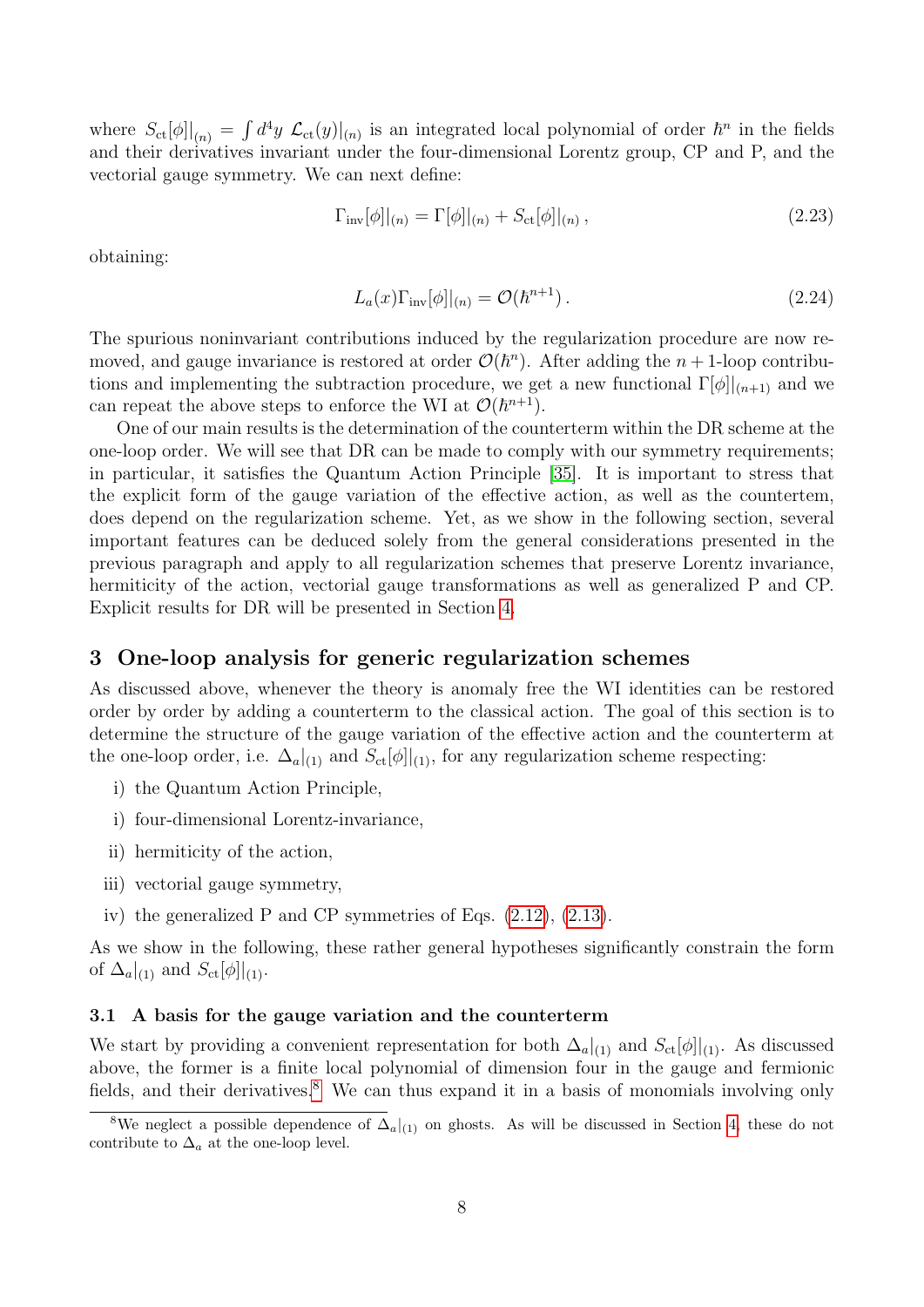where $S_{\rm ct}[\phi]|_{(n)} = \int d^4y\ \mathcal{L}_{\rm ct}(y)|_{(n)}$ is an integrated local polynomial of order $\hbar^n$ in the fields and their derivatives invariant under the four-dimensional Lorentz group, CP and P, and the vectorial gauge symmetry. We can next define:

$$\Gamma_{\rm inv}[\phi]|_{(n)} = \Gamma[\phi]|_{(n)} + S_{\rm ct}[\phi]|_{(n)}\,, \tag{2.23}$$

obtaining:

$$L_a(x)\Gamma_{\rm inv}[\phi]|_{(n)} = \mathcal{O}(\hbar^{n+1})\,. \tag{2.24}$$

The spurious noninvariant contributions induced by the regularization procedure are now removed, and gauge invariance is restored at order $\mathcal{O}(\hbar^n)$. After adding the $n+1$-loop contributions and implementing the subtraction procedure, we get a new functional $\Gamma[\phi]|_{(n+1)}$ and we can repeat the above steps to enforce the WI at $\mathcal{O}(\hbar^{n+1})$.

One of our main results is the determination of the counterterm within the DR scheme at the one-loop order. We will see that DR can be made to comply with our symmetry requirements; in particular, it satisfies the Quantum Action Principle [35]. It is important to stress that the explicit form of the gauge variation of the effective action, as well as the countertem, does depend on the regularization scheme. Yet, as we show in the following section, several important features can be deduced solely from the general considerations presented in the previous paragraph and apply to all regularization schemes that preserve Lorentz invariance, hermiticity of the action, vectorial gauge transformations as well as generalized P and CP. Explicit results for DR will be presented in Section 4.

## 3 One-loop analysis for generic regularization schemes

As discussed above, whenever the theory is anomaly free the WI identities can be restored order by order by adding a counterterm to the classical action. The goal of this section is to determine the structure of the gauge variation of the effective action and the counterterm at the one-loop order, i.e. $\Delta_a|_{(1)}$ and $S_{\rm ct}[\phi]|_{(1)}$, for any regularization scheme respecting:

i) the Quantum Action Principle,

i) four-dimensional Lorentz-invariance,

ii) hermiticity of the action,

iii) vectorial gauge symmetry,

iv) the generalized P and CP symmetries of Eqs. (2.12), (2.13).

As we show in the following, these rather general hypotheses significantly constrain the form of $\Delta_a|_{(1)}$ and $S_{\rm ct}[\phi]|_{(1)}$.

### 3.1 A basis for the gauge variation and the counterterm

We start by providing a convenient representation for both $\Delta_a|_{(1)}$ and $S_{\rm ct}[\phi]|_{(1)}$. As discussed above, the former is a finite local polynomial of dimension four in the gauge and fermionic fields, and their derivatives.[8] We can thus expand it in a basis of monomials involving only

[8] We neglect a possible dependence of $\Delta_a|_{(1)}$ on ghosts. As will be discussed in Section 4, these do not contribute to $\Delta_a$ at the one-loop level.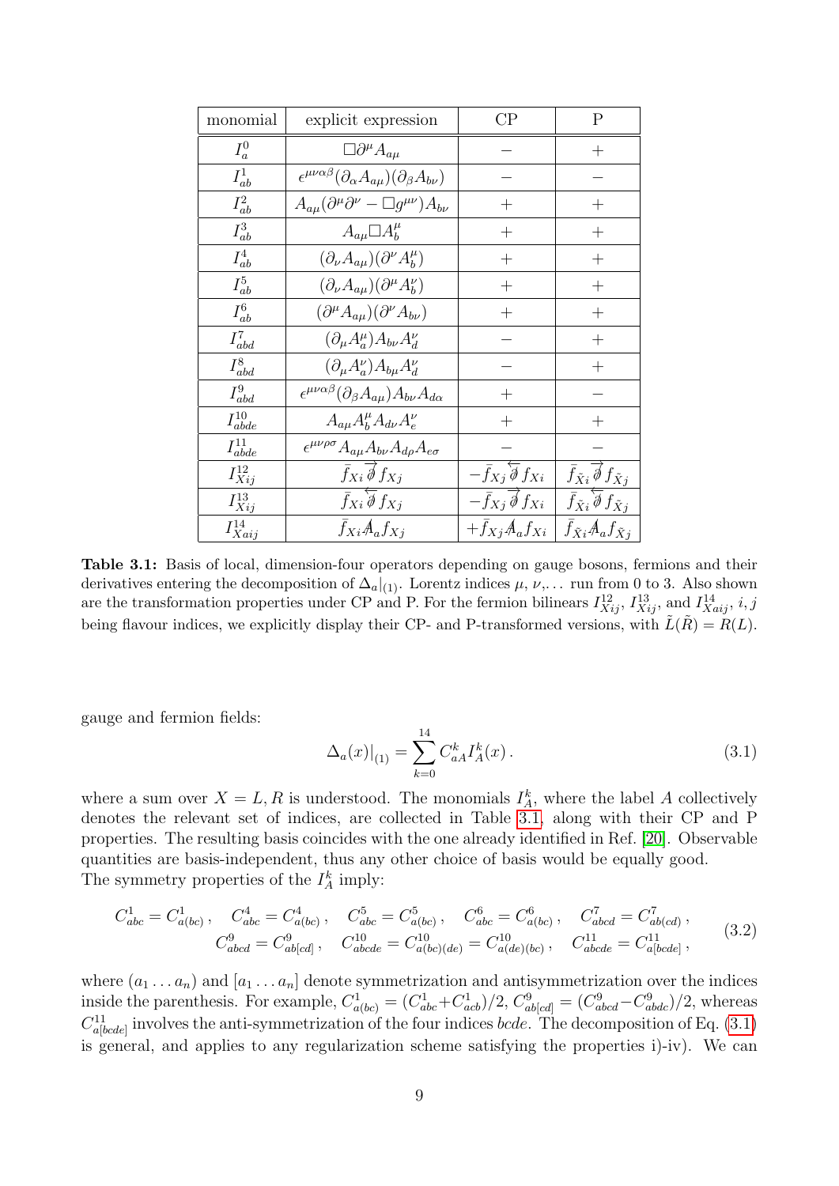| monomial | explicit expression | CP | P |
|---|---|---|---|
| $I^0_a$ | $\Box\partial^\mu A_{a\mu}$ | $-$ | $+$ |
| $I^1_{ab}$ | $\epsilon^{\mu\nu\alpha\beta}(\partial_\alpha A_{a\mu})(\partial_\beta A_{b\nu})$ | $-$ | $-$ |
| $I^2_{ab}$ | $A_{a\mu}(\partial^\mu\partial^\nu - \Box g^{\mu\nu})A_{b\nu}$ | $+$ | $+$ |
| $I^3_{ab}$ | $A_{a\mu}\Box A^\mu_b$ | $+$ | $+$ |
| $I^4_{ab}$ | $(\partial_\nu A_{a\mu})(\partial^\nu A^\mu_b)$ | $+$ | $+$ |
| $I^5_{ab}$ | $(\partial_\nu A_{a\mu})(\partial^\mu A^\nu_b)$ | $+$ | $+$ |
| $I^6_{ab}$ | $(\partial^\mu A_{a\mu})(\partial^\nu A_{b\nu})$ | $+$ | $+$ |
| $I^7_{abd}$ | $(\partial_\mu A^\mu_a)A_{b\nu}A^\nu_d$ | $-$ | $+$ |
| $I^8_{abd}$ | $(\partial_\mu A^\nu_a)A_{b\mu}A^\nu_d$ | $-$ | $+$ |
| $I^9_{abd}$ | $\epsilon^{\mu\nu\alpha\beta}(\partial_\beta A_{a\mu})A_{b\nu}A_{d\alpha}$ | $+$ | $-$ |
| $I^{10}_{abde}$ | $A_{a\mu}A^\mu_b A_{d\nu}A^\nu_e$ | $+$ | $+$ |
| $I^{11}_{abde}$ | $\epsilon^{\mu\nu\rho\sigma}A_{a\mu}A_{b\nu}A_{d\rho}A_{e\sigma}$ | $-$ | $-$ |
| $I^{12}_{Xij}$ | $\bar{f}_{Xi}\overrightarrow{\partial\!\!\!/}f_{Xj}$ | $-\bar{f}_{Xj}\overleftarrow{\partial\!\!\!/}f_{Xi}$ | $\bar{f}_{\tilde{X}i}\overrightarrow{\partial\!\!\!/}f_{\tilde{X}j}$ |
| $I^{13}_{Xij}$ | $\bar{f}_{Xi}\overleftarrow{\partial\!\!\!/}f_{Xj}$ | $-\bar{f}_{Xj}\overrightarrow{\partial\!\!\!/}f_{Xi}$ | $\bar{f}_{\tilde{X}i}\overleftarrow{\partial\!\!\!/}f_{\tilde{X}j}$ |
| $I^{14}_{Xaij}$ | $\bar{f}_{Xi}A\!\!\!/_a f_{Xj}$ | $+\bar{f}_{Xj}A\!\!\!/_a f_{Xi}$ | $\bar{f}_{\tilde{X}i}A\!\!\!/_a f_{\tilde{X}j}$ |

**Table 3.1:** Basis of local, dimension-four operators depending on gauge bosons, fermions and their derivatives entering the decomposition of $\Delta_a|_{(1)}$. Lorentz indices $\mu$, $\nu$,... run from 0 to 3. Also shown are the transformation properties under CP and P. For the fermion bilinears $I^{12}_{Xij}$, $I^{13}_{Xij}$, and $I^{14}_{Xaij}$, $i,j$ being flavour indices, we explicitly display their CP- and P-transformed versions, with $\tilde{L}(\tilde{R}) = R(L)$.

gauge and fermion fields:

$$\Delta_a(x)|_{(1)} = \sum_{k=0}^{14} C^k_{aA} I^k_A(x)\,. \tag{3.1}$$

where a sum over $X = L, R$ is understood. The monomials $I^k_A$, where the label $A$ collectively denotes the relevant set of indices, are collected in Table 3.1, along with their CP and P properties. The resulting basis coincides with the one already identified in Ref. [20]. Observable quantities are basis-independent, thus any other choice of basis would be equally good. The symmetry properties of the $I^k_A$ imply:

$$\begin{gathered} C^1_{abc} = C^1_{a(bc)}\,, \quad C^4_{abc} = C^4_{a(bc)}\,, \quad C^5_{abc} = C^5_{a(bc)}\,, \quad C^6_{abc} = C^6_{a(bc)}\,, \quad C^7_{abcd} = C^7_{ab(cd)}\,, \\ C^9_{abcd} = C^9_{ab[cd]}\,, \quad C^{10}_{abcde} = C^{10}_{a(bc)(de)} = C^{10}_{a(de)(bc)}\,, \quad C^{11}_{abcde} = C^{11}_{a[bcde]}\,, \end{gathered} \tag{3.2}$$

where $(a_1 \ldots a_n)$ and $[a_1 \ldots a_n]$ denote symmetrization and antisymmetrization over the indices inside the parenthesis. For example, $C^1_{a(bc)} = (C^1_{abc} + C^1_{acb})/2$, $C^9_{ab[cd]} = (C^9_{abcd} - C^9_{abdc})/2$, whereas $C^{11}_{a[bcde]}$ involves the anti-symmetrization of the four indices $bcde$. The decomposition of Eq. (3.1) is general, and applies to any regularization scheme satisfying the properties i)-iv). We can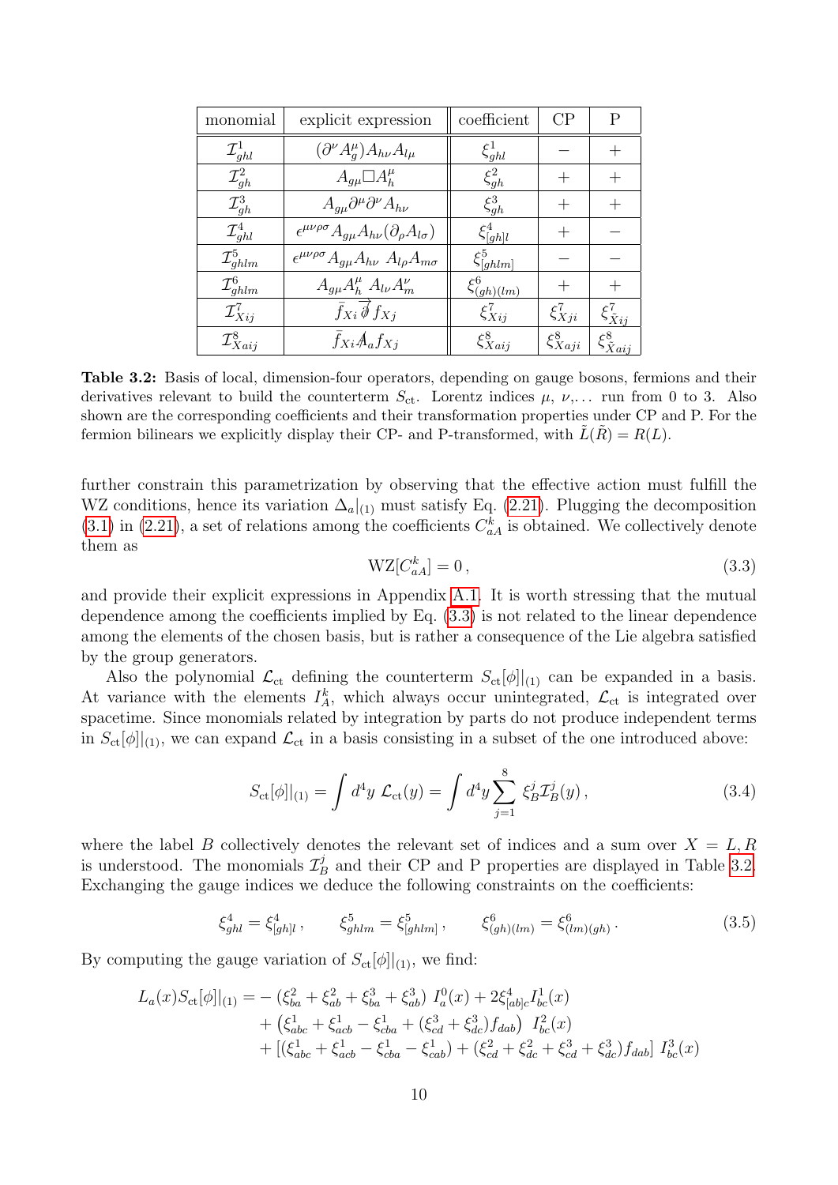| monomial | explicit expression | coefficient | CP | P |
|---|---|---|---|---|
| $\mathcal{I}^1_{ghl}$ | $(\partial^\nu A^\mu_g) A_{h\nu} A_{l\mu}$ | $\xi^1_{ghl}$ | $-$ | $+$ |
| $\mathcal{I}^2_{gh}$ | $A_{g\mu} \Box A^\mu_h$ | $\xi^2_{gh}$ | $+$ | $+$ |
| $\mathcal{I}^3_{gh}$ | $A_{g\mu} \partial^\mu \partial^\nu A_{h\nu}$ | $\xi^3_{gh}$ | $+$ | $+$ |
| $\mathcal{I}^4_{ghl}$ | $\epsilon^{\mu\nu\rho\sigma} A_{g\mu} A_{h\nu} (\partial_\rho A_{l\sigma})$ | $\xi^4_{[gh]l}$ | $+$ | $-$ |
| $\mathcal{I}^5_{ghlm}$ | $\epsilon^{\mu\nu\rho\sigma} A_{g\mu} A_{h\nu}\, A_{l\rho} A_{m\sigma}$ | $\xi^5_{[ghlm]}$ | $-$ | $-$ |
| $\mathcal{I}^6_{ghlm}$ | $A_{g\mu} A^\mu_h\, A_{l\nu} A^\nu_m$ | $\xi^6_{(gh)(lm)}$ | $+$ | $+$ |
| $\mathcal{I}^7_{Xij}$ | $\bar{f}_{Xi} \overleftrightarrow{\partial\!\!\!/} f_{Xj}$ | $\xi^7_{Xij}$ | $\xi^7_{Xji}$ | $\xi^7_{\tilde{X}ij}$ |
| $\mathcal{I}^8_{Xaij}$ | $\bar{f}_{Xi} A\!\!\!/_a f_{Xj}$ | $\xi^8_{Xaij}$ | $\xi^8_{Xaji}$ | $\xi^8_{\tilde{X}aij}$ |

**Table 3.2:** Basis of local, dimension-four operators, depending on gauge bosons, fermions and their derivatives relevant to build the counterterm $S_{\rm ct}$. Lorentz indices $\mu$, $\nu$,... run from 0 to 3. Also shown are the corresponding coefficients and their transformation properties under CP and P. For the fermion bilinears we explicitly display their CP- and P-transformed, with $\tilde{L}(\tilde{R}) = R(L)$.

further constrain this parametrization by observing that the effective action must fulfill the WZ conditions, hence its variation $\Delta_a|_{(1)}$ must satisfy Eq. (2.21). Plugging the decomposition (3.1) in (2.21), a set of relations among the coefficients $C^k_{aA}$ is obtained. We collectively denote them as

$$\mathrm{WZ}[C^k_{aA}] = 0\,, \tag{3.3}$$

and provide their explicit expressions in Appendix A.1. It is worth stressing that the mutual dependence among the coefficients implied by Eq. (3.3) is not related to the linear dependence among the elements of the chosen basis, but is rather a consequence of the Lie algebra satisfied by the group generators.

Also the polynomial $\mathcal{L}_{\rm ct}$ defining the counterterm $S_{\rm ct}[\phi]|_{(1)}$ can be expanded in a basis. At variance with the elements $I^k_A$, which always occur unintegrated, $\mathcal{L}_{\rm ct}$ is integrated over spacetime. Since monomials related by integration by parts do not produce independent terms in $S_{\rm ct}[\phi]|_{(1)}$, we can expand $\mathcal{L}_{\rm ct}$ in a basis consisting in a subset of the one introduced above:

$$S_{\rm ct}[\phi]|_{(1)} = \int d^4y\ \mathcal{L}_{\rm ct}(y) = \int d^4y \sum_{j=1}^{8} \xi^j_B \mathcal{I}^j_B(y)\,, \tag{3.4}$$

where the label $B$ collectively denotes the relevant set of indices and a sum over $X = L, R$ is understood. The monomials $\mathcal{I}^j_B$ and their CP and P properties are displayed in Table 3.2. Exchanging the gauge indices we deduce the following constraints on the coefficients:

$$\xi^4_{ghl} = \xi^4_{[gh]l}\,, \qquad \xi^5_{ghlm} = \xi^5_{[ghlm]}\,, \qquad \xi^6_{(gh)(lm)} = \xi^6_{(lm)(gh)}\,. \tag{3.5}$$

By computing the gauge variation of $S_{\rm ct}[\phi]|_{(1)}$, we find:

$$\begin{aligned}
L_a(x) S_{\rm ct}[\phi]|_{(1)} = &-(\xi^2_{ba} + \xi^2_{ab} + \xi^3_{ba} + \xi^3_{ab})\ I^0_a(x) + 2\xi^4_{[ab]c} I^1_{bc}(x) \\
&+ \left(\xi^1_{abc} + \xi^1_{acb} - \xi^1_{cba} + (\xi^3_{cd} + \xi^3_{dc}) f_{dab}\right)\ I^2_{bc}(x) \\
&+ [(\xi^1_{abc} + \xi^1_{acb} - \xi^1_{cba} - \xi^1_{cab}) + (\xi^2_{cd} + \xi^2_{dc} + \xi^3_{cd} + \xi^3_{dc}) f_{dab}]\ I^3_{bc}(x)
\end{aligned}$$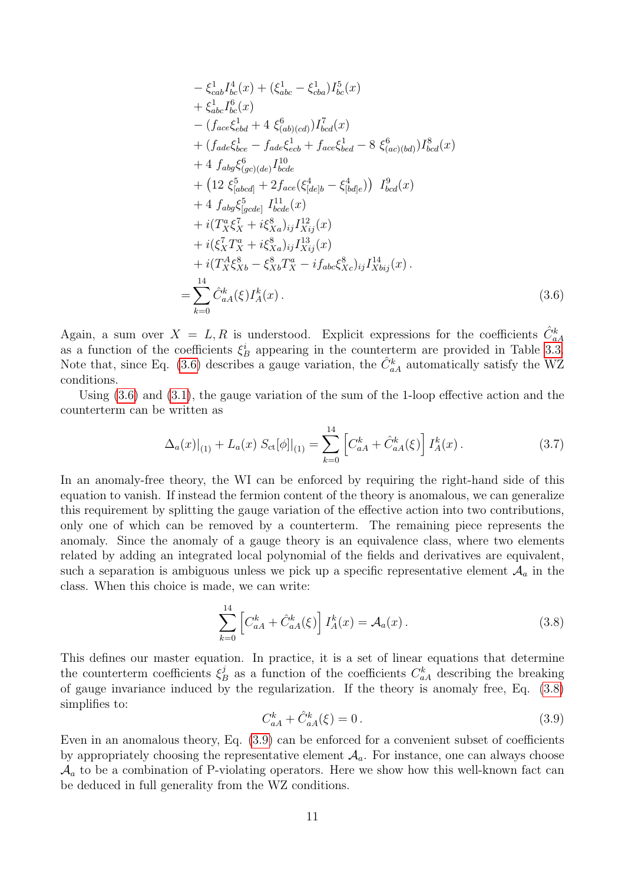$$
\begin{aligned}
& - \xi^1_{cab} I^4_{bc}(x) + (\xi^1_{abc} - \xi^1_{cba}) I^5_{bc}(x) \\
& + \xi^1_{abc} I^6_{bc}(x) \\
& - (f_{ace}\xi^1_{ebd} + 4\ \xi^6_{(ab)(cd)}) I^7_{bcd}(x) \\
& + (f_{ade}\xi^1_{bce} - f_{ade}\xi^1_{ecb} + f_{ace}\xi^1_{bed} - 8\ \xi^6_{(ac)(bd)}) I^8_{bcd}(x) \\
& + 4\ f_{abg}\xi^6_{(gc)(de)} I^{10}_{bcde} \\
& + \left(12\ \xi^5_{[abcd]} + 2 f_{ace}(\xi^4_{[de]b} - \xi^4_{[bd]e})\right)\ I^9_{bcd}(x) \\
& + 4\ f_{abg}\xi^5_{[gcde]}\ I^{11}_{bcde}(x) \\
& + i(T^a_X \xi^7_X + i\xi^8_{Xa})_{ij} I^{12}_{Xij}(x) \\
& + i(\xi^7_X T^a_X + i\xi^8_{Xa})_{ij} I^{13}_{Xij}(x) \\
& + i(T^A_X \xi^8_{Xb} - \xi^8_{Xb} T^a_X - i f_{abc}\xi^8_{Xc})_{ij} I^{14}_{Xbij}(x)\,. \\
= & \sum_{k=0}^{14} \hat{C}^k_{aA}(\xi) I^k_A(x)\,.
\end{aligned}
\tag{3.6}
$$

Again, a sum over $X = L, R$ is understood. Explicit expressions for the coefficients $\hat{C}^k_{aA}$ as a function of the coefficients $\xi^i_B$ appearing in the counterterm are provided in Table 3.3. Note that, since Eq. (3.6) describes a gauge variation, the $\hat{C}^k_{aA}$ automatically satisfy the WZ conditions.

Using (3.6) and (3.1), the gauge variation of the sum of the 1-loop effective action and the counterterm can be written as

$$
\Delta_a(x)|_{(1)} + L_a(x)\ S_{\rm ct}[\phi]|_{(1)} = \sum_{k=0}^{14} \left[ C^k_{aA} + \hat{C}^k_{aA}(\xi) \right] I^k_A(x)\,. \tag{3.7}
$$

In an anomaly-free theory, the WI can be enforced by requiring the right-hand side of this equation to vanish. If instead the fermion content of the theory is anomalous, we can generalize this requirement by splitting the gauge variation of the effective action into two contributions, only one of which can be removed by a counterterm. The remaining piece represents the anomaly. Since the anomaly of a gauge theory is an equivalence class, where two elements related by adding an integrated local polynomial of the fields and derivatives are equivalent, such a separation is ambiguous unless we pick up a specific representative element $\mathcal{A}_a$ in the class. When this choice is made, we can write:

$$
\sum_{k=0}^{14} \left[ C^k_{aA} + \hat{C}^k_{aA}(\xi) \right] I^k_A(x) = \mathcal{A}_a(x)\,. \tag{3.8}
$$

This defines our master equation. In practice, it is a set of linear equations that determine the counterterm coefficients $\xi^j_B$ as a function of the coefficients $C^k_{aA}$ describing the breaking of gauge invariance induced by the regularization. If the theory is anomaly free, Eq. (3.8) simplifies to:

$$
C^k_{aA} + \hat{C}^k_{aA}(\xi) = 0\,. \tag{3.9}
$$

Even in an anomalous theory, Eq. (3.9) can be enforced for a convenient subset of coefficients by appropriately choosing the representative element $\mathcal{A}_a$. For instance, one can always choose $\mathcal{A}_a$ to be a combination of P-violating operators. Here we show how this well-known fact can be deduced in full generality from the WZ conditions.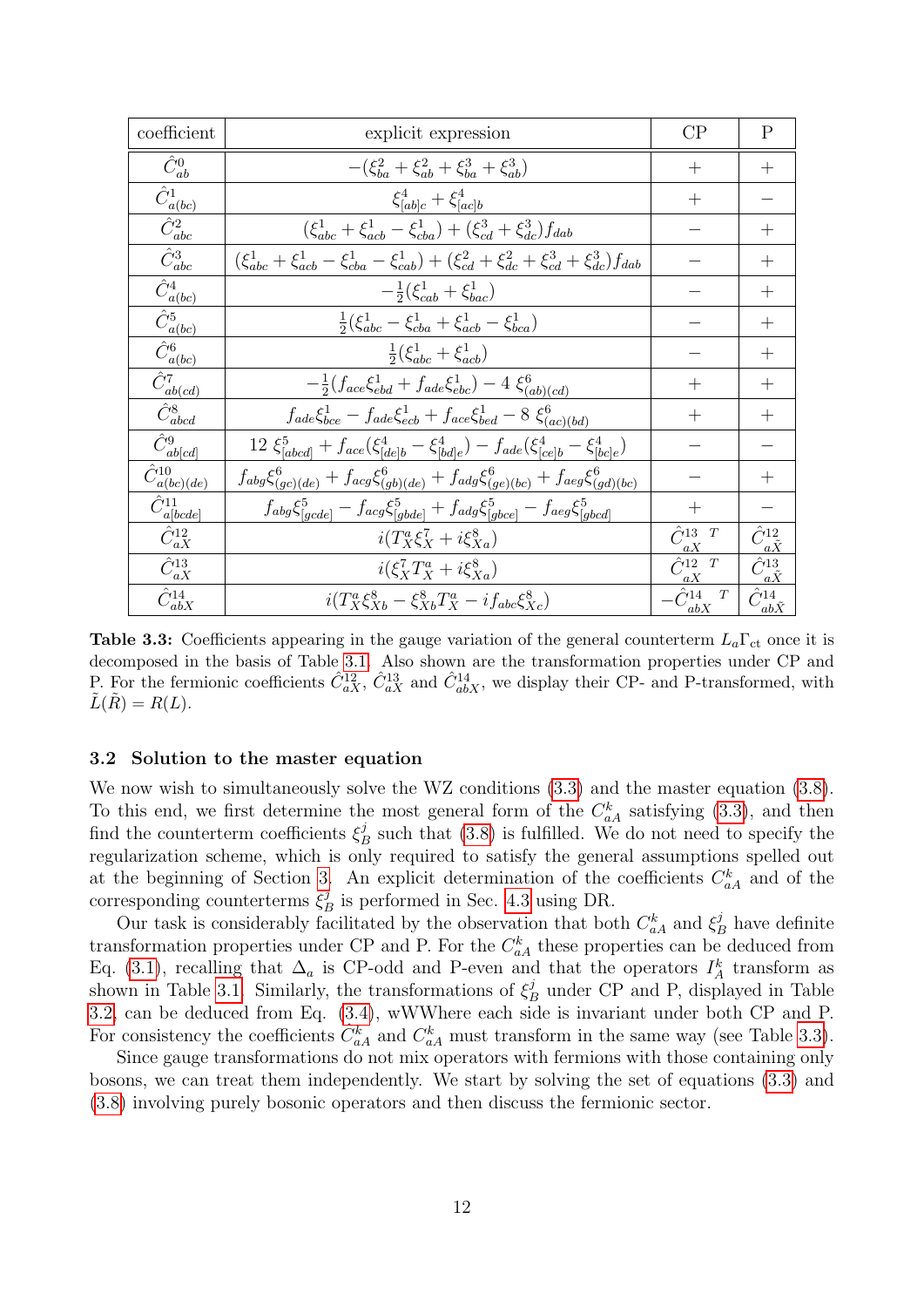| coefficient | explicit expression | CP | P |
|---|---|---|---|
| $\hat{C}^0_{ab}$ | $-(\xi^2_{ba}+\xi^2_{ab}+\xi^3_{ba}+\xi^3_{ab})$ | $+$ | $+$ |
| $\hat{C}^1_{a(bc)}$ | $\xi^4_{[ab]c}+\xi^4_{[ac]b}$ | $+$ | $-$ |
| $\hat{C}^2_{abc}$ | $(\xi^1_{abc}+\xi^1_{acb}-\xi^1_{cba})+(\xi^3_{cd}+\xi^3_{dc})f_{dab}$ | $-$ | $+$ |
| $\hat{C}^3_{abc}$ | $(\xi^1_{abc}+\xi^1_{acb}-\xi^1_{cba}-\xi^1_{cab})+(\xi^2_{cd}+\xi^2_{dc}+\xi^3_{cd}+\xi^3_{dc})f_{dab}$ | $-$ | $+$ |
| $\hat{C}^4_{a(bc)}$ | $-\frac{1}{2}(\xi^1_{cab}+\xi^1_{bac})$ | $-$ | $+$ |
| $\hat{C}^5_{a(bc)}$ | $\frac{1}{2}(\xi^1_{abc}-\xi^1_{cba}+\xi^1_{acb}-\xi^1_{bca})$ | $-$ | $+$ |
| $\hat{C}^6_{a(bc)}$ | $\frac{1}{2}(\xi^1_{abc}+\xi^1_{acb})$ | $-$ | $+$ |
| $\hat{C}^7_{ab(cd)}$ | $-\frac{1}{2}(f_{ace}\xi^1_{ebd}+f_{ade}\xi^1_{ebc})-4\,\xi^6_{(ab)(cd)}$ | $+$ | $+$ |
| $\hat{C}^8_{abcd}$ | $f_{ade}\xi^1_{bce}-f_{ade}\xi^1_{ecb}+f_{ace}\xi^1_{bed}-8\,\xi^6_{(ac)(bd)}$ | $+$ | $+$ |
| $\hat{C}^9_{ab[cd]}$ | $12\,\xi^5_{[abcd]}+f_{ace}(\xi^4_{[de]b}-\xi^4_{[bd]e})-f_{ade}(\xi^4_{[ce]b}-\xi^4_{[bc]e})$ | $-$ | $-$ |
| $\hat{C}^{10}_{a(bc)(de)}$ | $f_{abg}\xi^6_{(gc)(de)}+f_{acg}\xi^6_{(gb)(de)}+f_{adg}\xi^6_{(ge)(bc)}+f_{aeg}\xi^6_{(gd)(bc)}$ | $-$ | $+$ |
| $\hat{C}^{11}_{a[bcde]}$ | $f_{abg}\xi^5_{[gcde]}-f_{acg}\xi^5_{[gbde]}+f_{adg}\xi^5_{[gbce]}-f_{aeg}\xi^5_{[gbcd]}$ | $+$ | $-$ |
| $\hat{C}^{12}_{aX}$ | $i(T^a_X\xi^7_X+i\xi^8_{Xa})$ | $\hat{C}^{13\ T}_{aX}$ | $\hat{C}^{12}_{a\tilde{X}}$ |
| $\hat{C}^{13}_{aX}$ | $i(\xi^7_X T^a_X+i\xi^8_{Xa})$ | $\hat{C}^{12\ T}_{aX}$ | $\hat{C}^{13}_{a\tilde{X}}$ |
| $\hat{C}^{14}_{abX}$ | $i(T^a_X\xi^8_{Xb}-\xi^8_{Xb}T^a_X-if_{abc}\xi^8_{Xc})$ | $-\hat{C}^{14\ T}_{abX}$ | $\hat{C}^{14}_{ab\tilde{X}}$ |

**Table 3.3:** Coefficients appearing in the gauge variation of the general counterterm $L_a\Gamma_{\rm ct}$ once it is decomposed in the basis of Table 3.1. Also shown are the transformation properties under CP and P. For the fermionic coefficients $\hat{C}^{12}_{aX}$, $\hat{C}^{13}_{aX}$ and $\hat{C}^{14}_{abX}$, we display their CP- and P-transformed, with $\tilde{L}(\tilde{R})=R(L)$.

### 3.2 Solution to the master equation

We now wish to simultaneously solve the WZ conditions (3.3) and the master equation (3.8). To this end, we first determine the most general form of the $C^k_{aA}$ satisfying (3.3), and then find the counterterm coefficients $\xi^j_B$ such that (3.8) is fulfilled. We do not need to specify the regularization scheme, which is only required to satisfy the general assumptions spelled out at the beginning of Section 3. An explicit determination of the coefficients $C^k_{aA}$ and of the corresponding counterterms $\xi^j_B$ is performed in Sec. 4.3 using DR.

Our task is considerably facilitated by the observation that both $C^k_{aA}$ and $\xi^j_B$ have definite transformation properties under CP and P. For the $C^k_{aA}$ these properties can be deduced from Eq. (3.1), recalling that $\Delta_a$ is CP-odd and P-even and that the operators $I^k_A$ transform as shown in Table 3.1. Similarly, the transformations of $\xi^j_B$ under CP and P, displayed in Table 3.2, can be deduced from Eq. (3.4), wWWhere each side is invariant under both CP and P. For consistency the coefficients $\hat{C}^k_{aA}$ and $C^k_{aA}$ must transform in the same way (see Table 3.3).

Since gauge transformations do not mix operators with fermions with those containing only bosons, we can treat them independently. We start by solving the set of equations (3.3) and (3.8) involving purely bosonic operators and then discuss the fermionic sector.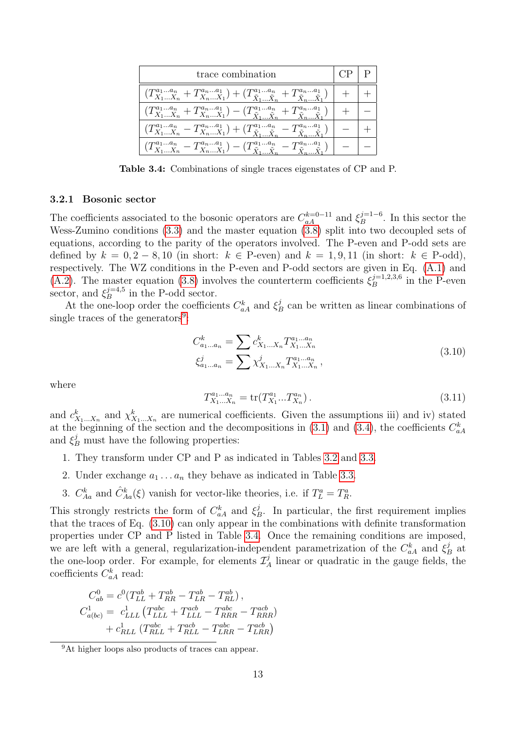| trace combination | CP | P |
| --- | --- | --- |
| $(T^{a_1\dots a_n}_{X_1\dots X_n} + T^{a_n\dots a_1}_{X_n\dots X_1}) + (T^{a_1\dots a_n}_{\tilde{X}_1\dots \tilde{X}_n} + T^{a_n\dots a_1}_{\tilde{X}_n\dots \tilde{X}_1})$ | $+$ | $+$ |
| $(T^{a_1\dots a_n}_{X_1\dots X_n} + T^{a_n\dots a_1}_{X_n\dots X_1}) - (T^{a_1\dots a_n}_{\tilde{X}_1\dots \tilde{X}_n} + T^{a_n\dots a_1}_{\tilde{X}_n\dots \tilde{X}_1})$ | $+$ | $-$ |
| $(T^{a_1\dots a_n}_{X_1\dots X_n} - T^{a_n\dots a_1}_{X_n\dots X_1}) + (T^{a_1\dots a_n}_{\tilde{X}_1\dots \tilde{X}_n} - T^{a_n\dots a_1}_{\tilde{X}_n\dots \tilde{X}_1})$ | $-$ | $+$ |
| $(T^{a_1\dots a_n}_{X_1\dots X_n} - T^{a_n\dots a_1}_{X_n\dots X_1}) - (T^{a_1\dots a_n}_{\tilde{X}_1\dots \tilde{X}_n} - T^{a_n\dots a_1}_{\tilde{X}_n\dots \tilde{X}_1})$ | $-$ | $-$ |

**Table 3.4:** Combinations of single traces eigenstates of CP and P.

### 3.2.1 Bosonic sector

The coefficients associated to the bosonic operators are $C^{k=0-11}_{aA}$ and $\xi^{j=1-6}_{B}$. In this sector the Wess-Zumino conditions (3.3) and the master equation (3.8) split into two decoupled sets of equations, according to the parity of the operators involved. The P-even and P-odd sets are defined by $k = 0, 2-8, 10$ (in short: $k \in$ P-even) and $k = 1, 9, 11$ (in short: $k \in$ P-odd), respectively. The WZ conditions in the P-even and P-odd sectors are given in Eq. (A.1) and (A.2). The master equation (3.8) involves the counterterm coefficients $\xi^{j=1,2,3,6}_{B}$ in the P-even sector, and $\xi^{j=4,5}_{B}$ in the P-odd sector.

At the one-loop order the coefficients $C^k_{aA}$ and $\xi^j_B$ can be written as linear combinations of single traces of the generators[9]:

$$
\begin{aligned}
C^k_{a_1\dots a_n} &= \sum c^k_{X_1\dots X_n} T^{a_1\dots a_n}_{X_1\dots X_n} \\
\xi^j_{a_1\dots a_n} &= \sum \chi^j_{X_1\dots X_n} T^{a_1\dots a_n}_{X_1\dots X_n}\,,
\end{aligned}
\tag{3.10}
$$

where

$$
T^{a_1\dots a_n}_{X_1\dots X_n} = \mathrm{tr}(T^{a_1}_{X_1}\dots T^{a_n}_{X_n})\,. \tag{3.11}
$$

and $c^k_{X_1\dots X_n}$ and $\chi^k_{X_1\dots X_n}$ are numerical coefficients. Given the assumptions iii) and iv) stated at the beginning of the section and the decompositions in (3.1) and (3.4), the coefficients $C^k_{aA}$ and $\xi^j_B$ must have the following properties:

1. They transform under CP and P as indicated in Tables 3.2 and 3.3.
2. Under exchange $a_1 \dots a_n$ they behave as indicated in Table 3.3.
3. $C^k_{Aa}$ and $\hat{C}^k_{Aa}(\xi)$ vanish for vector-like theories, i.e. if $T^a_L = T^a_R$.

This strongly restricts the form of $C^k_{aA}$ and $\xi^j_B$. In particular, the first requirement implies that the traces of Eq. (3.10) can only appear in the combinations with definite transformation properties under CP and P listed in Table 3.4. Once the remaining conditions are imposed, we are left with a general, regularization-independent parametrization of the $C^k_{aA}$ and $\xi^j_B$ at the one-loop order. For example, for elements $\mathcal{I}^j_A$ linear or quadratic in the gauge fields, the coefficients $C^k_{aA}$ read:

$$
\begin{aligned}
C^0_{ab} &= c^0 (T^{ab}_{LL} + T^{ab}_{RR} - T^{ab}_{LR} - T^{ab}_{RL})\,, \\
C^1_{a(bc)} &= \; c^1_{LLL} \left(T^{abc}_{LLL} + T^{acb}_{LLL} - T^{abc}_{RRR} - T^{acb}_{RRR}\right) \\
&\quad + c^1_{RLL} \left(T^{abc}_{RLL} + T^{acb}_{RLL} - T^{abc}_{LRR} - T^{acb}_{LRR}\right)
\end{aligned}
$$

[9] At higher loops also products of traces can appear.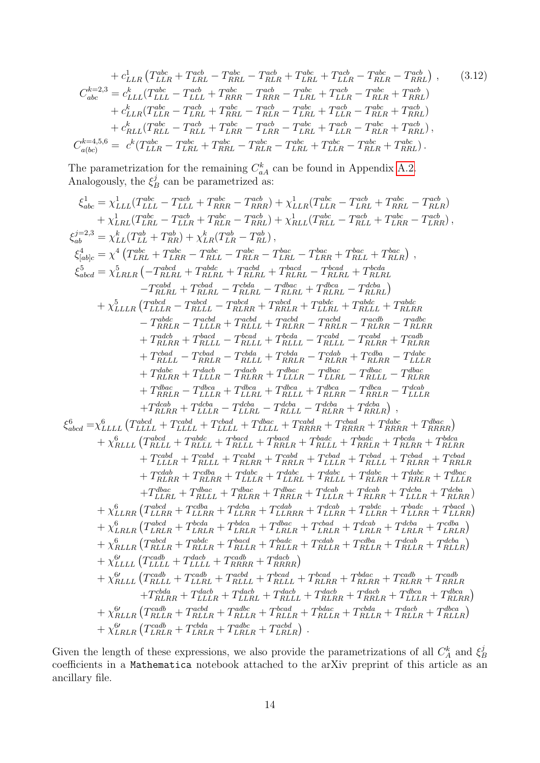$$
\begin{aligned}
&+ c^1_{LLR}\left(T^{abc}_{LLR} + T^{acb}_{LRL} - T^{abc}_{RRL} - T^{acb}_{RLR} + T^{abc}_{LRL} + T^{acb}_{LLR} - T^{abc}_{RLR} - T^{acb}_{RRL}\right)\,, \qquad (3.12)\\
C^{k=2,3}_{abc} &= c^k_{LLL}(T^{abc}_{LLL} - T^{acb}_{LLL} + T^{abc}_{RRR} - T^{acb}_{RRR} - T^{abc}_{LRL} + T^{acb}_{LLR} - T^{abc}_{RLR} + T^{acb}_{RRL})\\
&+ c^k_{LLR}(T^{abc}_{LLR} - T^{acb}_{LRL} + T^{abc}_{RRL} - T^{acb}_{RLR} - T^{abc}_{LRL} + T^{acb}_{LLR} - T^{abc}_{RLR} + T^{acb}_{RRL})\\
&+ c^k_{RLL}(T^{abc}_{RLL} - T^{acb}_{RLL} + T^{abc}_{LRR} - T^{acb}_{LRR} - T^{abc}_{LRL} + T^{acb}_{LLR} - T^{abc}_{RLR} + T^{acb}_{RRL})\,,\\
C^{k=4,5,6}_{a(bc)} &= c^k(T^{abc}_{LLR} - T^{abc}_{LRL} + T^{abc}_{RRL} - T^{abc}_{RLR} - T^{abc}_{LRL} + T^{abc}_{LLR} - T^{abc}_{RLR} + T^{abc}_{RRL})\,.
\end{aligned}
$$

The parametrization for the remaining $C^k_{aA}$ can be found in Appendix A.2. Analogously, the $\xi^j_B$ can be parametrized as:

$$
\begin{aligned}
\xi^1_{abc} &= \chi^1_{LLL}(T^{abc}_{LLL} - T^{acb}_{LLL} + T^{abc}_{RRR} - T^{acb}_{RRR}) + \chi^1_{LLR}(T^{abc}_{LLR} - T^{acb}_{LRL} + T^{abc}_{RRL} - T^{acb}_{RLR})\\
&+ \chi^1_{LRL}(T^{abc}_{LRL} - T^{acb}_{LLR} + T^{abc}_{RLR} - T^{acb}_{RRL}) + \chi^1_{RLL}(T^{abc}_{RLL} - T^{acb}_{RLL} + T^{abc}_{LRR} - T^{acb}_{LRR})\,,\\
\xi^{j=2,3}_{ab} &= \chi^k_{LL}(T^{ab}_{LL} + T^{ab}_{RR}) + \chi^k_{LR}(T^{ab}_{LR} - T^{ab}_{RL})\,,\\
\xi^4_{[ab]c} &= \chi^4\left(T^{abc}_{LRL} + T^{abc}_{LRR} - T^{abc}_{RLL} - T^{abc}_{RLR} - T^{bac}_{LRL} - T^{bac}_{LRR} + T^{bac}_{RLL} + T^{bac}_{RLR}\right)\,,\\
\xi^5_{abcd} &= \chi^5_{LRLR}\big(-T^{abcd}_{RLRL} + T^{abdc}_{RLRL} + T^{acbd}_{RLRL} + T^{bacd}_{RLRL} - T^{bcad}_{RLRL} + T^{bcda}_{RLRL}\\
&\qquad -T^{cabd}_{RLRL} + T^{cbad}_{RLRL} - T^{cbda}_{RLRL} - T^{dbac}_{RLRL} + T^{dbca}_{RLRL} - T^{dcba}_{RLRL}\big)\\
&+ \chi^5_{LLLR}\big(T^{abcd}_{LLLR} - T^{abcd}_{RLLL} - T^{abcd}_{RLRR} + T^{abcd}_{RRLR} + T^{abdc}_{LLRL} + T^{abdc}_{RLLL} + T^{abdc}_{RLRR}\\
&\qquad - T^{abdc}_{RRLR} - T^{acbd}_{LLLR} + T^{acbd}_{RLLL} + T^{acbd}_{RLRR} - T^{acbd}_{RRLR} - T^{acdb}_{RLRR} - T^{adbc}_{RLRR}\\
&\qquad + T^{adcb}_{RLRR} + T^{bacd}_{RLLL} - T^{bcad}_{RLLL} + T^{bcda}_{RLLL} - T^{cabd}_{RLLL} - T^{cabd}_{RLRR} + T^{cadb}_{RLRR}\\
&\qquad + T^{cbad}_{RLLL} - T^{cbad}_{RRLR} - T^{cbda}_{RLLL} + T^{cbda}_{RRLR} - T^{cdab}_{RLRR} + T^{cdba}_{RLRR} - T^{dabc}_{LLLR}\\
&\qquad + T^{dabc}_{RLRR} + T^{dacb}_{LLLR} - T^{dacb}_{RLRR} + T^{dbac}_{LLLR} - T^{dbac}_{LLRL} - T^{dbac}_{RLLL} - T^{dbac}_{RLRR}\\
&\qquad + T^{dbac}_{RRLR} - T^{dbca}_{LLLR} + T^{dbca}_{LLRL} + T^{dbca}_{RLLL} + T^{dbca}_{RLRR} - T^{dbca}_{RRLR} - T^{dcab}_{LLLR}\\
&\qquad +T^{dcab}_{RLRR} + T^{dcba}_{LLLR} - T^{dcba}_{LLRL} - T^{dcba}_{RLLL} - T^{dcba}_{RLRR} + T^{dcba}_{RRLR}\big)\,,\\
\xi^6_{abcd} &= \chi^6_{LLLL}\left(T^{abcd}_{LLLL} + T^{cabd}_{LLLL} + T^{cbad}_{LLLL} + T^{dbac}_{LLLL} + T^{cabd}_{RRRR} + T^{cbad}_{RRRR} + T^{dabc}_{RRRR} + T^{dbac}_{RRRR}\right)\\
&+ \chi^6_{RLLL}\big(T^{abcd}_{RLLL} + T^{abdc}_{RLLL} + T^{bacd}_{RLLL} + T^{bacd}_{RRLR} + T^{badc}_{RLLL} + T^{badc}_{RRLR} + T^{bcda}_{RLRR} + T^{bdca}_{RLRR}\\
&\qquad + T^{cabd}_{LLLR} + T^{cabd}_{RLLL} + T^{cabd}_{RLRR} + T^{cabd}_{RRLR} + T^{cbad}_{LLLR} + T^{cbad}_{RLLL} + T^{cbad}_{RLRR} + T^{cbad}_{RRLR}\\
&\qquad + T^{cdab}_{RLRR} + T^{cdba}_{RLRR} + T^{dabc}_{LLLR} + T^{dabc}_{LLRL} + T^{dabc}_{RLLL} + T^{dabc}_{RLRR} + T^{dabc}_{RRLR} + T^{dbac}_{LLLR}\\
&\qquad +T^{dbac}_{LLRL} + T^{dbac}_{RLLL} + T^{dbac}_{RLRR} + T^{dbac}_{RRLR} + T^{dcab}_{LLLR} + T^{dcab}_{RLRR} + T^{dcba}_{LLLR} + T^{dcba}_{RLRR}\big)\\
&+ \chi^6_{LLRR}\left(T^{abcd}_{LLRR} + T^{cdba}_{LLRR} + T^{dcba}_{LLRR} + T^{cdab}_{LLRRR} + T^{dcab}_{LLRR} + T^{abdc}_{LLRR} + T^{badc}_{LLRR} + T^{bacd}_{LLRR}\right)\\
&+ \chi^6_{LRLR}\left(T^{abcd}_{LRLR} + T^{bcda}_{LRLR} + T^{bdca}_{LRLR} + T^{dbac}_{LRLR} + T^{cbad}_{LRLR} + T^{dcab}_{LRLR} + T^{dcba}_{LRLR} + T^{cdba}_{LRLR}\right)\\
&+ \chi^6_{RLLR}\left(T^{abcd}_{RLLR} + T^{abdc}_{RLLR} + T^{bacd}_{RLLR} + T^{badc}_{RLLR} + T^{cdab}_{RLLR} + T^{cdba}_{RLLR} + T^{dcab}_{RLLR} + T^{dcba}_{RLLR}\right)\\
&+ \chi^{6\prime}_{LLLL}\left(T^{cadb}_{LLLL} + T^{dacb}_{LLLL} + T^{cadb}_{RRRR} + T^{dacb}_{RRRR}\right)\\
&+ \chi^{6\prime}_{RLLL}\big(T^{cadb}_{RLLL} + T^{cadb}_{LLRL} + T^{acbd}_{RLLL} + T^{bcad}_{RLLL} + T^{bcad}_{RLRR} + T^{bdac}_{RLRR} + T^{cadb}_{RLRR} + T^{cadb}_{RRLR}\\
&\qquad +T^{cbda}_{RLRR} + T^{dacb}_{LLLR} + T^{dacb}_{LLRL} + T^{dacb}_{RLLL} + T^{dacb}_{RLRR} + T^{dacb}_{RRLR} + T^{dbca}_{LLLR} + T^{dbca}_{RLRR}\big)\\
&+ \chi^{6\prime}_{RLLR}\left(T^{cadb}_{RLLR} + T^{acbd}_{RLLR} + T^{adbc}_{RLLR} + T^{bcad}_{RLLR} + T^{bdac}_{RLLR} + T^{cbda}_{RLLR} + T^{dacb}_{RLLR} + T^{dbca}_{RLLR}\right)\\
&+ \chi^{6\prime}_{LRLR}\left(T^{cadb}_{LRLR} + T^{cbda}_{LRLR} + T^{adbc}_{LRLR} + T^{acbd}_{LRLR}\right)\,.
\end{aligned}
$$

Given the length of these expressions, we also provide the parametrizations of all $C^k_A$ and $\xi^j_B$ coefficients in a `Mathematica` notebook attached to the arXiv preprint of this article as an ancillary file.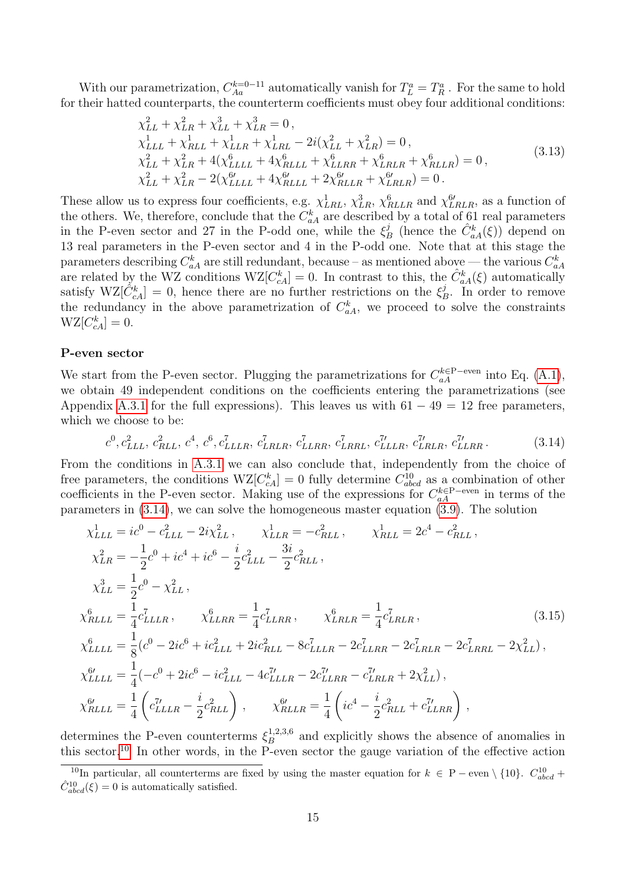With our parametrization, $C^{k=0-11}_{Aa}$ automatically vanish for $T^a_L = T^a_R$ . For the same to hold for their hatted counterparts, the counterterm coefficients must obey four additional conditions:

$$
\begin{aligned}
&\chi^2_{LL} + \chi^2_{LR} + \chi^3_{LL} + \chi^3_{LR} = 0\,,\\
&\chi^1_{LLL} + \chi^1_{RLL} + \chi^1_{LLR} + \chi^1_{LRL} - 2i(\chi^2_{LL} + \chi^2_{LR}) = 0\,,\\
&\chi^2_{LL} + \chi^2_{LR} + 4(\chi^6_{LLLL} + 4\chi^6_{RLLL} + \chi^6_{LLRR} + \chi^6_{LRLR} + \chi^6_{RLLR}) = 0\,,\\
&\chi^2_{LL} + \chi^2_{LR} - 2(\chi^{6\prime}_{LLLL} + 4\chi^{6\prime}_{RLLL} + 2\chi^{6\prime}_{RLLR} + \chi^{6\prime}_{LRLR}) = 0\,.
\end{aligned}
\tag{3.13}
$$

These allow us to express four coefficients, e.g. $\chi^1_{LRL}$, $\chi^3_{LR}$, $\chi^6_{RLLR}$ and $\chi^{6\prime}_{LRLR}$, as a function of the others. We, therefore, conclude that the $C^k_{aA}$ are described by a total of 61 real parameters in the P-even sector and 27 in the P-odd one, while the $\xi^j_B$ (hence the $\hat{C}^k_{aA}(\xi)$) depend on 13 real parameters in the P-even sector and 4 in the P-odd one. Note that at this stage the parameters describing $C^k_{aA}$ are still redundant, because – as mentioned above — the various $C^k_{aA}$ are related by the WZ conditions $\mathrm{WZ}[C^k_{cA}] = 0$. In contrast to this, the $\hat{C}^k_{aA}(\xi)$ automatically satisfy $\mathrm{WZ}[\hat{C}^k_{cA}] = 0$, hence there are no further restrictions on the $\xi^j_B$. In order to remove the redundancy in the above parametrization of $C^k_{aA}$, we proceed to solve the constraints $\mathrm{WZ}[C^k_{cA}] = 0$.

**P-even sector**

We start from the P-even sector. Plugging the parametrizations for $C^{k\in\mathrm{P-even}}_{aA}$ into Eq. (A.1), we obtain 49 independent conditions on the coefficients entering the parametrizations (see Appendix A.3.1 for the full expressions). This leaves us with $61 - 49 = 12$ free parameters, which we choose to be:

$$
c^0,\, c^2_{LLL},\, c^2_{RLL},\, c^4,\, c^6,\, c^7_{LLLR},\, c^7_{LRLR},\, c^7_{LLRR},\, c^7_{LRRL},\, c^{7\prime}_{LLLR},\, c^{7\prime}_{LRLR},\, c^{7\prime}_{LLRR}\,.
\tag{3.14}
$$

From the conditions in A.3.1 we can also conclude that, independently from the choice of free parameters, the conditions $\mathrm{WZ}[C^k_{cA}] = 0$ fully determine $C^{10}_{abcd}$ as a combination of other coefficients in the P-even sector. Making use of the expressions for $C^{k\in\mathrm{P-even}}_{aA}$ in terms of the parameters in (3.14), we can solve the homogeneous master equation (3.9). The solution

$$
\begin{aligned}
&\chi^1_{LLL} = ic^0 - c^2_{LLL} - 2i\chi^2_{LL}\,, \qquad \chi^1_{LLR} = -c^2_{RLL}\,, \qquad \chi^1_{RLL} = 2c^4 - c^2_{RLL}\,,\\
&\chi^2_{LR} = -\frac{1}{2}c^0 + ic^4 + ic^6 - \frac{i}{2}c^2_{LLL} - \frac{3i}{2}c^2_{RLL}\,,\\
&\chi^3_{LL} = \frac{1}{2}c^0 - \chi^2_{LL}\,,\\
&\chi^6_{RLLL} = \frac{1}{4}c^7_{LLLR}\,, \qquad \chi^6_{LLRR} = \frac{1}{4}c^7_{LLRR}\,, \qquad \chi^6_{LRLR} = \frac{1}{4}c^7_{LRLR}\,,\\
&\chi^6_{LLLL} = \frac{1}{8}(c^0 - 2ic^6 + ic^2_{LLL} + 2ic^2_{RLL} - 8c^7_{LLLR} - 2c^7_{LLRR} - 2c^7_{LRLR} - 2c^7_{LRRL} - 2\chi^2_{LL})\,,\\
&\chi^{6\prime}_{LLLL} = \frac{1}{4}(-c^0 + 2ic^6 - ic^2_{LLL} - 4c^{7\prime}_{LLLR} - 2c^{7\prime}_{LLRR} - c^{7\prime}_{LRLR} + 2\chi^2_{LL})\,,\\
&\chi^{6\prime}_{RLLL} = \frac{1}{4}\left(c^{7\prime}_{LLLR} - \frac{i}{2}c^2_{RLL}\right)\,, \qquad \chi^{6\prime}_{RLLR} = \frac{1}{4}\left(ic^4 - \frac{i}{2}c^2_{RLL} + c^{7\prime}_{LLRR}\right)\,,
\end{aligned}
\tag{3.15}
$$

determines the P-even counterterms $\xi^{1,2,3,6}_B$ and explicitly shows the absence of anomalies in this sector.[10] In other words, in the P-even sector the gauge variation of the effective action

[10] In particular, all counterterms are fixed by using the master equation for $k \in \mathrm{P-even} \setminus \{10\}$. $C^{10}_{abcd} + \hat{C}^{10}_{abcd}(\xi) = 0$ is automatically satisfied.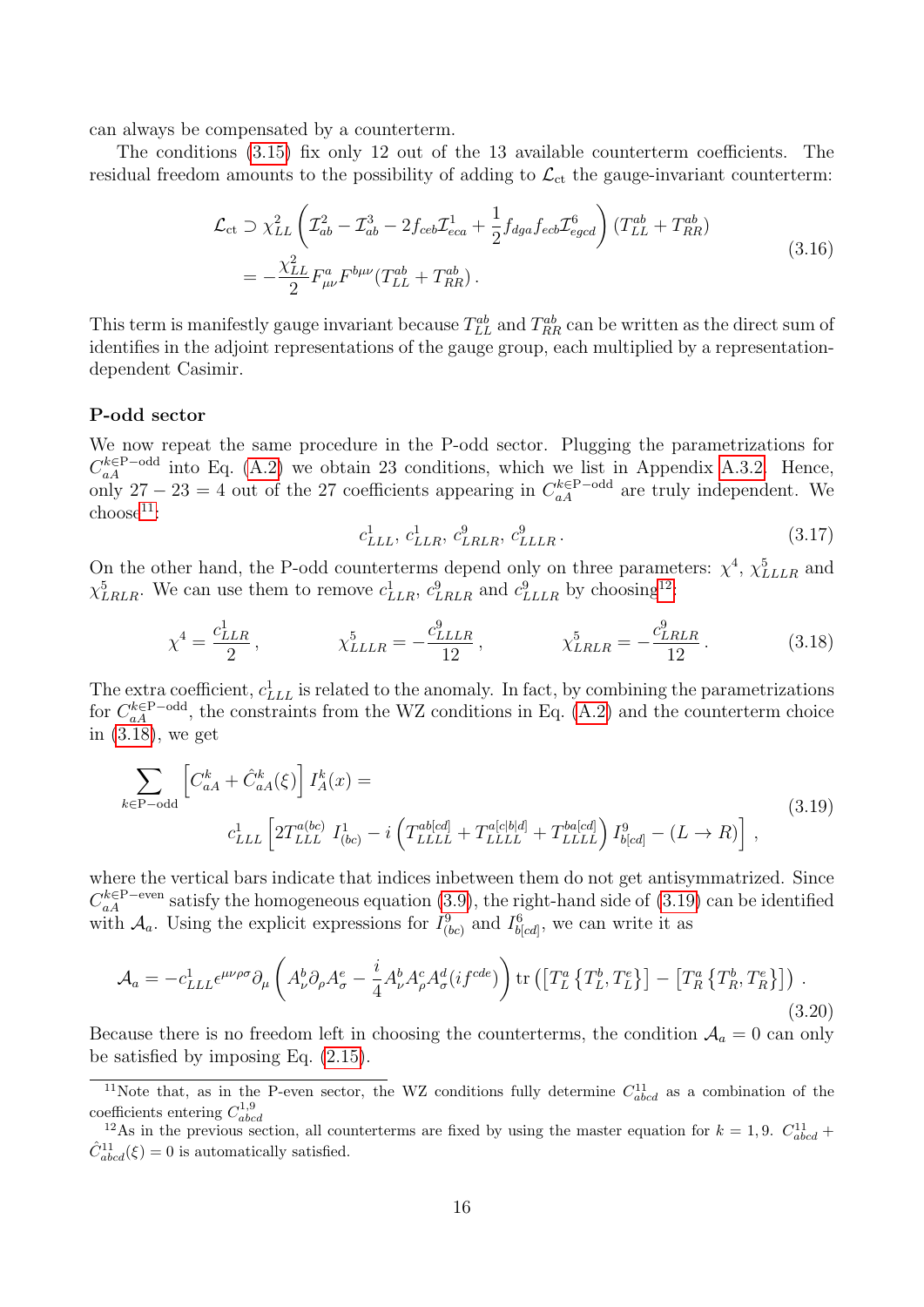can always be compensated by a counterterm.

The conditions (3.15) fix only 12 out of the 13 available counterterm coefficients. The residual freedom amounts to the possibility of adding to $\mathcal{L}_{\rm ct}$ the gauge-invariant counterterm:

$$
\begin{aligned}
\mathcal{L}_{\rm ct} &\supset \chi^2_{LL}\left(\mathcal{I}^2_{ab} - \mathcal{I}^3_{ab} - 2f_{ceb}\mathcal{I}^1_{eca} + \frac{1}{2}f_{dga}f_{ecb}\mathcal{I}^6_{egcd}\right)(T^{ab}_{LL} + T^{ab}_{RR}) \\
&= -\frac{\chi^2_{LL}}{2}F^a_{\mu\nu}F^{b\mu\nu}(T^{ab}_{LL} + T^{ab}_{RR})\,.
\end{aligned}
\tag{3.16}
$$

This term is manifestly gauge invariant because $T^{ab}_{LL}$ and $T^{ab}_{RR}$ can be written as the direct sum of identifies in the adjoint representations of the gauge group, each multiplied by a representation-dependent Casimir.

**P-odd sector**

We now repeat the same procedure in the P-odd sector. Plugging the parametrizations for $C^{k\in\text{P-odd}}_{aA}$ into Eq. (A.2) we obtain 23 conditions, which we list in Appendix A.3.2. Hence, only $27-23=4$ out of the 27 coefficients appearing in $C^{k\in\text{P-odd}}_{aA}$ are truly independent. We choose[11]:

$$
c^1_{LLL},\; c^1_{LLR},\; c^9_{LRLR},\; c^9_{LLLR}\,. \tag{3.17}
$$

On the other hand, the P-odd counterterms depend only on three parameters: $\chi^4$, $\chi^5_{LLLR}$ and $\chi^5_{LRLR}$. We can use them to remove $c^1_{LLR}$, $c^9_{LRLR}$ and $c^9_{LLLR}$ by choosing[12]:

$$
\chi^4 = \frac{c^1_{LLR}}{2}\,, \qquad \chi^5_{LLLR} = -\frac{c^9_{LLLR}}{12}\,, \qquad \chi^5_{LRLR} = -\frac{c^9_{LRLR}}{12}\,. \tag{3.18}
$$

The extra coefficient, $c^1_{LLL}$ is related to the anomaly. In fact, by combining the parametrizations for $C^{k\in\text{P-odd}}_{aA}$, the constraints from the WZ conditions in Eq. (A.2) and the counterterm choice in (3.18), we get

$$
\begin{aligned}
\sum_{k\in\text{P-odd}} &\left[C^k_{aA} + \hat{C}^k_{aA}(\xi)\right] I^k_A(x) = \\
&c^1_{LLL}\left[2T^{a(bc)}_{LLL}\; I^1_{(bc)} - i\left(T^{ab[cd]}_{LLLL} + T^{a[c|b|d]}_{LLLL} + T^{ba[cd]}_{LLLL}\right)I^9_{b[cd]} - (L\to R)\right]\,,
\end{aligned}
\tag{3.19}
$$

where the vertical bars indicate that indices inbetween them do not get antisymmatrized. Since $C^{k\in\text{P-even}}_{aA}$ satisfy the homogeneous equation (3.9), the right-hand side of (3.19) can be identified with $\mathcal{A}_a$. Using the explicit expressions for $I^9_{(bc)}$ and $I^6_{b[cd]}$, we can write it as

$$
\mathcal{A}_a = -c^1_{LLL}\epsilon^{\mu\nu\rho\sigma}\partial_\mu\left(A^b_\nu\partial_\rho A^e_\sigma - \frac{i}{4}A^b_\nu A^c_\rho A^d_\sigma(if^{cde})\right)\text{tr}\left(\left[T^a_L\left\{T^b_L,T^e_L\right\}\right] - \left[T^a_R\left\{T^b_R,T^e_R\right\}\right]\right)\,.
\tag{3.20}
$$

Because there is no freedom left in choosing the counterterms, the condition $\mathcal{A}_a = 0$ can only be satisfied by imposing Eq. (2.15).

[11] Note that, as in the P-even sector, the WZ conditions fully determine $C^{11}_{abcd}$ as a combination of the coefficients entering $C^{1,9}_{abcd}$

[12] As in the previous section, all counterterms are fixed by using the master equation for $k=1,9$. $C^{11}_{abcd} + \hat{C}^{11}_{abcd}(\xi) = 0$ is automatically satisfied.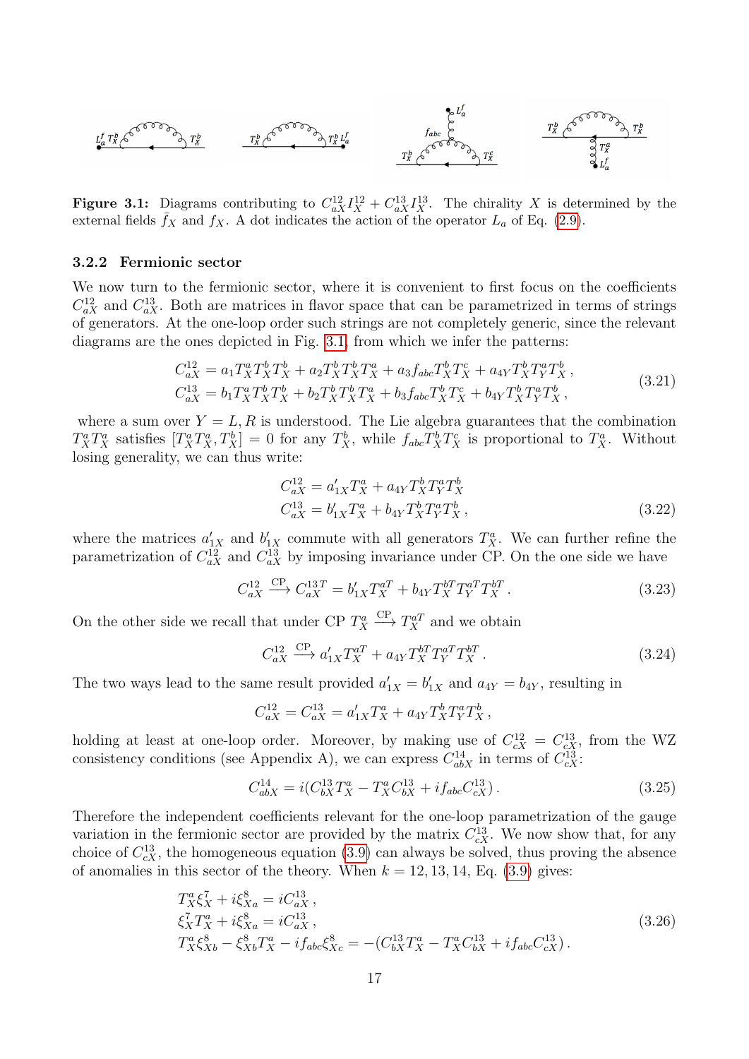**Figure 3.1:** Diagrams contributing to $C^{12}_{aX} I^{12}_X + C^{13}_{aX} I^{13}_X$. The chirality $X$ is determined by the external fields $\bar{f}_X$ and $f_X$. A dot indicates the action of the operator $L_a$ of Eq. (2.9).

### 3.2.2 Fermionic sector

We now turn to the fermionic sector, where it is convenient to first focus on the coefficients $C^{12}_{aX}$ and $C^{13}_{aX}$. Both are matrices in flavor space that can be parametrized in terms of strings of generators. At the one-loop order such strings are not completely generic, since the relevant diagrams are the ones depicted in Fig. 3.1, from which we infer the patterns:

$$
\begin{aligned}
C^{12}_{aX} &= a_1 T^a_X T^b_X T^b_X + a_2 T^b_X T^b_X T^a_X + a_3 f_{abc} T^b_X T^c_X + a_{4Y} T^b_X T^a_Y T^b_X \, , \\
C^{13}_{aX} &= b_1 T^a_X T^b_X T^b_X + b_2 T^b_X T^b_X T^a_X + b_3 f_{abc} T^b_X T^c_X + b_{4Y} T^b_X T^a_Y T^b_X \, ,
\end{aligned}
\tag{3.21}
$$

where a sum over $Y = L, R$ is understood. The Lie algebra guarantees that the combination $T^a_X T^a_X$ satisfies $[T^a_X T^a_X, T^b_X] = 0$ for any $T^b_X$, while $f_{abc} T^b_X T^c_X$ is proportional to $T^a_X$. Without losing generality, we can thus write:

$$
\begin{aligned}
C^{12}_{aX} &= a'_{1X} T^a_X + a_{4Y} T^b_X T^a_Y T^b_X \\
C^{13}_{aX} &= b'_{1X} T^a_X + b_{4Y} T^b_X T^a_Y T^b_X \, ,
\end{aligned}
\tag{3.22}
$$

where the matrices $a'_{1X}$ and $b'_{1X}$ commute with all generators $T^a_X$. We can further refine the parametrization of $C^{12}_{aX}$ and $C^{13}_{aX}$ by imposing invariance under CP. On the one side we have

$$
C^{12}_{aX} \xrightarrow{\text{CP}} C^{13\,T}_{aX} = b'_{1X} T^{aT}_X + b_{4Y} T^{bT}_X T^{aT}_Y T^{bT}_X \, . \tag{3.23}
$$

On the other side we recall that under CP $T^a_X \xrightarrow{\text{CP}} T^{aT}_X$ and we obtain

$$
C^{12}_{aX} \xrightarrow{\text{CP}} a'_{1X} T^{aT}_X + a_{4Y} T^{bT}_X T^{aT}_Y T^{bT}_X \, . \tag{3.24}
$$

The two ways lead to the same result provided $a'_{1X} = b'_{1X}$ and $a_{4Y} = b_{4Y}$, resulting in

$$
C^{12}_{aX} = C^{13}_{aX} = a'_{1X} T^a_X + a_{4Y} T^b_X T^a_Y T^b_X \, ,
$$

holding at least at one-loop order. Moreover, by making use of $C^{12}_{cX} = C^{13}_{cX}$, from the WZ consistency conditions (see Appendix A), we can express $C^{14}_{abX}$ in terms of $C^{13}_{cX}$:

$$
C^{14}_{abX} = i(C^{13}_{bX} T^a_X - T^a_X C^{13}_{bX} + i f_{abc} C^{13}_{cX}) \, . \tag{3.25}
$$

Therefore the independent coefficients relevant for the one-loop parametrization of the gauge variation in the fermionic sector are provided by the matrix $C^{13}_{cX}$. We now show that, for any choice of $C^{13}_{cX}$, the homogeneous equation (3.9) can always be solved, thus proving the absence of anomalies in this sector of the theory. When $k = 12, 13, 14$, Eq. (3.9) gives:

$$
\begin{aligned}
& T^a_X \xi^7_X + i \xi^8_{Xa} = i C^{13}_{aX} \, , \\
& \xi^7_X T^a_X + i \xi^8_{Xa} = i C^{13}_{aX} \, , \\
& T^a_X \xi^8_{Xb} - \xi^8_{Xb} T^a_X - i f_{abc} \xi^8_{Xc} = -(C^{13}_{bX} T^a_X - T^a_X C^{13}_{bX} + i f_{abc} C^{13}_{cX}) \, .
\end{aligned}
\tag{3.26}
$$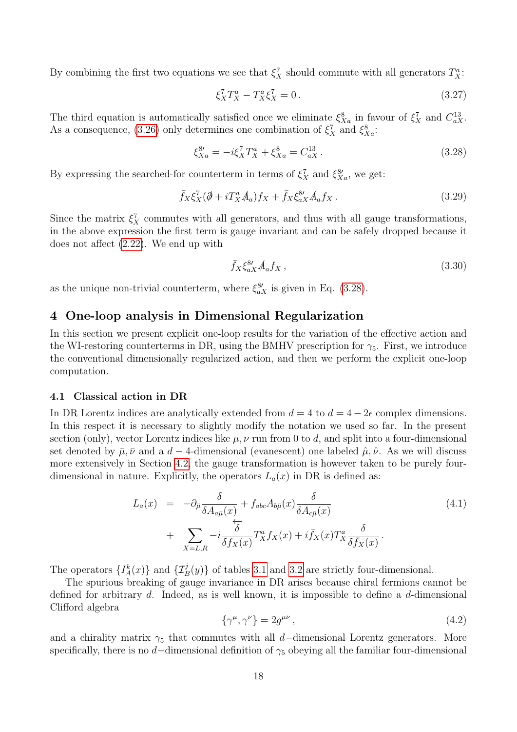By combining the first two equations we see that $\xi^7_X$ should commute with all generators $T^a_X$:

$$\xi^7_X T^a_X - T^a_X \xi^7_X = 0\,. \tag{3.27}$$

The third equation is automatically satisfied once we eliminate $\xi^8_{Xa}$ in favour of $\xi^7_X$ and $C^{13}_{aX}$. As a consequence, (3.26) only determines one combination of $\xi^7_X$ and $\xi^8_{Xa}$:

$$\xi^{8\prime}_{Xa} = -i\xi^7_X T^a_X + \xi^8_{Xa} = C^{13}_{aX}\,. \tag{3.28}$$

By expressing the searched-for counterterm in terms of $\xi^7_X$ and $\xi^{8\prime}_{Xa}$, we get:

$$\bar{f}_X \xi^7_X (\partial\!\!\!/ + i T^a_X A\!\!\!/_a) f_X + \bar{f}_X \xi^{8\prime}_{aX} A\!\!\!/_a f_X\,. \tag{3.29}$$

Since the matrix $\xi^7_X$ commutes with all generators, and thus with all gauge transformations, in the above expression the first term is gauge invariant and can be safely dropped because it does not affect (2.22). We end up with

$$\bar{f}_X \xi^{8\prime}_{aX} A\!\!\!/_a f_X\,, \tag{3.30}$$

as the unique non-trivial counterterm, where $\xi^{8\prime}_{aX}$ is given in Eq. (3.28).

## 4 One-loop analysis in Dimensional Regularization

In this section we present explicit one-loop results for the variation of the effective action and the WI-restoring counterterms in DR, using the BMHV prescription for $\gamma_5$. First, we introduce the conventional dimensionally regularized action, and then we perform the explicit one-loop computation.

### 4.1 Classical action in DR

In DR Lorentz indices are analytically extended from $d = 4$ to $d = 4 - 2\epsilon$ complex dimensions. In this respect it is necessary to slightly modify the notation we used so far. In the present section (only), vector Lorentz indices like $\mu, \nu$ run from 0 to $d$, and split into a four-dimensional set denoted by $\bar{\mu}, \bar{\nu}$ and a $d-4$-dimensional (evanescent) one labeled $\hat{\mu}, \hat{\nu}$. As we will discuss more extensively in Section 4.2, the gauge transformation is however taken to be purely four-dimensional in nature. Explicitly, the operators $L_a(x)$ in DR is defined as:

$$\begin{aligned} L_a(x) \;&=\; -\partial_{\bar{\mu}} \frac{\delta}{\delta A_{a\bar{\mu}}(x)} + f_{abc} A_{b\bar{\mu}}(x) \frac{\delta}{\delta A_{c\bar{\mu}}(x)} \\ &\quad+ \sum_{X=L,R} -i \frac{\overleftarrow{\delta}}{\delta f_X(x)} T^a_X f_X(x) + i \bar{f}_X(x) T^a_X \frac{\delta}{\delta \bar{f}_X(x)}\,. \end{aligned} \tag{4.1}$$

The operators $\{I^k_A(x)\}$ and $\{\mathcal{I}^j_B(y)\}$ of tables 3.1 and 3.2 are strictly four-dimensional.

The spurious breaking of gauge invariance in DR arises because chiral fermions cannot be defined for arbitrary $d$. Indeed, as is well known, it is impossible to define a $d$-dimensional Clifford algebra

$$\{\gamma^\mu, \gamma^\nu\} = 2g^{\mu\nu}\,, \tag{4.2}$$

and a chirality matrix $\gamma_5$ that commutes with all $d-$dimensional Lorentz generators. More specifically, there is no $d-$dimensional definition of $\gamma_5$ obeying all the familiar four-dimensional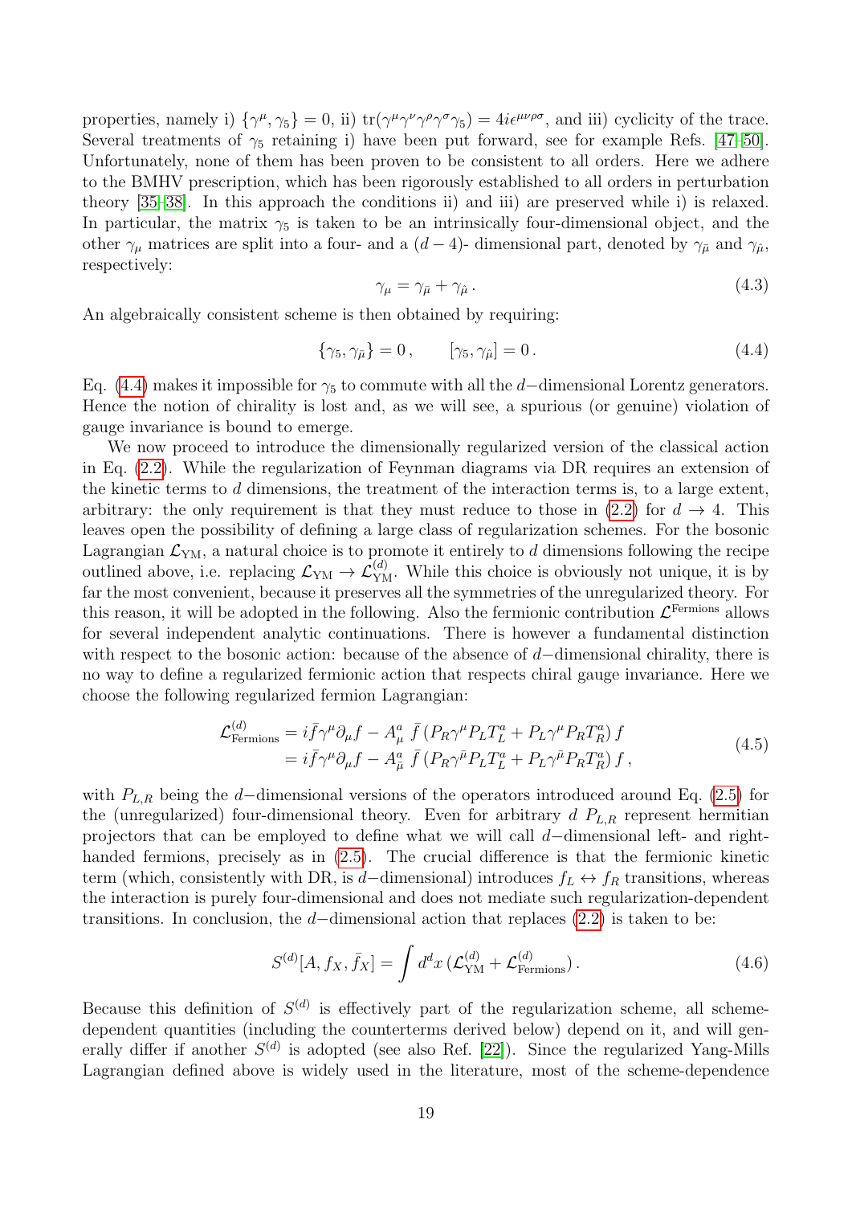properties, namely i) $\{\gamma^\mu, \gamma_5\} = 0$, ii) $\mathrm{tr}(\gamma^\mu\gamma^\nu\gamma^\rho\gamma^\sigma\gamma_5) = 4i\epsilon^{\mu\nu\rho\sigma}$, and iii) cyclicity of the trace. Several treatments of $\gamma_5$ retaining i) have been put forward, see for example Refs. [47–50]. Unfortunately, none of them has been proven to be consistent to all orders. Here we adhere to the BMHV prescription, which has been rigorously established to all orders in perturbation theory [35–38]. In this approach the conditions ii) and iii) are preserved while i) is relaxed. In particular, the matrix $\gamma_5$ is taken to be an intrinsically four-dimensional object, and the other $\gamma_\mu$ matrices are split into a four- and a $(d-4)$- dimensional part, denoted by $\gamma_{\bar{\mu}}$ and $\gamma_{\hat{\mu}}$, respectively:

$$\gamma_\mu = \gamma_{\bar{\mu}} + \gamma_{\hat{\mu}}\,. \tag{4.3}$$

An algebraically consistent scheme is then obtained by requiring:

$$\{\gamma_5, \gamma_{\bar{\mu}}\} = 0\,, \qquad [\gamma_5, \gamma_{\hat{\mu}}] = 0\,. \tag{4.4}$$

Eq. (4.4) makes it impossible for $\gamma_5$ to commute with all the $d-$dimensional Lorentz generators. Hence the notion of chirality is lost and, as we will see, a spurious (or genuine) violation of gauge invariance is bound to emerge.

We now proceed to introduce the dimensionally regularized version of the classical action in Eq. (2.2). While the regularization of Feynman diagrams via DR requires an extension of the kinetic terms to $d$ dimensions, the treatment of the interaction terms is, to a large extent, arbitrary: the only requirement is that they must reduce to those in (2.2) for $d \to 4$. This leaves open the possibility of defining a large class of regularization schemes. For the bosonic Lagrangian $\mathcal{L}_{\rm YM}$, a natural choice is to promote it entirely to $d$ dimensions following the recipe outlined above, i.e. replacing $\mathcal{L}_{\rm YM} \to \mathcal{L}^{(d)}_{\rm YM}$. While this choice is obviously not unique, it is by far the most convenient, because it preserves all the symmetries of the unregularized theory. For this reason, it will be adopted in the following. Also the fermionic contribution $\mathcal{L}^{\rm Fermions}$ allows for several independent analytic continuations. There is however a fundamental distinction with respect to the bosonic action: because of the absence of $d-$dimensional chirality, there is no way to define a regularized fermionic action that respects chiral gauge invariance. Here we choose the following regularized fermion Lagrangian:

$$\begin{aligned}
\mathcal{L}^{(d)}_{\rm Fermions} &= i\bar{f}\gamma^\mu\partial_\mu f - A^a_\mu\ \bar{f}\left(P_R\gamma^\mu P_L T^a_L + P_L\gamma^\mu P_R T^a_R\right) f \\
&= i\bar{f}\gamma^\mu\partial_\mu f - A^a_{\bar{\mu}}\ \bar{f}\left(P_R\gamma^{\bar{\mu}} P_L T^a_L + P_L\gamma^{\bar{\mu}} P_R T^a_R\right) f\,,
\end{aligned} \tag{4.5}$$

with $P_{L,R}$ being the $d-$dimensional versions of the operators introduced around Eq. (2.5) for the (unregularized) four-dimensional theory. Even for arbitrary $d$ $P_{L,R}$ represent hermitian projectors that can be employed to define what we will call $d-$dimensional left- and right-handed fermions, precisely as in (2.5). The crucial difference is that the fermionic kinetic term (which, consistently with DR, is $d-$dimensional) introduces $f_L \leftrightarrow f_R$ transitions, whereas the interaction is purely four-dimensional and does not mediate such regularization-dependent transitions. In conclusion, the $d-$dimensional action that replaces (2.2) is taken to be:

$$S^{(d)}[A, f_X, \bar{f}_X] = \int d^dx\,(\mathcal{L}^{(d)}_{\rm YM} + \mathcal{L}^{(d)}_{\rm Fermions})\,. \tag{4.6}$$

Because this definition of $S^{(d)}$ is effectively part of the regularization scheme, all scheme-dependent quantities (including the counterterms derived below) depend on it, and will generally differ if another $S^{(d)}$ is adopted (see also Ref. [22]). Since the regularized Yang-Mills Lagrangian defined above is widely used in the literature, most of the scheme-dependence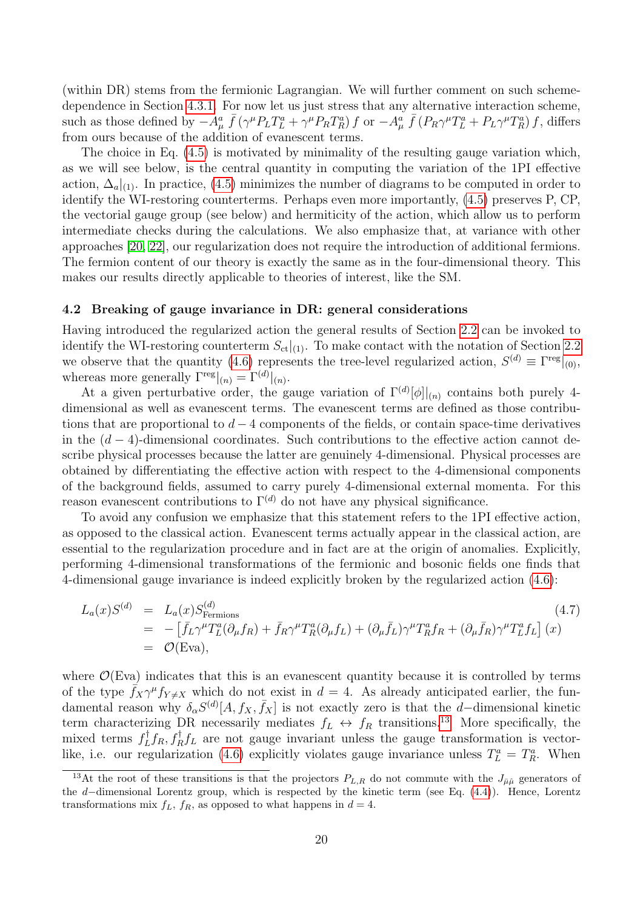(within DR) stems from the fermionic Lagrangian. We will further comment on such scheme-dependence in Section 4.3.1. For now let us just stress that any alternative interaction scheme, such as those defined by $-A^a_\mu\,\bar f\,(\gamma^\mu P_L T^a_L + \gamma^\mu P_R T^a_R)\,f$ or $-A^a_\mu\,\bar f\,(P_R\gamma^\mu T^a_L + P_L\gamma^\mu T^a_R)\,f$, differs from ours because of the addition of evanescent terms.

The choice in Eq. (4.5) is motivated by minimality of the resulting gauge variation which, as we will see below, is the central quantity in computing the variation of the 1PI effective action, $\Delta_a|_{(1)}$. In practice, (4.5) minimizes the number of diagrams to be computed in order to identify the WI-restoring counterterms. Perhaps even more importantly, (4.5) preserves P, CP, the vectorial gauge group (see below) and hermiticity of the action, which allow us to perform intermediate checks during the calculations. We also emphasize that, at variance with other approaches [20, 22], our regularization does not require the introduction of additional fermions. The fermion content of our theory is exactly the same as in the four-dimensional theory. This makes our results directly applicable to theories of interest, like the SM.

### 4.2 Breaking of gauge invariance in DR: general considerations

Having introduced the regularized action the general results of Section 2.2 can be invoked to identify the WI-restoring counterterm $S_{\rm ct}|_{(1)}$. To make contact with the notation of Section 2.2 we observe that the quantity (4.6) represents the tree-level regularized action, $S^{(d)} \equiv \Gamma^{\rm reg}|_{(0)}$, whereas more generally $\Gamma^{\rm reg}|_{(n)} = \Gamma^{(d)}|_{(n)}$.

At a given perturbative order, the gauge variation of $\Gamma^{(d)}[\phi]|_{(n)}$ contains both purely 4-dimensional as well as evanescent terms. The evanescent terms are defined as those contributions that are proportional to $d-4$ components of the fields, or contain space-time derivatives in the $(d-4)$-dimensional coordinates. Such contributions to the effective action cannot describe physical processes because the latter are genuinely 4-dimensional. Physical processes are obtained by differentiating the effective action with respect to the 4-dimensional components of the background fields, assumed to carry purely 4-dimensional external momenta. For this reason evanescent contributions to $\Gamma^{(d)}$ do not have any physical significance.

To avoid any confusion we emphasize that this statement refers to the 1PI effective action, as opposed to the classical action. Evanescent terms actually appear in the classical action, are essential to the regularization procedure and in fact are at the origin of anomalies. Explicitly, performing 4-dimensional transformations of the fermionic and bosonic fields one finds that 4-dimensional gauge invariance is indeed explicitly broken by the regularized action (4.6):

$$
\begin{aligned}
L_a(x)S^{(d)} &= L_a(x)S^{(d)}_{\rm Fermions} \\
&= -\left[\bar f_L\gamma^\mu T^a_L(\partial_\mu f_R) + \bar f_R\gamma^\mu T^a_R(\partial_\mu f_L) + (\partial_\mu \bar f_L)\gamma^\mu T^a_R f_R + (\partial_\mu \bar f_R)\gamma^\mu T^a_L f_L\right](x) \\
&= \mathcal{O}(\text{Eva}),
\end{aligned} \tag{4.7}
$$

where $\mathcal{O}(\text{Eva})$ indicates that this is an evanescent quantity because it is controlled by terms of the type $\bar f_X\gamma^\mu f_{Y\neq X}$ which do not exist in $d=4$. As already anticipated earlier, the fundamental reason why $\delta_\alpha S^{(d)}[A, f_X, \bar f_X]$ is not exactly zero is that the $d-$dimensional kinetic term characterizing DR necessarily mediates $f_L \leftrightarrow f_R$ transitions.[13] More specifically, the mixed terms $f_L^\dagger f_R, f_R^\dagger f_L$ are not gauge invariant unless the gauge transformation is vector-like, i.e. our regularization (4.6) explicitly violates gauge invariance unless $T^a_L = T^a_R$. When

[13] At the root of these transitions is that the projectors $P_{L,R}$ do not commute with the $J_{\bar\mu\hat\mu}$ generators of the $d-$dimensional Lorentz group, which is respected by the kinetic term (see Eq. (4.4)). Hence, Lorentz transformations mix $f_L$, $f_R$, as opposed to what happens in $d=4$.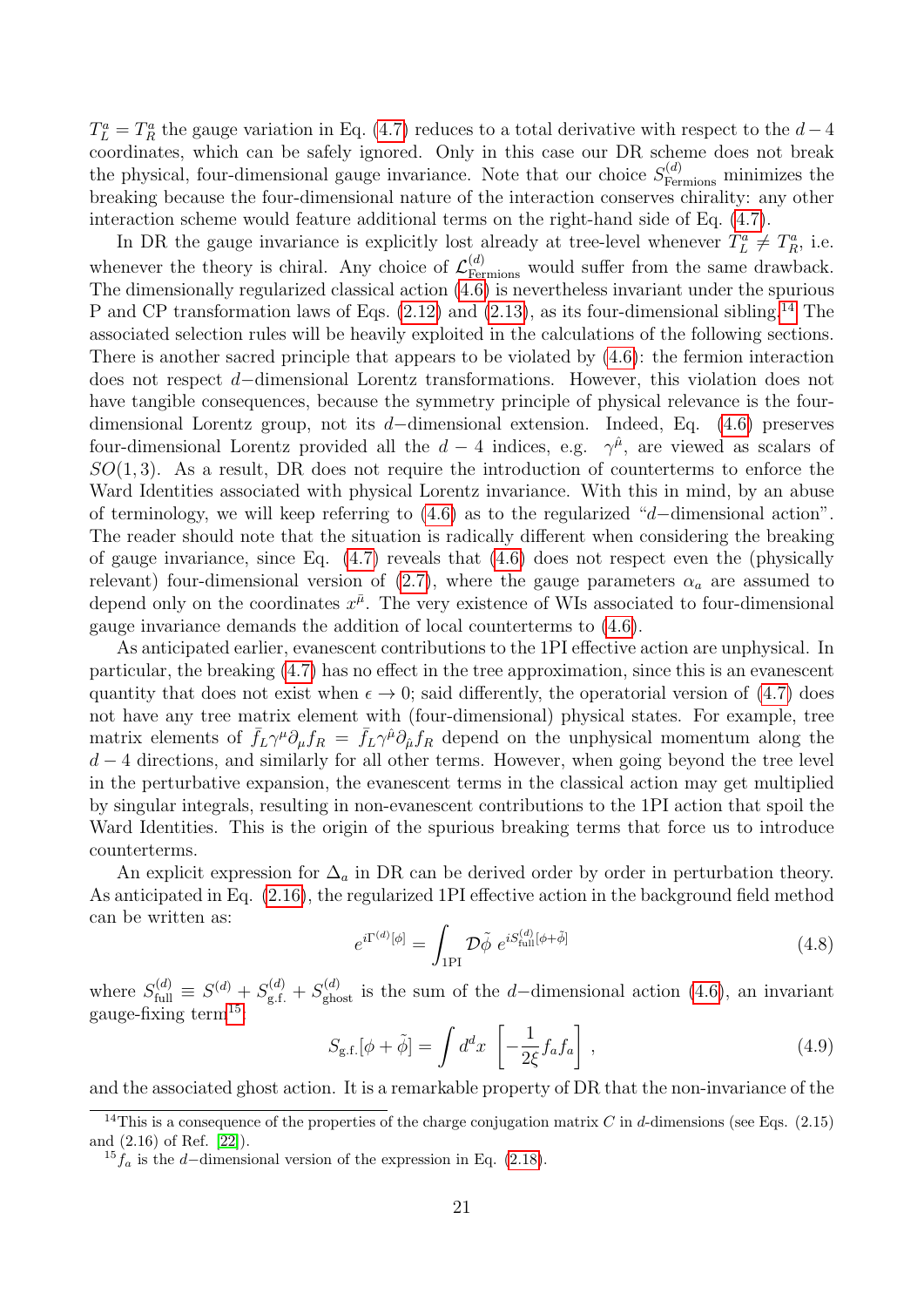$T^a_L = T^a_R$ the gauge variation in Eq. (4.7) reduces to a total derivative with respect to the $d-4$ coordinates, which can be safely ignored. Only in this case our DR scheme does not break the physical, four-dimensional gauge invariance. Note that our choice $S^{(d)}_{\rm Fermions}$ minimizes the breaking because the four-dimensional nature of the interaction conserves chirality: any other interaction scheme would feature additional terms on the right-hand side of Eq. (4.7).

In DR the gauge invariance is explicitly lost already at tree-level whenever $T^a_L \neq T^a_R$, i.e. whenever the theory is chiral. Any choice of $\mathcal{L}^{(d)}_{\rm Fermions}$ would suffer from the same drawback. The dimensionally regularized classical action (4.6) is nevertheless invariant under the spurious P and CP transformation laws of Eqs. (2.12) and (2.13), as its four-dimensional sibling.[14] The associated selection rules will be heavily exploited in the calculations of the following sections. There is another sacred principle that appears to be violated by (4.6): the fermion interaction does not respect $d-$dimensional Lorentz transformations. However, this violation does not have tangible consequences, because the symmetry principle of physical relevance is the four-dimensional Lorentz group, not its $d-$dimensional extension. Indeed, Eq. (4.6) preserves four-dimensional Lorentz provided all the $d-4$ indices, e.g. $\gamma^{\hat{\mu}}$, are viewed as scalars of $SO(1,3)$. As a result, DR does not require the introduction of counterterms to enforce the Ward Identities associated with physical Lorentz invariance. With this in mind, by an abuse of terminology, we will keep referring to (4.6) as to the regularized "$d-$dimensional action". The reader should note that the situation is radically different when considering the breaking of gauge invariance, since Eq. (4.7) reveals that (4.6) does not respect even the (physically relevant) four-dimensional version of (2.7), where the gauge parameters $\alpha_a$ are assumed to depend only on the coordinates $x^{\bar{\mu}}$. The very existence of WIs associated to four-dimensional gauge invariance demands the addition of local counterterms to (4.6).

As anticipated earlier, evanescent contributions to the 1PI effective action are unphysical. In particular, the breaking (4.7) has no effect in the tree approximation, since this is an evanescent quantity that does not exist when $\epsilon \to 0$; said differently, the operatorial version of (4.7) does not have any tree matrix element with (four-dimensional) physical states. For example, tree matrix elements of $\bar{f}_L\gamma^\mu\partial_\mu f_R = \bar{f}_L\gamma^{\hat{\mu}}\partial_{\hat{\mu}} f_R$ depend on the unphysical momentum along the $d-4$ directions, and similarly for all other terms. However, when going beyond the tree level in the perturbative expansion, the evanescent terms in the classical action may get multiplied by singular integrals, resulting in non-evanescent contributions to the 1PI action that spoil the Ward Identities. This is the origin of the spurious breaking terms that force us to introduce counterterms.

An explicit expression for $\Delta_a$ in DR can be derived order by order in perturbation theory. As anticipated in Eq. (2.16), the regularized 1PI effective action in the background field method can be written as:

$$
e^{i\Gamma^{(d)}[\phi]} = \int_{\rm 1PI} \mathcal{D}\tilde{\phi}\ e^{iS^{(d)}_{\rm full}[\phi+\tilde{\phi}]} \tag{4.8}
$$

where $S^{(d)}_{\rm full} \equiv S^{(d)} + S^{(d)}_{\rm g.f.} + S^{(d)}_{\rm ghost}$ is the sum of the $d-$dimensional action (4.6), an invariant gauge-fixing term[15]

$$
S_{\rm g.f.}[\phi+\tilde{\phi}] = \int d^dx\ \left[-\frac{1}{2\xi}f_a f_a\right], \tag{4.9}
$$

and the associated ghost action. It is a remarkable property of DR that the non-invariance of the

[14] This is a consequence of the properties of the charge conjugation matrix $C$ in $d$-dimensions (see Eqs. (2.15) and (2.16) of Ref. [22]).

[15] $f_a$ is the $d-$dimensional version of the expression in Eq. (2.18).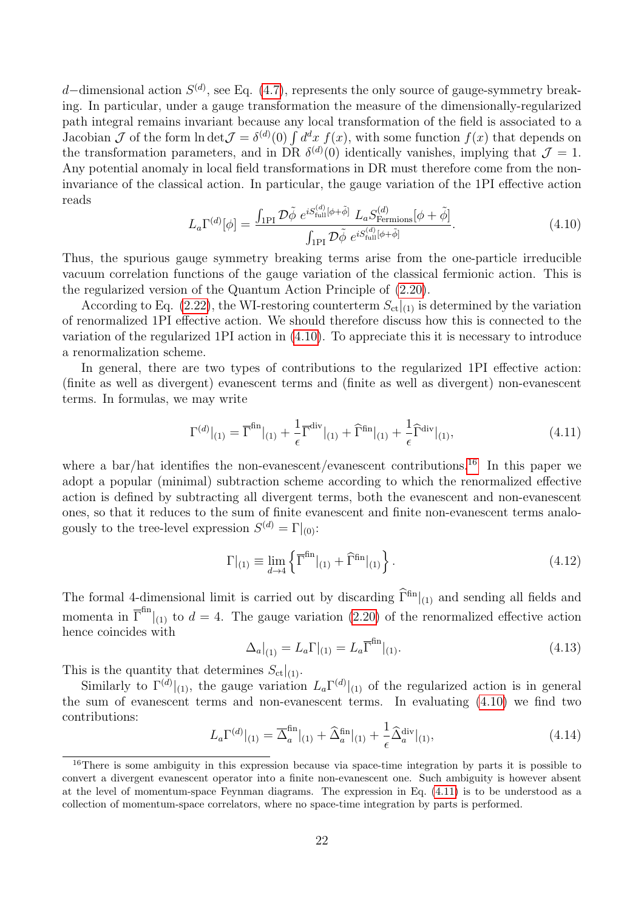$d-$dimensional action $S^{(d)}$, see Eq. (4.7), represents the only source of gauge-symmetry breaking. In particular, under a gauge transformation the measure of the dimensionally-regularized path integral remains invariant because any local transformation of the field is associated to a Jacobian $\mathcal{J}$ of the form $\ln\det\mathcal{J} = \delta^{(d)}(0)\int d^dx\ f(x)$, with some function $f(x)$ that depends on the transformation parameters, and in DR $\delta^{(d)}(0)$ identically vanishes, implying that $\mathcal{J}=1$. Any potential anomaly in local field transformations in DR must therefore come from the non-invariance of the classical action. In particular, the gauge variation of the 1PI effective action reads

$$L_a\Gamma^{(d)}[\phi] = \frac{\int_{\rm 1PI}\mathcal{D}\tilde{\phi}\ e^{iS^{(d)}_{\rm full}[\phi+\tilde{\phi}]}\ L_aS^{(d)}_{\rm Fermions}[\phi+\tilde{\phi}]}{\int_{\rm 1PI}\mathcal{D}\tilde{\phi}\ e^{iS^{(d)}_{\rm full}[\phi+\tilde{\phi}]}}. \tag{4.10}$$

Thus, the spurious gauge symmetry breaking terms arise from the one-particle irreducible vacuum correlation functions of the gauge variation of the classical fermionic action. This is the regularized version of the Quantum Action Principle of (2.20).

According to Eq. (2.22), the WI-restoring counterterm $S_{\rm ct}|_{(1)}$ is determined by the variation of renormalized 1PI effective action. We should therefore discuss how this is connected to the variation of the regularized 1PI action in (4.10). To appreciate this it is necessary to introduce a renormalization scheme.

In general, there are two types of contributions to the regularized 1PI effective action: (finite as well as divergent) evanescent terms and (finite as well as divergent) non-evanescent terms. In formulas, we may write

$$\Gamma^{(d)}|_{(1)} = \overline{\Gamma}^{\rm fin}|_{(1)} + \frac{1}{\epsilon}\overline{\Gamma}^{\rm div}|_{(1)} + \widehat{\Gamma}^{\rm fin}|_{(1)} + \frac{1}{\epsilon}\widehat{\Gamma}^{\rm div}|_{(1)}, \tag{4.11}$$

where a bar/hat identifies the non-evanescent/evanescent contributions.[16] In this paper we adopt a popular (minimal) subtraction scheme according to which the renormalized effective action is defined by subtracting all divergent terms, both the evanescent and non-evanescent ones, so that it reduces to the sum of finite evanescent and finite non-evanescent terms analogously to the tree-level expression $S^{(d)} = \Gamma|_{(0)}$:

$$\Gamma|_{(1)} \equiv \lim_{d\to 4}\left\{\overline{\Gamma}^{\rm fin}|_{(1)} + \widehat{\Gamma}^{\rm fin}|_{(1)}\right\}. \tag{4.12}$$

The formal 4-dimensional limit is carried out by discarding $\widehat{\Gamma}^{\rm fin}|_{(1)}$ and sending all fields and momenta in $\overline{\Gamma}^{\rm fin}|_{(1)}$ to $d=4$. The gauge variation (2.20) of the renormalized effective action hence coincides with

$$\Delta_a|_{(1)} = L_a\Gamma|_{(1)} = L_a\overline{\Gamma}^{\rm fin}|_{(1)}. \tag{4.13}$$

This is the quantity that determines $S_{\rm ct}|_{(1)}$.

Similarly to $\Gamma^{(d)}|_{(1)}$, the gauge variation $L_a\Gamma^{(d)}|_{(1)}$ of the regularized action is in general the sum of evanescent terms and non-evanescent terms. In evaluating (4.10) we find two contributions:

$$L_a\Gamma^{(d)}|_{(1)} = \overline{\Delta}^{\rm fin}_a|_{(1)} + \widehat{\Delta}^{\rm fin}_a|_{(1)} + \frac{1}{\epsilon}\widehat{\Delta}^{\rm div}_a|_{(1)}, \tag{4.14}$$

[16] There is some ambiguity in this expression because via space-time integration by parts it is possible to convert a divergent evanescent operator into a finite non-evanescent one. Such ambiguity is however absent at the level of momentum-space Feynman diagrams. The expression in Eq. (4.11) is to be understood as a collection of momentum-space correlators, where no space-time integration by parts is performed.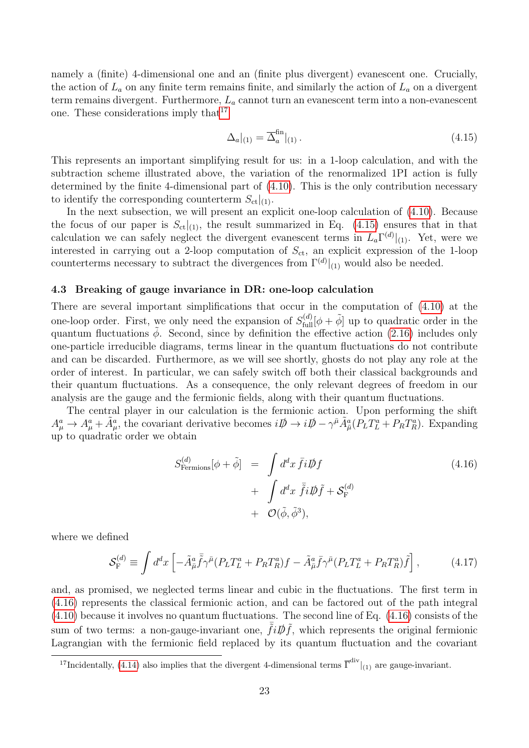namely a (finite) 4-dimensional one and an (finite plus divergent) evanescent one. Crucially, the action of $L_a$ on any finite term remains finite, and similarly the action of $L_a$ on a divergent term remains divergent. Furthermore, $L_a$ cannot turn an evanescent term into a non-evanescent one. These considerations imply that[17]

$$\Delta_a|_{(1)} = \overline{\Delta}_a^{\rm fin}|_{(1)} \,. \tag{4.15}$$

This represents an important simplifying result for us: in a 1-loop calculation, and with the subtraction scheme illustrated above, the variation of the renormalized 1PI action is fully determined by the finite 4-dimensional part of (4.10). This is the only contribution necessary to identify the corresponding counterterm $S_{\rm ct}|_{(1)}$.

In the next subsection, we will present an explicit one-loop calculation of (4.10). Because the focus of our paper is $S_{\rm ct}|_{(1)}$, the result summarized in Eq. (4.15) ensures that in that calculation we can safely neglect the divergent evanescent terms in $L_a\Gamma^{(d)}|_{(1)}$. Yet, were we interested in carrying out a 2-loop computation of $S_{\rm ct}$, an explicit expression of the 1-loop counterterms necessary to subtract the divergences from $\Gamma^{(d)}|_{(1)}$ would also be needed.

### 4.3 Breaking of gauge invariance in DR: one-loop calculation

There are several important simplifications that occur in the computation of (4.10) at the one-loop order. First, we only need the expansion of $S_{\rm full}^{(d)}[\phi+\tilde\phi]$ up to quadratic order in the quantum fluctuations $\tilde\phi$. Second, since by definition the effective action (2.16) includes only one-particle irreducible diagrams, terms linear in the quantum fluctuations do not contribute and can be discarded. Furthermore, as we will see shortly, ghosts do not play any role at the order of interest. In particular, we can safely switch off both their classical backgrounds and their quantum fluctuations. As a consequence, the only relevant degrees of freedom in our analysis are the gauge and the fermionic fields, along with their quantum fluctuations.

The central player in our calculation is the fermionic action. Upon performing the shift $A_\mu^a \to A_\mu^a + \tilde A_\mu^a$, the covariant derivative becomes $i\not{D} \to i\not{D} - \gamma^{\bar\mu}\tilde A^a_{\bar\mu}(P_L T^a_L + P_R T^a_R)$. Expanding up to quadratic order we obtain

$$\begin{aligned} S^{(d)}_{\rm Fermions}[\phi+\tilde\phi] &= \int d^dx\, \bar f i\not{D} f \\ &+ \int d^dx\, \bar{\tilde f} i\not{D}\tilde f + \mathcal{S}_{\rm F}^{(d)} \\ &+ \mathcal{O}(\tilde\phi,\tilde\phi^3), \end{aligned} \tag{4.16}$$

where we defined

$$\mathcal{S}_{\rm F}^{(d)} \equiv \int d^dx \left[-\tilde A^a_{\bar\mu}\bar{\tilde f}\gamma^{\bar\mu}(P_L T^a_L + P_R T^a_R) f - \tilde A^a_{\bar\mu}\bar f\gamma^{\bar\mu}(P_L T^a_L + P_R T^a_R)\tilde f\right], \tag{4.17}$$

and, as promised, we neglected terms linear and cubic in the fluctuations. The first term in (4.16) represents the classical fermionic action, and can be factored out of the path integral (4.10) because it involves no quantum fluctuations. The second line of Eq. (4.16) consists of the sum of two terms: a non-gauge-invariant one, $\bar{\tilde f} i\not{D}\tilde f$, which represents the original fermionic Lagrangian with the fermionic field replaced by its quantum fluctuation and the covariant

[17] Incidentally, (4.14) also implies that the divergent 4-dimensional terms $\overline{\Gamma}^{\rm div}|_{(1)}$ are gauge-invariant.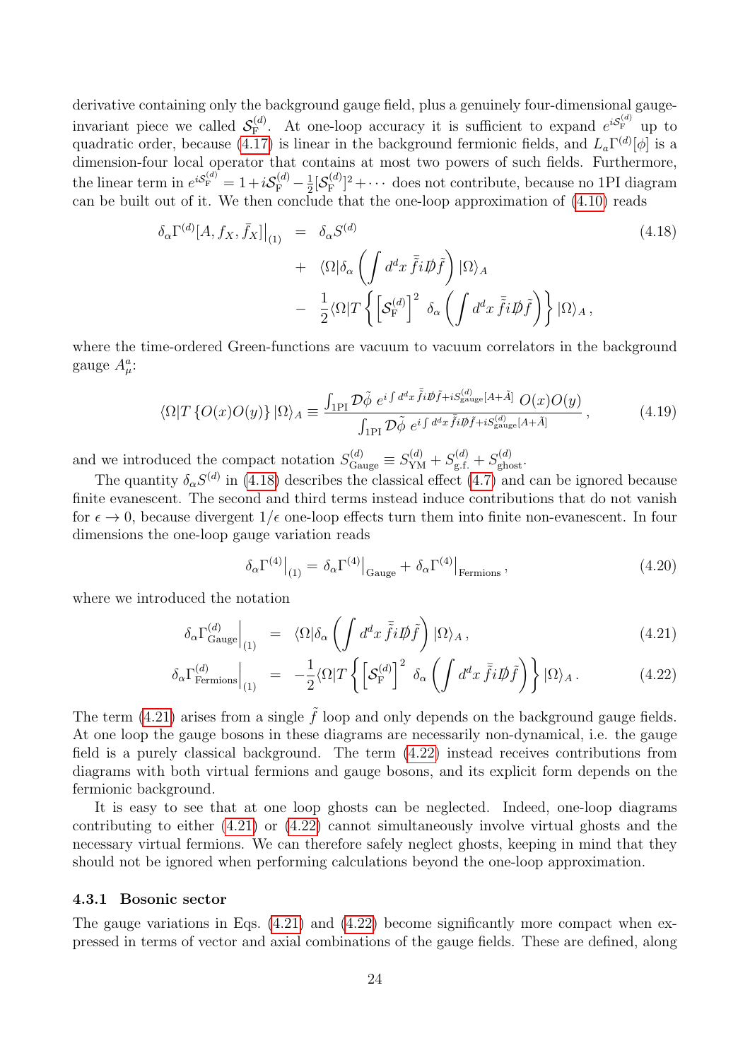derivative containing only the background gauge field, plus a genuinely four-dimensional gauge-invariant piece we called $\mathcal{S}_{\rm F}^{(d)}$. At one-loop accuracy it is sufficient to expand $e^{i\mathcal{S}_{\rm F}^{(d)}}$ up to quadratic order, because (4.17) is linear in the background fermionic fields, and $L_a\Gamma^{(d)}[\phi]$ is a dimension-four local operator that contains at most two powers of such fields. Furthermore, the linear term in $e^{i\mathcal{S}_{\rm F}^{(d)}} = 1 + i\mathcal{S}_{\rm F}^{(d)} - \frac{1}{2}[\mathcal{S}_{\rm F}^{(d)}]^2 + \cdots$ does not contribute, because no 1PI diagram can be built out of it. We then conclude that the one-loop approximation of (4.10) reads

$$
\begin{aligned}
\delta_\alpha \Gamma^{(d)}[A, f_X, \bar{f}_X]\big|_{(1)} &= \delta_\alpha S^{(d)} \\
&+ \langle \Omega | \delta_\alpha \left( \int d^dx\, \bar{\tilde{f}} i \not{D} \tilde{f} \right) |\Omega\rangle_A \\
&- \frac{1}{2} \langle \Omega | T \left\{ \left[ \mathcal{S}_{\rm F}^{(d)} \right]^2 \, \delta_\alpha \left( \int d^dx\, \bar{\tilde{f}} i \not{D} \tilde{f} \right) \right\} |\Omega\rangle_A ,
\end{aligned}
\tag{4.18}
$$

where the time-ordered Green-functions are vacuum to vacuum correlators in the background gauge $A_\mu^a$:

$$
\langle \Omega | T\{O(x)O(y)\} |\Omega\rangle_A \equiv \frac{\int_{\rm 1PI} \mathcal{D}\tilde{\phi}\; e^{i\int d^dx\, \bar{\tilde{f}} i\not{D}\tilde{f} + iS^{(d)}_{\rm gauge}[A+\tilde{A}]}\; O(x)O(y)}{\int_{\rm 1PI} \mathcal{D}\tilde{\phi}\; e^{i\int d^dx\, \bar{\tilde{f}} i\not{D}\tilde{f} + iS^{(d)}_{\rm gauge}[A+\tilde{A}]}} ,
\tag{4.19}
$$

and we introduced the compact notation $S^{(d)}_{\rm Gauge} \equiv S^{(d)}_{\rm YM} + S^{(d)}_{\rm g.f.} + S^{(d)}_{\rm ghost}$.

The quantity $\delta_\alpha S^{(d)}$ in (4.18) describes the classical effect (4.7) and can be ignored because finite evanescent. The second and third terms instead induce contributions that do not vanish for $\epsilon \to 0$, because divergent $1/\epsilon$ one-loop effects turn them into finite non-evanescent. In four dimensions the one-loop gauge variation reads

$$
\delta_\alpha \Gamma^{(4)}\big|_{(1)} = \delta_\alpha \Gamma^{(4)}\big|_{\rm Gauge} + \delta_\alpha \Gamma^{(4)}\big|_{\rm Fermions} ,
\tag{4.20}
$$

where we introduced the notation

$$
\delta_\alpha \Gamma^{(d)}_{\rm Gauge}\Big|_{(1)} = \langle \Omega | \delta_\alpha \left( \int d^dx\, \bar{\tilde{f}} i\not{D} \tilde{f} \right) |\Omega\rangle_A ,
\tag{4.21}
$$

$$
\delta_\alpha \Gamma^{(d)}_{\rm Fermions}\Big|_{(1)} = -\frac{1}{2} \langle \Omega | T \left\{ \left[ \mathcal{S}_{\rm F}^{(d)} \right]^2 \, \delta_\alpha \left( \int d^dx\, \bar{\tilde{f}} i\not{D} \tilde{f} \right) \right\} |\Omega\rangle_A .
\tag{4.22}
$$

The term (4.21) arises from a single $\tilde{f}$ loop and only depends on the background gauge fields. At one loop the gauge bosons in these diagrams are necessarily non-dynamical, i.e. the gauge field is a purely classical background. The term (4.22) instead receives contributions from diagrams with both virtual fermions and gauge bosons, and its explicit form depends on the fermionic background.

It is easy to see that at one loop ghosts can be neglected. Indeed, one-loop diagrams contributing to either (4.21) or (4.22) cannot simultaneously involve virtual ghosts and the necessary virtual fermions. We can therefore safely neglect ghosts, keeping in mind that they should not be ignored when performing calculations beyond the one-loop approximation.

### 4.3.1 Bosonic sector

The gauge variations in Eqs. (4.21) and (4.22) become significantly more compact when expressed in terms of vector and axial combinations of the gauge fields. These are defined, along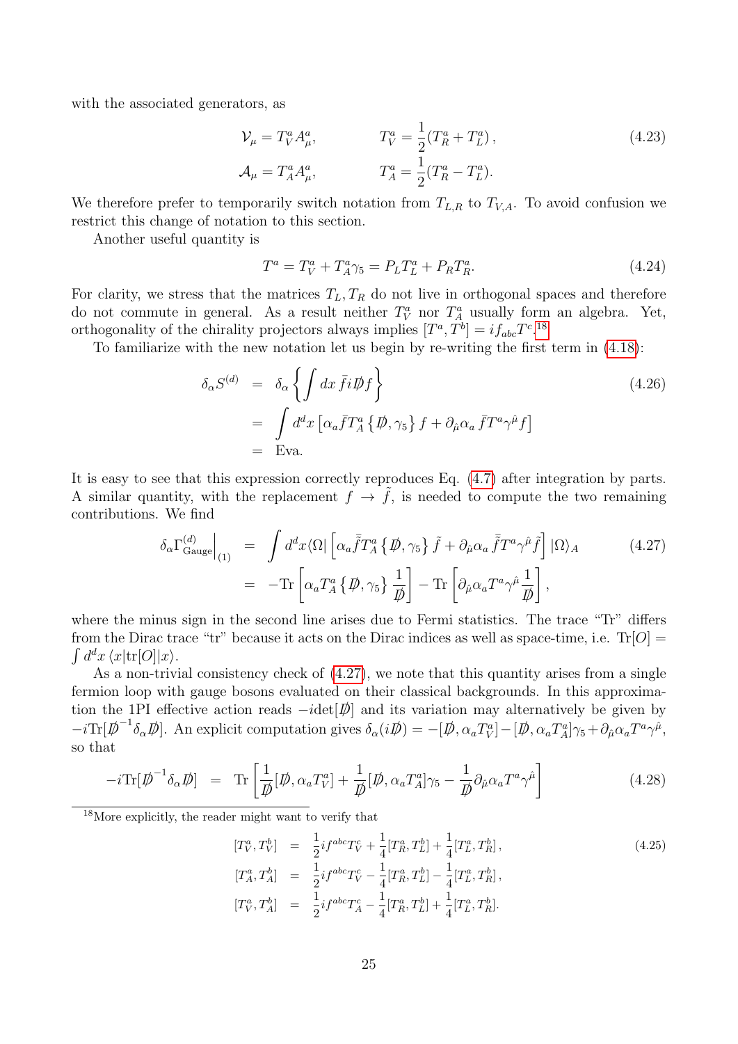with the associated generators, as

$$
\begin{aligned}
\mathcal{V}_\mu &= T_V^a A_\mu^a, \qquad & T_V^a &= \frac{1}{2}(T_R^a + T_L^a), \\
\mathcal{A}_\mu &= T_A^a A_\mu^a, \qquad & T_A^a &= \frac{1}{2}(T_R^a - T_L^a).
\end{aligned}
\tag{4.23}
$$

We therefore prefer to temporarily switch notation from $T_{L,R}$ to $T_{V,A}$. To avoid confusion we restrict this change of notation to this section.

Another useful quantity is

$$
T^a = T_V^a + T_A^a \gamma_5 = P_L T_L^a + P_R T_R^a. \tag{4.24}
$$

For clarity, we stress that the matrices $T_L, T_R$ do not live in orthogonal spaces and therefore do not commute in general. As a result neither $T_V^a$ nor $T_A^a$ usually form an algebra. Yet, orthogonality of the chirality projectors always implies $[T^a, T^b] = i f_{abc} T^c$.[18]

To familiarize with the new notation let us begin by re-writing the first term in (4.18):

$$
\begin{aligned}
\delta_\alpha S^{(d)} &= \delta_\alpha \left\{ \int dx\, \bar{f} i \not{D} f \right\} \\
&= \int d^d x \left[ \alpha_a \bar{f} T_A^a \left\{ \not{D}, \gamma_5 \right\} f + \partial_{\hat{\mu}} \alpha_a \, \bar{f} T^a \gamma^{\hat{\mu}} f \right] \\
&= \text{Eva}.
\end{aligned}
\tag{4.26}
$$

It is easy to see that this expression correctly reproduces Eq. (4.7) after integration by parts. A similar quantity, with the replacement $f \to \tilde{f}$, is needed to compute the two remaining contributions. We find

$$
\begin{aligned}
\delta_\alpha \Gamma_{\text{Gauge}}^{(d)}\Big|_{(1)} &= \int d^d x \langle \Omega | \left[ \alpha_a \bar{\tilde{f}} T_A^a \left\{ \not{D}, \gamma_5 \right\} \tilde{f} + \partial_{\hat{\mu}} \alpha_a \, \bar{\tilde{f}} T^a \gamma^{\hat{\mu}} \tilde{f} \right] | \Omega \rangle_A \\
&= -\text{Tr}\left[ \alpha_a T_A^a \left\{ \not{D}, \gamma_5 \right\} \frac{1}{\not{D}} \right] - \text{Tr}\left[ \partial_{\hat{\mu}} \alpha_a T^a \gamma^{\hat{\mu}} \frac{1}{\not{D}} \right],
\end{aligned}
\tag{4.27}
$$

where the minus sign in the second line arises due to Fermi statistics. The trace "Tr" differs from the Dirac trace "tr" because it acts on the Dirac indices as well as space-time, i.e. $\text{Tr}[O] = \int d^d x \, \langle x | \text{tr}[O] | x \rangle$.

As a non-trivial consistency check of (4.27), we note that this quantity arises from a single fermion loop with gauge bosons evaluated on their classical backgrounds. In this approximation the 1PI effective action reads $-i\det[\not{D}]$ and its variation may alternatively be given by $-i\text{Tr}[\not{D}^{-1} \delta_\alpha \not{D}]$. An explicit computation gives $\delta_\alpha(i\not{D}) = -[\not{D}, \alpha_a T_V^a] - [\not{D}, \alpha_a T_A^a]\gamma_5 + \partial_{\hat{\mu}} \alpha_a T^a \gamma^{\hat{\mu}}$, so that

$$
-i\text{Tr}[\not{D}^{-1} \delta_\alpha \not{D}] = \text{Tr}\left[ \frac{1}{\not{D}} [\not{D}, \alpha_a T_V^a] + \frac{1}{\not{D}} [\not{D}, \alpha_a T_A^a] \gamma_5 - \frac{1}{\not{D}} \partial_{\hat{\mu}} \alpha_a T^a \gamma^{\hat{\mu}} \right] \tag{4.28}
$$

---

[18] More explicitly, the reader might want to verify that

$$
\begin{aligned}
[T_V^a, T_V^b] &= \frac{1}{2} i f^{abc} T_V^c + \frac{1}{4} [T_R^a, T_L^b] + \frac{1}{4} [T_L^a, T_R^b], \\
[T_A^a, T_A^b] &= \frac{1}{2} i f^{abc} T_V^c - \frac{1}{4} [T_R^a, T_L^b] - \frac{1}{4} [T_L^a, T_R^b], \\
[T_V^a, T_A^b] &= \frac{1}{2} i f^{abc} T_A^c - \frac{1}{4} [T_R^a, T_L^b] + \frac{1}{4} [T_L^a, T_R^b].
\end{aligned}
\tag{4.25}
$$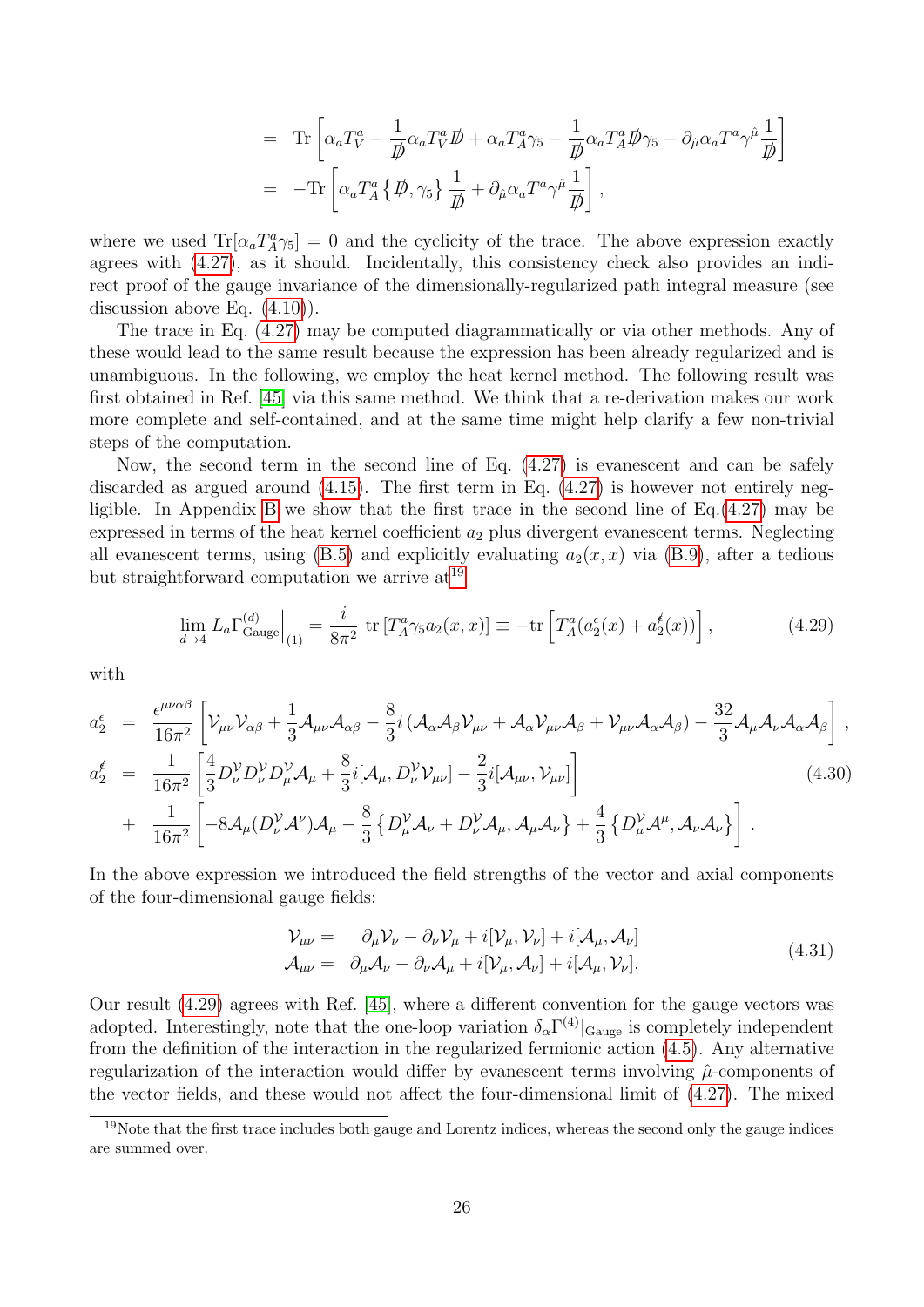$$
\begin{aligned}
&= \operatorname{Tr}\left[\alpha_a T_V^a - \frac{1}{\not{D}}\alpha_a T_V^a \not{D} + \alpha_a T_A^a \gamma_5 - \frac{1}{\not{D}}\alpha_a T_A^a \not{D}\gamma_5 - \partial_{\hat{\mu}}\alpha_a T^a \gamma^{\hat{\mu}}\frac{1}{\not{D}}\right] \\
&= -\operatorname{Tr}\left[\alpha_a T_A^a \left\{\not{D}, \gamma_5\right\}\frac{1}{\not{D}} + \partial_{\hat{\mu}}\alpha_a T^a \gamma^{\hat{\mu}}\frac{1}{\not{D}}\right],
\end{aligned}
$$

where we used $\operatorname{Tr}[\alpha_a T_A^a \gamma_5] = 0$ and the cyclicity of the trace. The above expression exactly agrees with (4.27), as it should. Incidentally, this consistency check also provides an indirect proof of the gauge invariance of the dimensionally-regularized path integral measure (see discussion above Eq. (4.10)).

The trace in Eq. (4.27) may be computed diagrammatically or via other methods. Any of these would lead to the same result because the expression has been already regularized and is unambiguous. In the following, we employ the heat kernel method. The following result was first obtained in Ref. [45] via this same method. We think that a re-derivation makes our work more complete and self-contained, and at the same time might help clarify a few non-trivial steps of the computation.

Now, the second term in the second line of Eq. (4.27) is evanescent and can be safely discarded as argued around (4.15). The first term in Eq. (4.27) is however not entirely negligible. In Appendix B we show that the first trace in the second line of Eq.(4.27) may be expressed in terms of the heat kernel coefficient $a_2$ plus divergent evanescent terms. Neglecting all evanescent terms, using (B.5) and explicitly evaluating $a_2(x,x)$ via (B.9), after a tedious but straightforward computation we arrive at[19]

$$
\lim_{d\to 4} L_a \Gamma^{(d)}_{\rm Gauge}\Big|_{(1)} = \frac{i}{8\pi^2}\,\operatorname{tr}\left[T_A^a \gamma_5 a_2(x,x)\right] \equiv -\operatorname{tr}\left[T_A^a (a_2^\epsilon(x) + a_2^{\not\epsilon}(x))\right], \tag{4.29}
$$

with

$$
\begin{aligned}
a_2^\epsilon &= \frac{\epsilon^{\mu\nu\alpha\beta}}{16\pi^2}\left[\mathcal{V}_{\mu\nu}\mathcal{V}_{\alpha\beta} + \frac{1}{3}\mathcal{A}_{\mu\nu}\mathcal{A}_{\alpha\beta} - \frac{8}{3}i\left(\mathcal{A}_\alpha\mathcal{A}_\beta\mathcal{V}_{\mu\nu} + \mathcal{A}_\alpha\mathcal{V}_{\mu\nu}\mathcal{A}_\beta + \mathcal{V}_{\mu\nu}\mathcal{A}_\alpha\mathcal{A}_\beta\right) - \frac{32}{3}\mathcal{A}_\mu\mathcal{A}_\nu\mathcal{A}_\alpha\mathcal{A}_\beta\right], \\
a_2^{\not\epsilon} &= \frac{1}{16\pi^2}\left[\frac{4}{3}D_\nu^{\mathcal{V}}D_\nu^{\mathcal{V}}D_\mu^{\mathcal{V}}\mathcal{A}_\mu + \frac{8}{3}i[\mathcal{A}_\mu, D_\nu^{\mathcal{V}}\mathcal{V}_{\mu\nu}] - \frac{2}{3}i[\mathcal{A}_{\mu\nu}, \mathcal{V}_{\mu\nu}]\right] \\
&+ \frac{1}{16\pi^2}\left[-8\mathcal{A}_\mu(D_\nu^{\mathcal{V}}\mathcal{A}^\nu)\mathcal{A}_\mu - \frac{8}{3}\left\{D_\mu^{\mathcal{V}}\mathcal{A}_\nu + D_\nu^{\mathcal{V}}\mathcal{A}_\mu, \mathcal{A}_\mu\mathcal{A}_\nu\right\} + \frac{4}{3}\left\{D_\mu^{\mathcal{V}}\mathcal{A}^\mu, \mathcal{A}_\nu\mathcal{A}_\nu\right\}\right].
\end{aligned} \tag{4.30}
$$

In the above expression we introduced the field strengths of the vector and axial components of the four-dimensional gauge fields:

$$
\begin{aligned}
\mathcal{V}_{\mu\nu} &= \partial_\mu\mathcal{V}_\nu - \partial_\nu\mathcal{V}_\mu + i[\mathcal{V}_\mu, \mathcal{V}_\nu] + i[\mathcal{A}_\mu, \mathcal{A}_\nu] \\
\mathcal{A}_{\mu\nu} &= \partial_\mu\mathcal{A}_\nu - \partial_\nu\mathcal{A}_\mu + i[\mathcal{V}_\mu, \mathcal{A}_\nu] + i[\mathcal{A}_\mu, \mathcal{V}_\nu].
\end{aligned} \tag{4.31}
$$

Our result (4.29) agrees with Ref. [45], where a different convention for the gauge vectors was adopted. Interestingly, note that the one-loop variation $\delta_\alpha\Gamma^{(4)}|_{\rm Gauge}$ is completely independent from the definition of the interaction in the regularized fermionic action (4.5). Any alternative regularization of the interaction would differ by evanescent terms involving $\hat{\mu}$-components of the vector fields, and these would not affect the four-dimensional limit of (4.27). The mixed

[19] Note that the first trace includes both gauge and Lorentz indices, whereas the second only the gauge indices are summed over.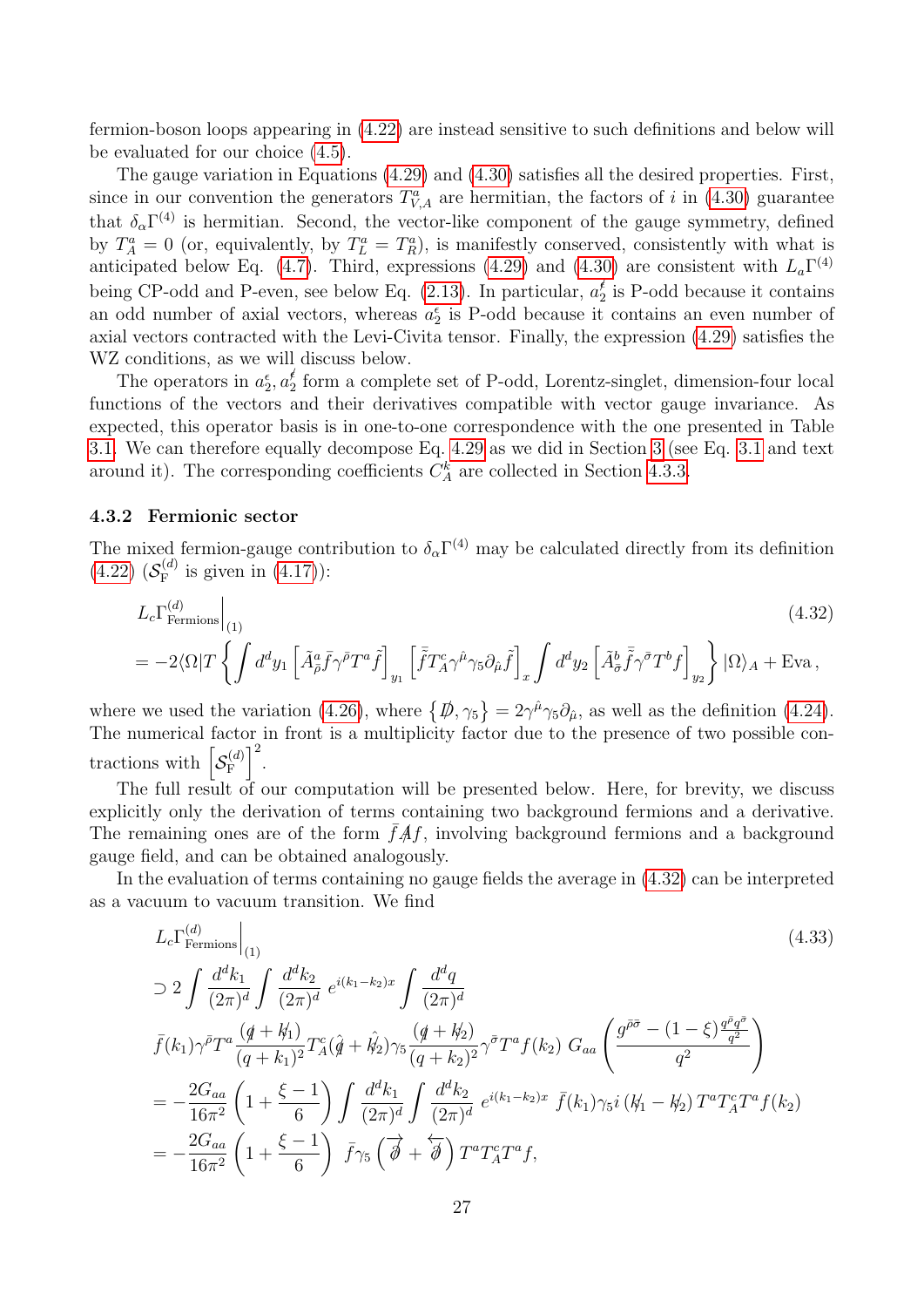fermion-boson loops appearing in (4.22) are instead sensitive to such definitions and below will be evaluated for our choice (4.5).

The gauge variation in Equations (4.29) and (4.30) satisfies all the desired properties. First, since in our convention the generators $T^a_{V,A}$ are hermitian, the factors of $i$ in (4.30) guarantee that $\delta_\alpha\Gamma^{(4)}$ is hermitian. Second, the vector-like component of the gauge symmetry, defined by $T^a_A = 0$ (or, equivalently, by $T^a_L = T^a_R$), is manifestly conserved, consistently with what is anticipated below Eq. (4.7). Third, expressions (4.29) and (4.30) are consistent with $L_a\Gamma^{(4)}$ being CP-odd and P-even, see below Eq. (2.13). In particular, $a_2^{\not\epsilon}$ is P-odd because it contains an odd number of axial vectors, whereas $a_2^\epsilon$ is P-odd because it contains an even number of axial vectors contracted with the Levi-Civita tensor. Finally, the expression (4.29) satisfies the WZ conditions, as we will discuss below.

The operators in $a_2^\epsilon, a_2^{\not\epsilon}$ form a complete set of P-odd, Lorentz-singlet, dimension-four local functions of the vectors and their derivatives compatible with vector gauge invariance. As expected, this operator basis is in one-to-one correspondence with the one presented in Table 3.1. We can therefore equally decompose Eq. 4.29 as we did in Section 3 (see Eq. 3.1 and text around it). The corresponding coefficients $C_A^k$ are collected in Section 4.3.3.

### 4.3.2 Fermionic sector

The mixed fermion-gauge contribution to $\delta_\alpha\Gamma^{(4)}$ may be calculated directly from its definition (4.22) ($\mathcal{S}_{\rm F}^{(d)}$ is given in (4.17)):

$$
\begin{aligned}
&L_c\Gamma^{(d)}_{\rm Fermions}\Big|_{(1)} \qquad\qquad (4.32)\\
&= -2\langle\Omega|T\left\{\int d^dy_1\left[\tilde{A}^a_{\bar\rho}\bar{f}\gamma^{\bar\rho}T^a\tilde{f}\right]_{y_1}\left[\bar{\tilde{f}}T^c_A\gamma^{\hat\mu}\gamma_5\partial_{\hat\mu}\tilde{f}\right]_x\int d^dy_2\left[\tilde{A}^b_{\bar\sigma}\bar{\tilde{f}}\gamma^{\bar\sigma}T^bf\right]_{y_2}\right\}|\Omega\rangle_A + \text{Eva}\,,
\end{aligned}
$$

where we used the variation (4.26), where $\{\not{D}, \gamma_5\} = 2\gamma^{\hat\mu}\gamma_5\partial_{\hat\mu}$, as well as the definition (4.24). The numerical factor in front is a multiplicity factor due to the presence of two possible contractions with $\left[\mathcal{S}_{\rm F}^{(d)}\right]^2$.

The full result of our computation will be presented below. Here, for brevity, we discuss explicitly only the derivation of terms containing two background fermions and a derivative. The remaining ones are of the form $\bar{f}\not{A}f$, involving background fermions and a background gauge field, and can be obtained analogously.

In the evaluation of terms containing no gauge fields the average in (4.32) can be interpreted as a vacuum to vacuum transition. We find

$$
\begin{aligned}
&L_c\Gamma^{(d)}_{\rm Fermions}\Big|_{(1)} \qquad\qquad (4.33)\\
&\supset 2\int\frac{d^dk_1}{(2\pi)^d}\int\frac{d^dk_2}{(2\pi)^d}\,e^{i(k_1-k_2)x}\int\frac{d^dq}{(2\pi)^d}\\
&\bar{f}(k_1)\gamma^{\bar\rho}T^a\frac{(\not{q}+\not{k}_1)}{(q+k_1)^2}T^c_A(\hat{\not{q}}+\hat{\not{k}}_2)\gamma_5\frac{(\not{q}+\not{k}_2)}{(q+k_2)^2}\gamma^{\bar\sigma}T^af(k_2)\;G_{aa}\left(\frac{g^{\bar\rho\bar\sigma}-(1-\xi)\frac{q^{\bar\rho}q^{\bar\sigma}}{q^2}}{q^2}\right)\\
&= -\frac{2G_{aa}}{16\pi^2}\left(1+\frac{\xi-1}{6}\right)\int\frac{d^dk_1}{(2\pi)^d}\int\frac{d^dk_2}{(2\pi)^d}\,e^{i(k_1-k_2)x}\;\bar{f}(k_1)\gamma_5 i\left(\not{k}_1-\not{k}_2\right)T^aT^c_AT^af(k_2)\\
&= -\frac{2G_{aa}}{16\pi^2}\left(1+\frac{\xi-1}{6}\right)\;\bar{f}\gamma_5\left(\overrightarrow{\not{\partial}}+\overleftarrow{\not{\partial}}\right)T^aT^c_AT^af,
\end{aligned}
$$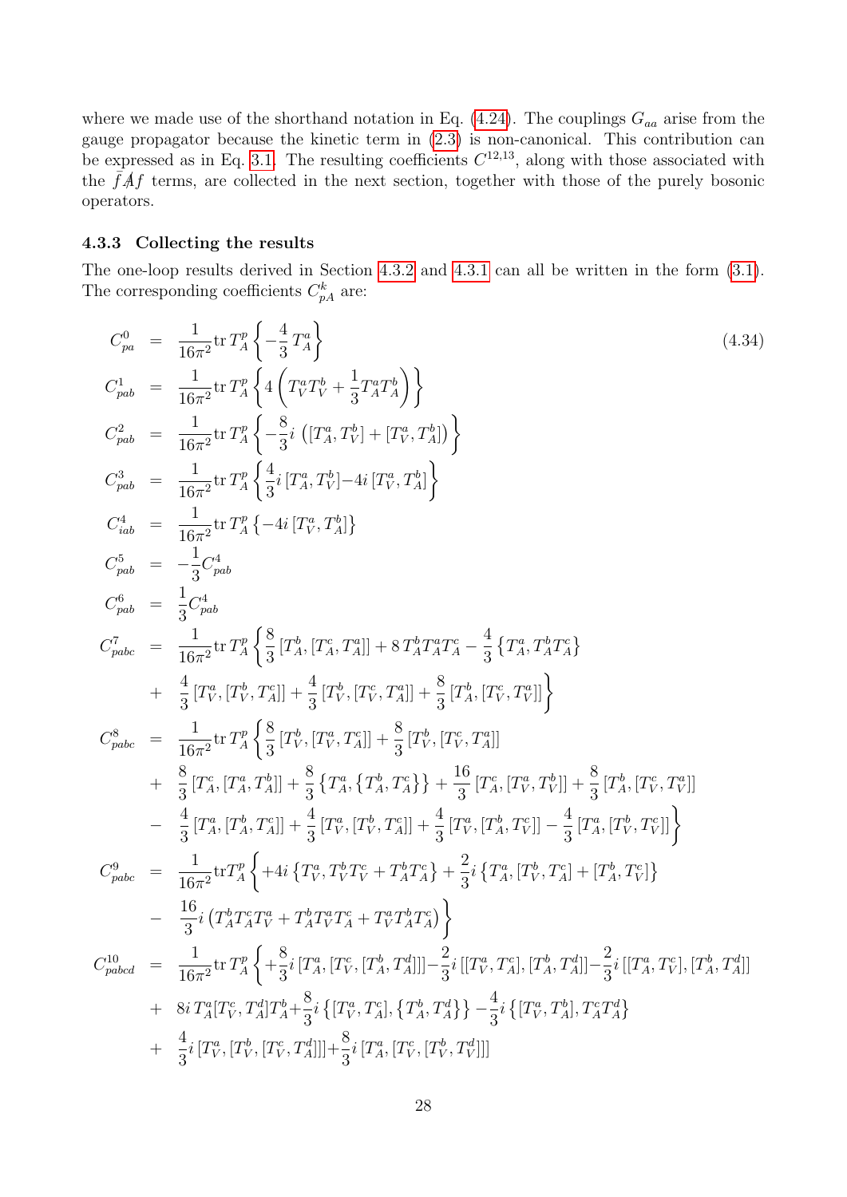where we made use of the shorthand notation in Eq. (4.24). The couplings $G_{aa}$ arise from the gauge propagator because the kinetic term in (2.3) is non-canonical. This contribution can be expressed as in Eq. 3.1. The resulting coefficients $C^{12,13}$, along with those associated with the $\bar{f}\not{A}f$ terms, are collected in the next section, together with those of the purely bosonic operators.

### 4.3.3 Collecting the results

The one-loop results derived in Section 4.3.2 and 4.3.1 can all be written in the form (3.1). The corresponding coefficients $C^k_{pA}$ are:

$$
\begin{aligned}
C^0_{pa} &= \frac{1}{16\pi^2}\mathrm{tr}\, T^p_A \left\{ -\frac{4}{3}\, T^a_A \right\} \qquad (4.34)\\
C^1_{pab} &= \frac{1}{16\pi^2}\mathrm{tr}\, T^p_A \left\{ 4\left( T^a_V T^b_V + \frac{1}{3} T^a_A T^b_A \right) \right\}\\
C^2_{pab} &= \frac{1}{16\pi^2}\mathrm{tr}\, T^p_A \left\{ -\frac{8}{3} i \left( [T^a_A, T^b_V] + [T^a_V, T^b_A] \right) \right\}\\
C^3_{pab} &= \frac{1}{16\pi^2}\mathrm{tr}\, T^p_A \left\{ \frac{4}{3} i\, [T^a_A, T^b_V] - 4i\, [T^a_V, T^b_A] \right\}\\
C^4_{iab} &= \frac{1}{16\pi^2}\mathrm{tr}\, T^p_A \left\{ -4i\, [T^a_V, T^b_A] \right\}\\
C^5_{pab} &= -\frac{1}{3} C^4_{pab}\\
C^6_{pab} &= \frac{1}{3} C^4_{pab}\\
C^7_{pabc} &= \frac{1}{16\pi^2}\mathrm{tr}\, T^p_A \left\{ \frac{8}{3}\, [T^b_A, [T^c_A, T^a_A]] + 8\, T^b_A T^a_A T^c_A - \frac{4}{3} \left\{ T^a_A, T^b_A T^c_A \right\} \right.\\
&+ \left. \frac{4}{3}\, [T^a_V, [T^b_V, T^c_A]] + \frac{4}{3}\, [T^b_V, [T^c_V, T^a_A]] + \frac{8}{3}\, [T^b_A, [T^c_V, T^a_V]] \right\}\\
C^8_{pabc} &= \frac{1}{16\pi^2}\mathrm{tr}\, T^p_A \left\{ \frac{8}{3}\, [T^b_V, [T^a_V, T^c_A]] + \frac{8}{3}\, [T^b_V, [T^c_V, T^a_A]] \right.\\
&+ \frac{8}{3}\, [T^c_A, [T^a_A, T^b_A]] + \frac{8}{3} \left\{ T^a_A, \left\{ T^b_A, T^c_A \right\} \right\} + \frac{16}{3}\, [T^c_A, [T^a_V, T^b_V]] + \frac{8}{3}\, [T^b_A, [T^c_V, T^a_V]]\\
&- \left. \frac{4}{3}\, [T^a_A, [T^b_A, T^c_A]] + \frac{4}{3}\, [T^a_V, [T^b_V, T^c_A]] + \frac{4}{3}\, [T^a_V, [T^b_A, T^c_V]] - \frac{4}{3}\, [T^a_A, [T^b_V, T^c_V]] \right\}\\
C^9_{pabc} &= \frac{1}{16\pi^2}\mathrm{tr} T^p_A \left\{ +4i \left\{ T^a_V, T^b_V T^c_V + T^b_A T^c_A \right\} + \frac{2}{3} i \left\{ T^a_A, [T^b_V, T^c_A] + [T^b_A, T^c_V] \right\} \right.\\
&- \left. \frac{16}{3} i \left( T^b_A T^c_A T^a_V + T^b_A T^a_V T^c_A + T^a_V T^b_A T^c_A \right) \right\}\\
C^{10}_{pabcd} &= \frac{1}{16\pi^2}\mathrm{tr}\, T^p_A \left\{ +\frac{8}{3} i\, [T^a_A, [T^c_V, [T^b_A, T^d_A]]] - \frac{2}{3} i\, [[T^a_V, T^c_A], [T^b_A, T^d_A]] - \frac{2}{3} i\, [[T^a_A, T^c_V], [T^b_A, T^d_A]] \right.\\
&+ 8i\, T^a_A [T^c_V, T^d_A] T^b_A + \frac{8}{3} i \left\{ [T^a_V, T^c_A], \left\{ T^b_A, T^d_A \right\} \right\} - \frac{4}{3} i \left\{ [T^a_V, T^b_A], T^c_A T^d_A \right\}\\
&+ \left. \frac{4}{3} i\, [T^a_V, [T^b_V, [T^c_V, T^d_A]]] + \frac{8}{3} i\, [T^a_A, [T^c_V, [T^b_V, T^d_V]]] \right.
\end{aligned}
$$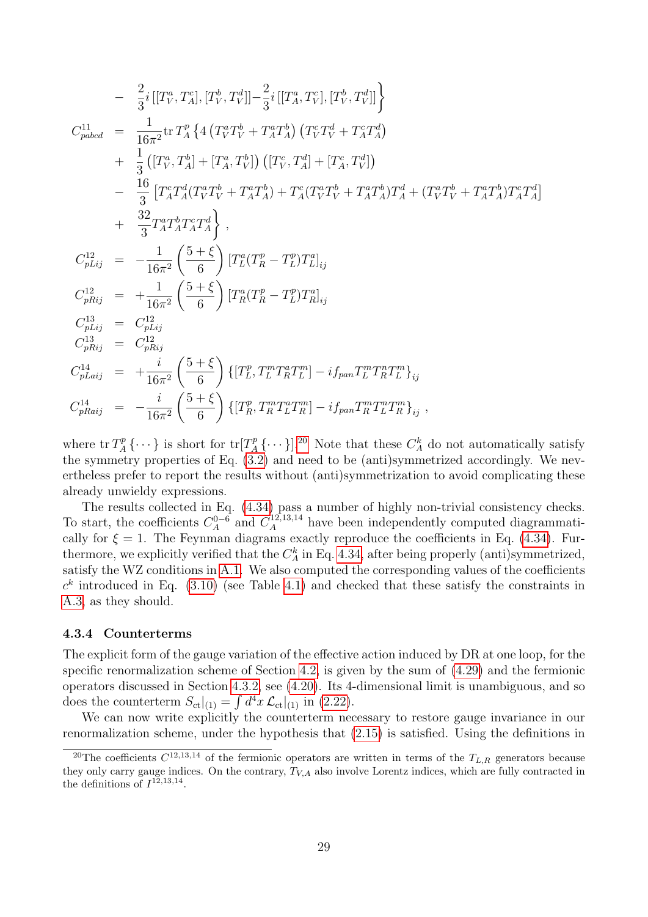$$
\begin{aligned}
& - \frac{2}{3} i \, [[T_V^a, T_A^c], [T_V^b, T_V^d]] - \frac{2}{3} i \, [[T_A^a, T_V^c], [T_V^b, T_V^d]] \Big\} \\
C_{pabcd}^{11} &= \frac{1}{16\pi^2} \mathrm{tr}\, T_A^p \left\{ 4 \left( T_V^a T_V^b + T_A^a T_A^b \right) \left( T_V^c T_V^d + T_A^c T_A^d \right) \right. \\
&+ \frac{1}{3} \left( [T_V^a, T_A^b] + [T_A^a, T_V^b] \right) \left( [T_V^c, T_A^d] + [T_A^c, T_V^d] \right) \\
&- \frac{16}{3} \left[ T_A^c T_A^d (T_V^a T_V^b + T_A^a T_A^b) + T_A^c (T_V^a T_V^b + T_A^a T_A^b) T_A^d + (T_V^a T_V^b + T_A^a T_A^b) T_A^c T_A^d \right] \\
&+ \left. \frac{32}{3} T_A^a T_A^b T_A^c T_A^d \right\} , \\
C_{pLij}^{12} &= -\frac{1}{16\pi^2} \left( \frac{5+\xi}{6} \right) [T_L^a (T_R^p - T_L^p) T_L^a]_{ij} \\
C_{pRij}^{12} &= +\frac{1}{16\pi^2} \left( \frac{5+\xi}{6} \right) [T_R^a (T_R^p - T_L^p) T_R^a]_{ij} \\
C_{pLij}^{13} &= C_{pLij}^{12} \\
C_{pRij}^{13} &= C_{pRij}^{12} \\
C_{pLaij}^{14} &= +\frac{i}{16\pi^2} \left( \frac{5+\xi}{6} \right) \{ [T_L^p, T_L^m T_R^a T_L^m] - i f_{pan} T_L^m T_R^n T_L^m \}_{ij} \\
C_{pRaij}^{14} &= -\frac{i}{16\pi^2} \left( \frac{5+\xi}{6} \right) \{ [T_R^p, T_R^m T_L^a T_R^m] - i f_{pan} T_R^m T_L^n T_R^m \}_{ij} ,
\end{aligned}
$$

where $\mathrm{tr}\, T_A^p \{\cdots\}$ is short for $\mathrm{tr}[T_A^p \{\cdots\}]$.[20] Note that these $C_A^k$ do not automatically satisfy the symmetry properties of Eq. (3.2) and need to be (anti)symmetrized accordingly. We nevertheless prefer to report the results without (anti)symmetrization to avoid complicating these already unwieldy expressions.

The results collected in Eq. (4.34) pass a number of highly non-trivial consistency checks. To start, the coefficients $C_A^{0-6}$ and $C_A^{12,13,14}$ have been independently computed diagrammatically for $\xi = 1$. The Feynman diagrams exactly reproduce the coefficients in Eq. (4.34). Furthermore, we explicitly verified that the $C_A^k$ in Eq. 4.34, after being properly (anti)symmetrized, satisfy the WZ conditions in A.1. We also computed the corresponding values of the coefficients $c^k$ introduced in Eq. (3.10) (see Table 4.1) and checked that these satisfy the constraints in A.3, as they should.

### 4.3.4 Counterterms

The explicit form of the gauge variation of the effective action induced by DR at one loop, for the specific renormalization scheme of Section 4.2, is given by the sum of (4.29) and the fermionic operators discussed in Section 4.3.2, see (4.20). Its 4-dimensional limit is unambiguous, and so does the counterterm $S_{\rm ct}|_{(1)} = \int d^4x \, \mathcal{L}_{\rm ct}|_{(1)}$ in (2.22).

We can now write explicitly the counterterm necessary to restore gauge invariance in our renormalization scheme, under the hypothesis that (2.15) is satisfied. Using the definitions in

[20] The coefficients $C^{12,13,14}$ of the fermionic operators are written in terms of the $T_{L,R}$ generators because they only carry gauge indices. On the contrary, $T_{V,A}$ also involve Lorentz indices, which are fully contracted in the definitions of $I^{12,13,14}$.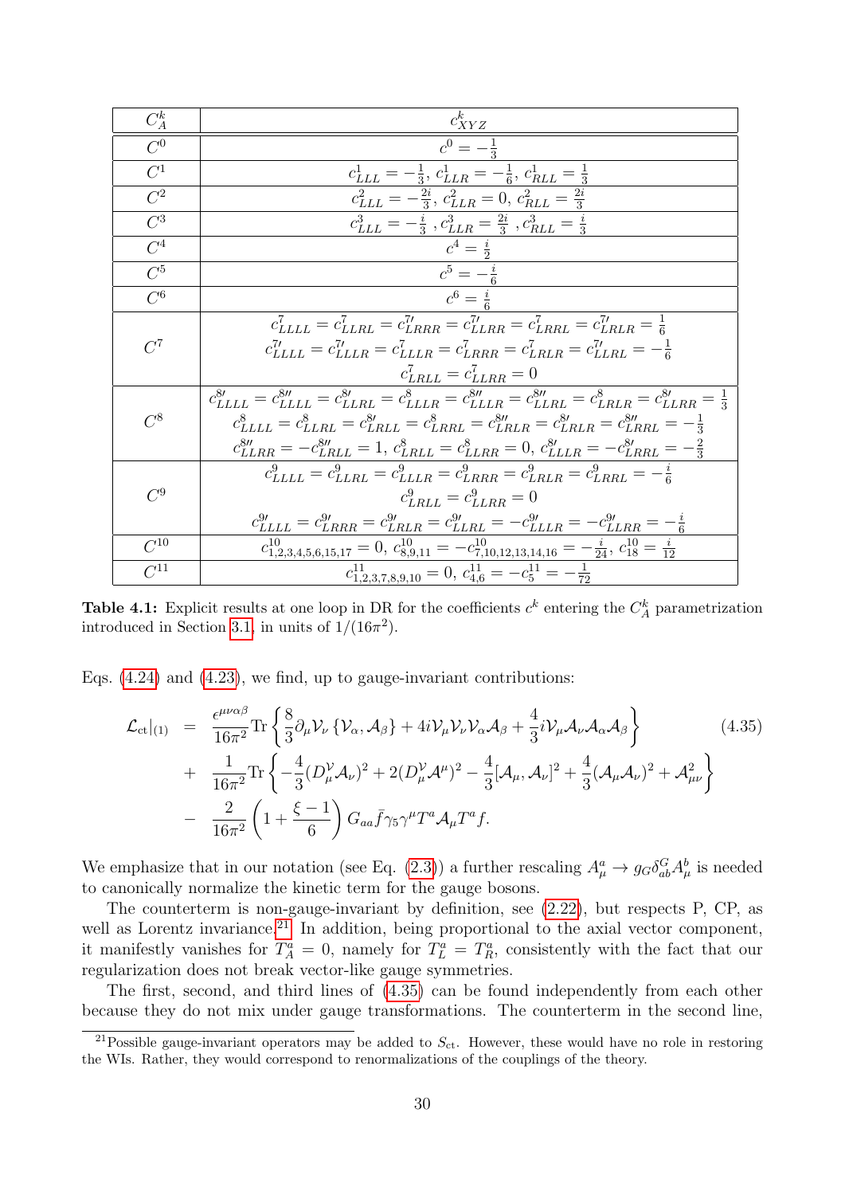| $C_A^k$ | $c_{XYZ}^k$ |
| --- | --- |
| $C^0$ | $c^0 = -\frac{1}{3}$ |
| $C^1$ | $c_{LLL}^1 = -\frac{1}{3}$, $c_{LLR}^1 = -\frac{1}{6}$, $c_{RLL}^1 = \frac{1}{3}$ |
| $C^2$ | $c_{LLL}^2 = -\frac{2i}{3}$, $c_{LLR}^2 = 0$, $c_{RLL}^2 = \frac{2i}{3}$ |
| $C^3$ | $c_{LLL}^3 = -\frac{i}{3}$ , $c_{LLR}^3 = \frac{2i}{3}$ , $c_{RLL}^3 = \frac{i}{3}$ |
| $C^4$ | $c^4 = \frac{i}{2}$ |
| $C^5$ | $c^5 = -\frac{i}{6}$ |
| $C^6$ | $c^6 = \frac{i}{6}$ |
| $C^7$ | $c_{LLLL}^7 = c_{LLRL}^7 = c_{LRRR}^{7\prime} = c_{LLRR}^{7\prime} = c_{LRRL}^7 = c_{LRLR}^{7\prime} = \frac{1}{6}$ <br> $c_{LLLL}^{7\prime} = c_{LLLR}^{7\prime} = c_{LLLR}^7 = c_{LRRR}^7 = c_{LRLR}^7 = c_{LRLL}^{7\prime} = -\frac{1}{6}$ <br> $c_{LRLL}^7 = c_{LLRR}^7 = 0$ |
| $C^8$ | $c_{LLLL}^{8\prime} = c_{LLLL}^{8\prime\prime} = c_{LLRL}^{8\prime} = c_{LLLR}^8 = c_{LLLR}^{8\prime\prime} = c_{LLRL}^{8\prime\prime} = c_{LRLR}^8 = c_{LLRR}^{8\prime} = \frac{1}{3}$ <br> $c_{LLLL}^8 = c_{LLRL}^8 = c_{LRLL}^{8\prime} = c_{LRRL}^8 = c_{LRLR}^{8\prime\prime} = c_{LRLR}^{8\prime} = c_{LRRL}^{8\prime\prime} = -\frac{1}{3}$ <br> $c_{LLRR}^{8\prime\prime} = -c_{LRLL}^{8\prime\prime} = 1$, $c_{LRLL}^8 = c_{LLRR}^8 = 0$, $c_{LLLR}^{8\prime} = -c_{LRRL}^{8\prime} = -\frac{2}{3}$ |
| $C^9$ | $c_{LLLL}^9 = c_{LLRL}^9 = c_{LLLR}^9 = c_{LRRR}^9 = c_{LRLR}^9 = c_{LRRL}^9 = -\frac{i}{6}$ <br> $c_{LRLL}^9 = c_{LLRR}^9 = 0$ <br> $c_{LLLL}^{9\prime} = c_{LRRR}^{9\prime} = c_{LRLR}^{9\prime} = c_{LRLL}^{9\prime} = -c_{LLLR}^{9\prime} = -c_{LLRR}^{9\prime} = -\frac{i}{6}$ |
| $C^{10}$ | $c_{1,2,3,4,5,6,15,17}^{10} = 0$, $c_{8,9,11}^{10} = -c_{7,10,12,13,14,16}^{10} = -\frac{i}{24}$, $c_{18}^{10} = \frac{i}{12}$ |
| $C^{11}$ | $c_{1,2,3,7,8,9,10}^{11} = 0$, $c_{4,6}^{11} = -c_5^{11} = -\frac{1}{72}$ |

**Table 4.1:** Explicit results at one loop in DR for the coefficients $c^k$ entering the $C_A^k$ parametrization introduced in Section 3.1, in units of $1/(16\pi^2)$.

Eqs. (4.24) and (4.23), we find, up to gauge-invariant contributions:

$$
\begin{aligned}
\mathcal{L}_{\rm ct}|_{(1)} \;=\;& \frac{\epsilon^{\mu\nu\alpha\beta}}{16\pi^2}\mathrm{Tr}\left\{\frac{8}{3}\partial_\mu\mathcal{V}_\nu\left\{\mathcal{V}_\alpha,\mathcal{A}_\beta\right\} + 4i\mathcal{V}_\mu\mathcal{V}_\nu\mathcal{V}_\alpha\mathcal{A}_\beta + \frac{4}{3}i\mathcal{V}_\mu\mathcal{A}_\nu\mathcal{A}_\alpha\mathcal{A}_\beta\right\} \\
&+\; \frac{1}{16\pi^2}\mathrm{Tr}\left\{-\frac{4}{3}(D_\mu^{\mathcal{V}}\mathcal{A}_\nu)^2 + 2(D_\mu^{\mathcal{V}}\mathcal{A}^\mu)^2 - \frac{4}{3}[\mathcal{A}_\mu,\mathcal{A}_\nu]^2 + \frac{4}{3}(\mathcal{A}_\mu\mathcal{A}_\nu)^2 + \mathcal{A}_{\mu\nu}^2\right\} \\
&-\; \frac{2}{16\pi^2}\left(1+\frac{\xi-1}{6}\right)G_{aa}\bar{f}\gamma_5\gamma^\mu T^a\mathcal{A}_\mu T^a f.
\end{aligned}
\tag{4.35}
$$

We emphasize that in our notation (see Eq. (2.3)) a further rescaling $A_\mu^a \to g_G\delta_{ab}^G A_\mu^b$ is needed to canonically normalize the kinetic term for the gauge bosons.

The counterterm is non-gauge-invariant by definition, see (2.22), but respects P, CP, as well as Lorentz invariance.[21] In addition, being proportional to the axial vector component, it manifestly vanishes for $T_A^a = 0$, namely for $T_L^a = T_R^a$, consistently with the fact that our regularization does not break vector-like gauge symmetries.

The first, second, and third lines of (4.35) can be found independently from each other because they do not mix under gauge transformations. The counterterm in the second line,

[21] Possible gauge-invariant operators may be added to $S_{\rm ct}$. However, these would have no role in restoring the WIs. Rather, they would correspond to renormalizations of the couplings of the theory.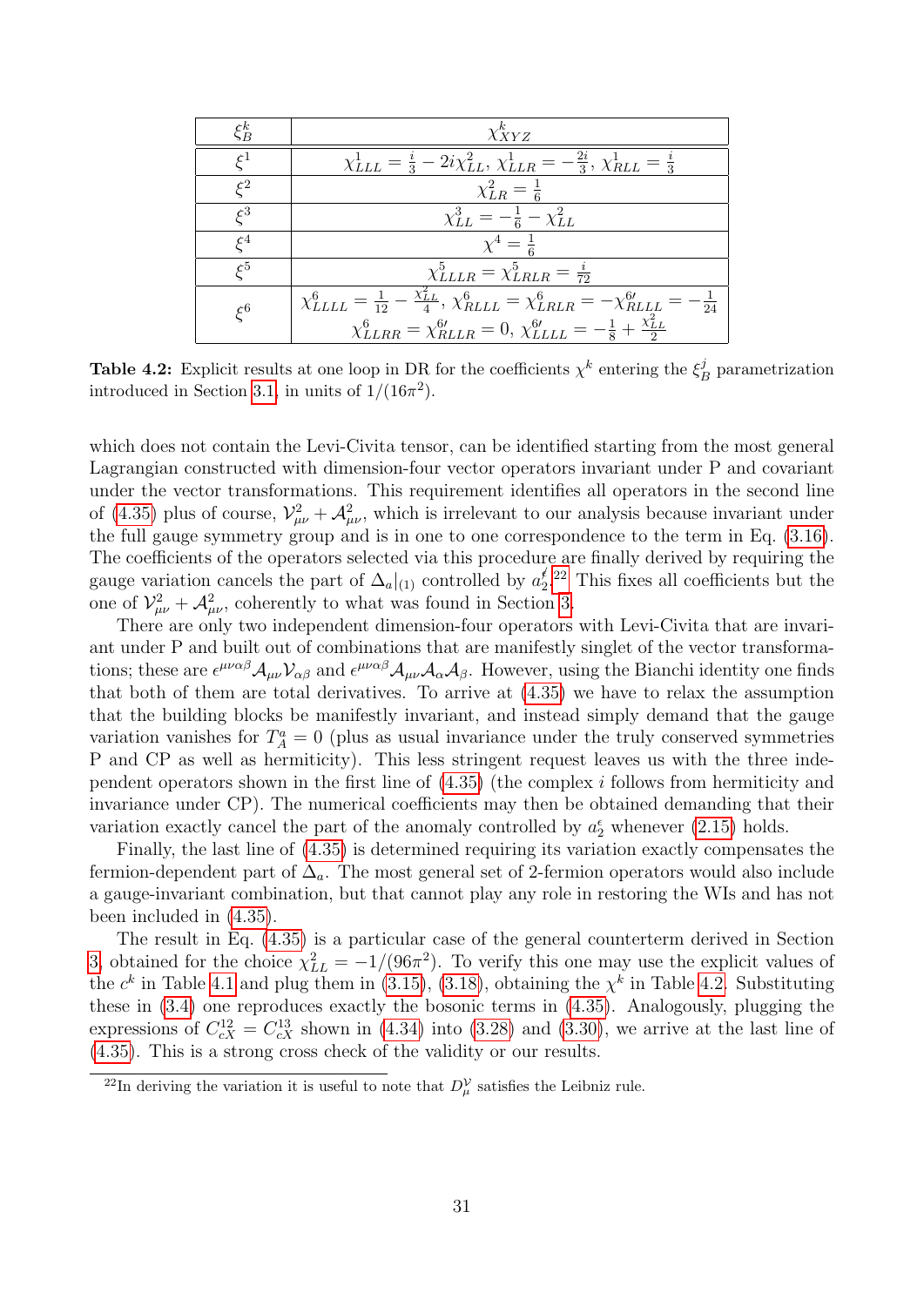| $\xi_B^k$ | $\chi_{XYZ}^k$ |
|---|---|
| $\xi^1$ | $\chi_{LLL}^1 = \frac{i}{3} - 2i\chi_{LL}^2$, $\chi_{LLR}^1 = -\frac{2i}{3}$, $\chi_{RLL}^1 = \frac{i}{3}$ |
| $\xi^2$ | $\chi_{LR}^2 = \frac{1}{6}$ |
| $\xi^3$ | $\chi_{LL}^3 = -\frac{1}{6} - \chi_{LL}^2$ |
| $\xi^4$ | $\chi^4 = \frac{1}{6}$ |
| $\xi^5$ | $\chi_{LLLR}^5 = \chi_{LRLR}^5 = \frac{i}{72}$ |
| $\xi^6$ | $\chi_{LLLL}^6 = \frac{1}{12} - \frac{\chi_{LL}^2}{4}$, $\chi_{RLLL}^6 = \chi_{LRLR}^6 = -\chi_{RLLL}^{6\prime} = -\frac{1}{24}$ $\chi_{LLRR}^6 = \chi_{RLLR}^{6\prime} = 0$, $\chi_{LLLL}^{6\prime} = -\frac{1}{8} + \frac{\chi_{LL}^2}{2}$ |

**Table 4.2:** Explicit results at one loop in DR for the coefficients $\chi^k$ entering the $\xi_B^j$ parametrization introduced in Section 3.1, in units of $1/(16\pi^2)$.

which does not contain the Levi-Civita tensor, can be identified starting from the most general Lagrangian constructed with dimension-four vector operators invariant under P and covariant under the vector transformations. This requirement identifies all operators in the second line of (4.35) plus of course, $\mathcal{V}_{\mu\nu}^2 + \mathcal{A}_{\mu\nu}^2$, which is irrelevant to our analysis because invariant under the full gauge symmetry group and is in one to one correspondence to the term in Eq. (3.16). The coefficients of the operators selected via this procedure are finally derived by requiring the gauge variation cancels the part of $\Delta_a|_{(1)}$ controlled by $a_2^\ell$.[22] This fixes all coefficients but the one of $\mathcal{V}_{\mu\nu}^2 + \mathcal{A}_{\mu\nu}^2$, coherently to what was found in Section 3.

There are only two independent dimension-four operators with Levi-Civita that are invariant under P and built out of combinations that are manifestly singlet of the vector transformations; these are $\epsilon^{\mu\nu\alpha\beta}\mathcal{A}_{\mu\nu}\mathcal{V}_{\alpha\beta}$ and $\epsilon^{\mu\nu\alpha\beta}\mathcal{A}_{\mu\nu}\mathcal{A}_\alpha\mathcal{A}_\beta$. However, using the Bianchi identity one finds that both of them are total derivatives. To arrive at (4.35) we have to relax the assumption that the building blocks be manifestly invariant, and instead simply demand that the gauge variation vanishes for $T_A^a = 0$ (plus as usual invariance under the truly conserved symmetries P and CP as well as hermiticity). This less stringent request leaves us with the three independent operators shown in the first line of (4.35) (the complex $i$ follows from hermiticity and invariance under CP). The numerical coefficients may then be obtained demanding that their variation exactly cancel the part of the anomaly controlled by $a_2^\epsilon$ whenever (2.15) holds.

Finally, the last line of (4.35) is determined requiring its variation exactly compensates the fermion-dependent part of $\Delta_a$. The most general set of 2-fermion operators would also include a gauge-invariant combination, but that cannot play any role in restoring the WIs and has not been included in (4.35).

The result in Eq. (4.35) is a particular case of the general counterterm derived in Section 3, obtained for the choice $\chi_{LL}^2 = -1/(96\pi^2)$. To verify this one may use the explicit values of the $c^k$ in Table 4.1 and plug them in (3.15), (3.18), obtaining the $\chi^k$ in Table 4.2. Substituting these in (3.4) one reproduces exactly the bosonic terms in (4.35). Analogously, plugging the expressions of $C_{cX}^{12} = C_{cX}^{13}$ shown in (4.34) into (3.28) and (3.30), we arrive at the last line of (4.35). This is a strong cross check of the validity or our results.

[22] In deriving the variation it is useful to note that $D_\mu^\mathcal{V}$ satisfies the Leibniz rule.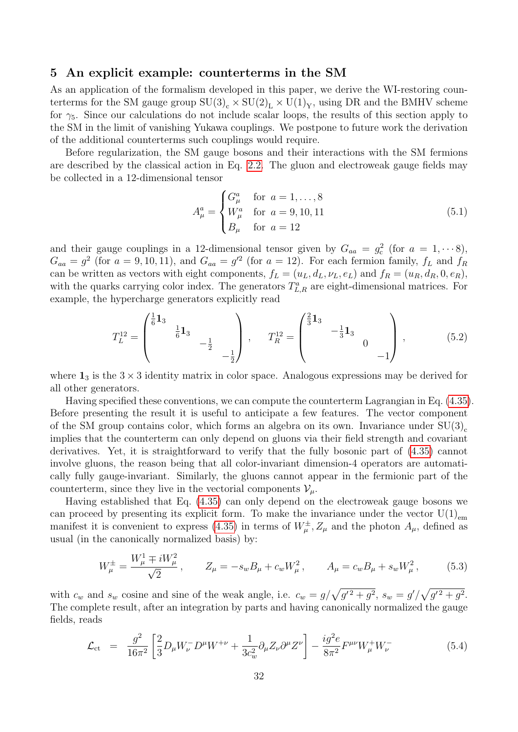## 5 An explicit example: counterterms in the SM

As an application of the formalism developed in this paper, we derive the WI-restoring counterterms for the SM gauge group $\mathrm{SU}(3)_\mathrm{c} \times \mathrm{SU}(2)_\mathrm{L} \times \mathrm{U}(1)_\mathrm{Y}$, using DR and the BMHV scheme for $\gamma_5$. Since our calculations do not include scalar loops, the results of this section apply to the SM in the limit of vanishing Yukawa couplings. We postpone to future work the derivation of the additional counterterms such couplings would require.

Before regularization, the SM gauge bosons and their interactions with the SM fermions are described by the classical action in Eq. 2.2. The gluon and electroweak gauge fields may be collected in a 12-dimensional tensor

$$A^a_\mu = \begin{cases} G^a_\mu & \text{for } a = 1, \ldots, 8 \\ W^a_\mu & \text{for } a = 9, 10, 11 \\ B_\mu & \text{for } a = 12 \end{cases} \tag{5.1}$$

and their gauge couplings in a 12-dimensional tensor given by $G_{aa} = g_c^2$ (for $a = 1, \cdots 8$), $G_{aa} = g^2$ (for $a = 9, 10, 11$), and $G_{aa} = g'^2$ (for $a = 12$). For each fermion family, $f_L$ and $f_R$ can be written as vectors with eight components, $f_L = (u_L, d_L, \nu_L, e_L)$ and $f_R = (u_R, d_R, 0, e_R)$, with the quarks carrying color index. The generators $T^a_{L,R}$ are eight-dimensional matrices. For example, the hypercharge generators explicitly read

$$T^{12}_L = \begin{pmatrix} \frac{1}{6}\mathbf{1}_3 & & & \\ & \frac{1}{6}\mathbf{1}_3 & & \\ & & -\frac{1}{2} & \\ & & & -\frac{1}{2} \end{pmatrix}, \qquad T^{12}_R = \begin{pmatrix} \frac{2}{3}\mathbf{1}_3 & & & \\ & -\frac{1}{3}\mathbf{1}_3 & & \\ & & 0 & \\ & & & -1 \end{pmatrix}, \tag{5.2}$$

where $\mathbf{1}_3$ is the $3 \times 3$ identity matrix in color space. Analogous expressions may be derived for all other generators.

Having specified these conventions, we can compute the counterterm Lagrangian in Eq. (4.35). Before presenting the result it is useful to anticipate a few features. The vector component of the SM group contains color, which forms an algebra on its own. Invariance under $\mathrm{SU}(3)_\mathrm{c}$ implies that the counterterm can only depend on gluons via their field strength and covariant derivatives. Yet, it is straightforward to verify that the fully bosonic part of (4.35) cannot involve gluons, the reason being that all color-invariant dimension-4 operators are automatically fully gauge-invariant. Similarly, the gluons cannot appear in the fermionic part of the counterterm, since they live in the vectorial components $\mathcal{V}_\mu$.

Having established that Eq. (4.35) can only depend on the electroweak gauge bosons we can proceed by presenting its explicit form. To make the invariance under the vector $\mathrm{U}(1)_\mathrm{em}$ manifest it is convenient to express (4.35) in terms of $W^\pm_\mu, Z_\mu$ and the photon $A_\mu$, defined as usual (in the canonically normalized basis) by:

$$W^\pm_\mu = \frac{W^1_\mu \mp iW^2_\mu}{\sqrt{2}}, \qquad Z_\mu = -s_w B_\mu + c_w W^2_\mu, \qquad A_\mu = c_w B_\mu + s_w W^2_\mu, \tag{5.3}$$

with $c_w$ and $s_w$ cosine and sine of the weak angle, i.e. $c_w = g/\sqrt{g'^2 + g^2}$, $s_w = g'/\sqrt{g'^2 + g^2}$. The complete result, after an integration by parts and having canonically normalized the gauge fields, reads

$$\mathcal{L}_\mathrm{ct} = \frac{g^2}{16\pi^2}\left[\frac{2}{3} D_\mu W^-_\nu D^\mu W^{+\nu} + \frac{1}{3c_w^2}\partial_\mu Z_\nu \partial^\mu Z^\nu\right] - \frac{ig^2 e}{8\pi^2} F^{\mu\nu} W^+_\mu W^-_\nu \tag{5.4}$$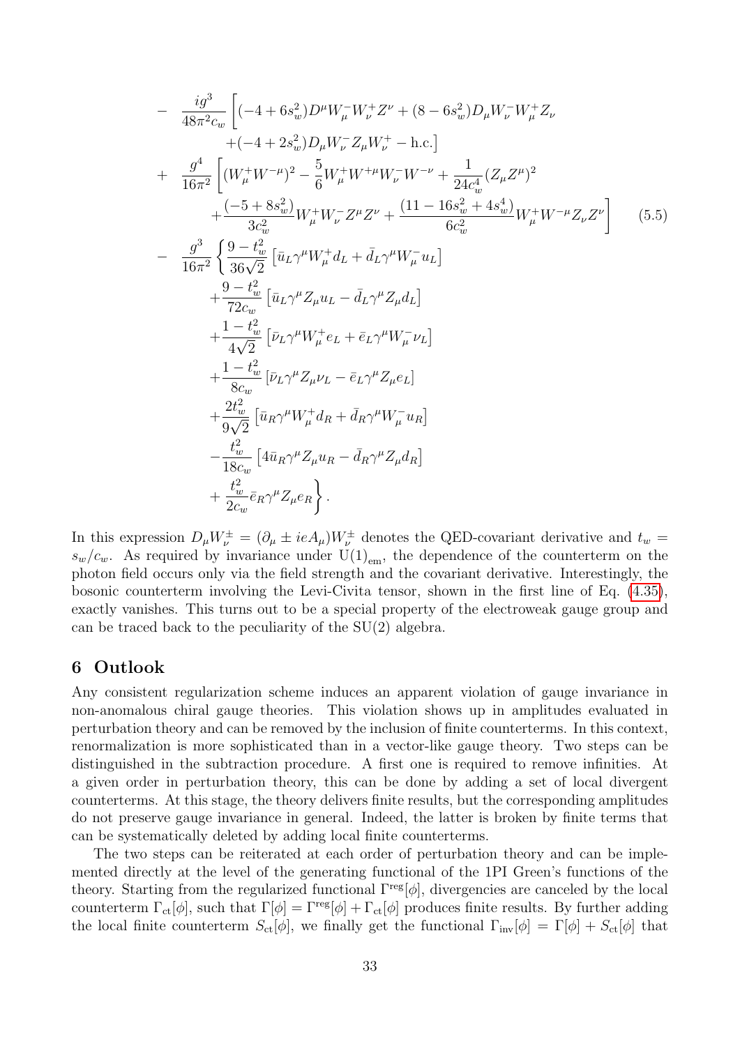$$
\begin{aligned}
&- \frac{ig^3}{48\pi^2 c_w}\Big[(-4+6s_w^2)D^\mu W_\mu^- W_\nu^+ Z^\nu + (8-6s_w^2)D_\mu W_\nu^- W_\mu^+ Z_\nu \\
&\qquad +(-4+2s_w^2)D_\mu W_\nu^- Z_\mu W_\nu^+ - \text{h.c.}\Big] \\
&+ \frac{g^4}{16\pi^2}\Big[(W_\mu^+ W^{-\mu})^2 - \frac{5}{6}W_\mu^+ W^{+\mu} W_\nu^- W^{-\nu} + \frac{1}{24c_w^4}(Z_\mu Z^\mu)^2 \\
&\qquad + \frac{(-5+8s_w^2)}{3c_w^2} W_\mu^+ W_\nu^- Z^\mu Z^\nu + \frac{(11-16s_w^2+4s_w^4)}{6c_w^2} W_\mu^+ W^{-\mu} Z_\nu Z^\nu\Big] \qquad (5.5)\\
&- \frac{g^3}{16\pi^2}\Big\{\frac{9-t_w^2}{36\sqrt{2}}\left[\bar{u}_L\gamma^\mu W_\mu^+ d_L + \bar{d}_L\gamma^\mu W_\mu^- u_L\right] \\
&\qquad + \frac{9-t_w^2}{72c_w}\left[\bar{u}_L\gamma^\mu Z_\mu u_L - \bar{d}_L\gamma^\mu Z_\mu d_L\right] \\
&\qquad + \frac{1-t_w^2}{4\sqrt{2}}\left[\bar{\nu}_L\gamma^\mu W_\mu^+ e_L + \bar{e}_L\gamma^\mu W_\mu^- \nu_L\right] \\
&\qquad + \frac{1-t_w^2}{8c_w}\left[\bar{\nu}_L\gamma^\mu Z_\mu \nu_L - \bar{e}_L\gamma^\mu Z_\mu e_L\right] \\
&\qquad + \frac{2t_w^2}{9\sqrt{2}}\left[\bar{u}_R\gamma^\mu W_\mu^+ d_R + \bar{d}_R\gamma^\mu W_\mu^- u_R\right] \\
&\qquad - \frac{t_w^2}{18c_w}\left[4\bar{u}_R\gamma^\mu Z_\mu u_R - \bar{d}_R\gamma^\mu Z_\mu d_R\right] \\
&\qquad + \frac{t_w^2}{2c_w}\bar{e}_R\gamma^\mu Z_\mu e_R\Big\}.
\end{aligned}
$$

In this expression $D_\mu W_\nu^\pm = (\partial_\mu \pm ieA_\mu)W_\nu^\pm$ denotes the QED-covariant derivative and $t_w = s_w/c_w$. As required by invariance under $\mathrm{U(1)_{em}}$, the dependence of the counterterm on the photon field occurs only via the field strength and the covariant derivative. Interestingly, the bosonic counterterm involving the Levi-Civita tensor, shown in the first line of Eq. (4.35), exactly vanishes. This turns out to be a special property of the electroweak gauge group and can be traced back to the peculiarity of the SU(2) algebra.

## 6 Outlook

Any consistent regularization scheme induces an apparent violation of gauge invariance in non-anomalous chiral gauge theories. This violation shows up in amplitudes evaluated in perturbation theory and can be removed by the inclusion of finite counterterms. In this context, renormalization is more sophisticated than in a vector-like gauge theory. Two steps can be distinguished in the subtraction procedure. A first one is required to remove infinities. At a given order in perturbation theory, this can be done by adding a set of local divergent counterterms. At this stage, the theory delivers finite results, but the corresponding amplitudes do not preserve gauge invariance in general. Indeed, the latter is broken by finite terms that can be systematically deleted by adding local finite counterterms.

The two steps can be reiterated at each order of perturbation theory and can be implemented directly at the level of the generating functional of the 1PI Green's functions of the theory. Starting from the regularized functional $\Gamma^{\rm reg}[\phi]$, divergencies are canceled by the local counterterm $\Gamma_{\rm ct}[\phi]$, such that $\Gamma[\phi] = \Gamma^{\rm reg}[\phi] + \Gamma_{\rm ct}[\phi]$ produces finite results. By further adding the local finite counterterm $S_{\rm ct}[\phi]$, we finally get the functional $\Gamma_{\rm inv}[\phi] = \Gamma[\phi] + S_{\rm ct}[\phi]$ that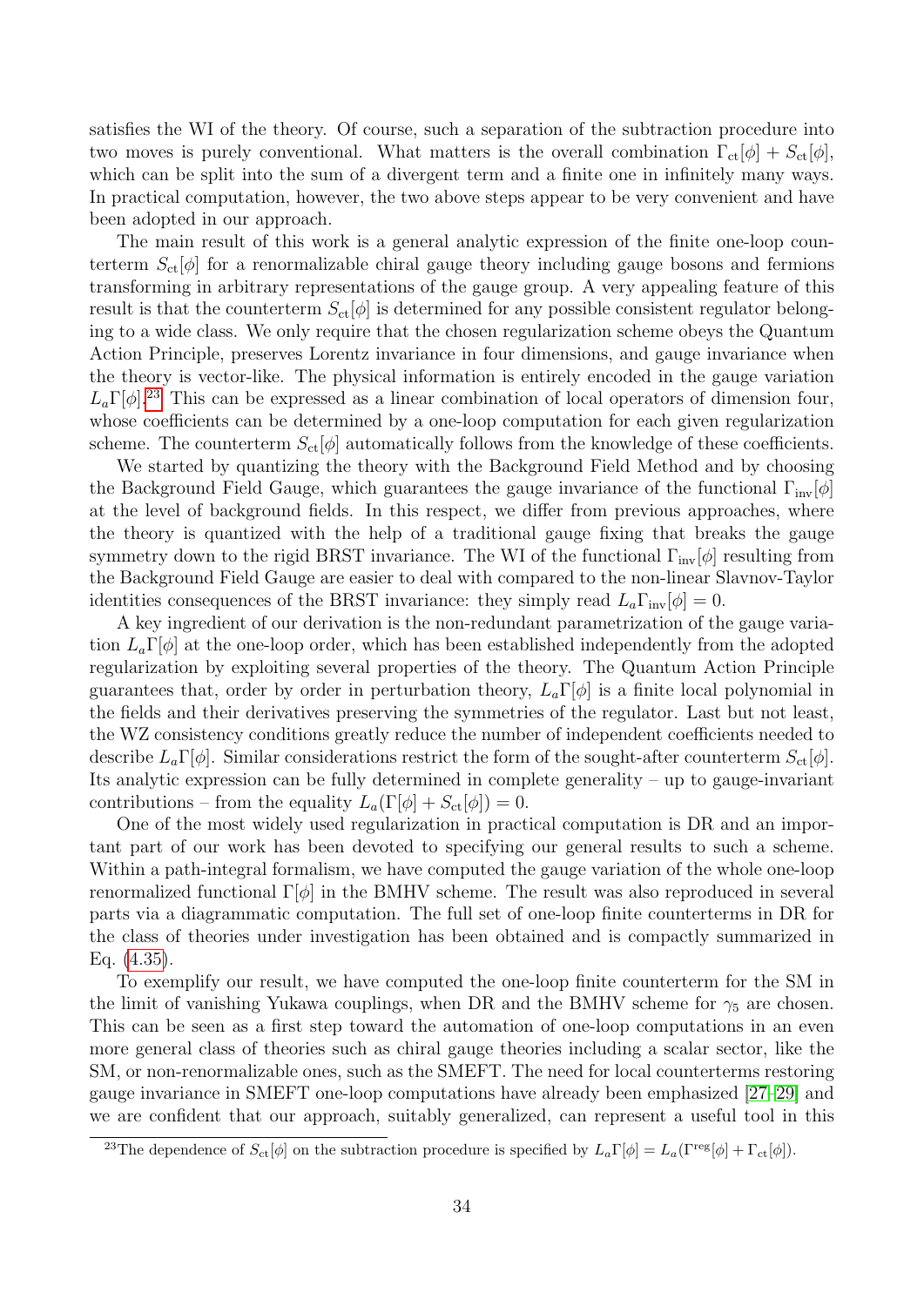satisfies the WI of the theory. Of course, such a separation of the subtraction procedure into two moves is purely conventional. What matters is the overall combination $\Gamma_{\rm ct}[\phi] + S_{\rm ct}[\phi]$, which can be split into the sum of a divergent term and a finite one in infinitely many ways. In practical computation, however, the two above steps appear to be very convenient and have been adopted in our approach.

The main result of this work is a general analytic expression of the finite one-loop counterterm $S_{\rm ct}[\phi]$ for a renormalizable chiral gauge theory including gauge bosons and fermions transforming in arbitrary representations of the gauge group. A very appealing feature of this result is that the counterterm $S_{\rm ct}[\phi]$ is determined for any possible consistent regulator belonging to a wide class. We only require that the chosen regularization scheme obeys the Quantum Action Principle, preserves Lorentz invariance in four dimensions, and gauge invariance when the theory is vector-like. The physical information is entirely encoded in the gauge variation $L_a\Gamma[\phi]$.[23] This can be expressed as a linear combination of local operators of dimension four, whose coefficients can be determined by a one-loop computation for each given regularization scheme. The counterterm $S_{\rm ct}[\phi]$ automatically follows from the knowledge of these coefficients.

We started by quantizing the theory with the Background Field Method and by choosing the Background Field Gauge, which guarantees the gauge invariance of the functional $\Gamma_{\rm inv}[\phi]$ at the level of background fields. In this respect, we differ from previous approaches, where the theory is quantized with the help of a traditional gauge fixing that breaks the gauge symmetry down to the rigid BRST invariance. The WI of the functional $\Gamma_{\rm inv}[\phi]$ resulting from the Background Field Gauge are easier to deal with compared to the non-linear Slavnov-Taylor identities consequences of the BRST invariance: they simply read $L_a\Gamma_{\rm inv}[\phi] = 0$.

A key ingredient of our derivation is the non-redundant parametrization of the gauge variation $L_a\Gamma[\phi]$ at the one-loop order, which has been established independently from the adopted regularization by exploiting several properties of the theory. The Quantum Action Principle guarantees that, order by order in perturbation theory, $L_a\Gamma[\phi]$ is a finite local polynomial in the fields and their derivatives preserving the symmetries of the regulator. Last but not least, the WZ consistency conditions greatly reduce the number of independent coefficients needed to describe $L_a\Gamma[\phi]$. Similar considerations restrict the form of the sought-after counterterm $S_{\rm ct}[\phi]$. Its analytic expression can be fully determined in complete generality – up to gauge-invariant contributions – from the equality $L_a(\Gamma[\phi] + S_{\rm ct}[\phi]) = 0$.

One of the most widely used regularization in practical computation is DR and an important part of our work has been devoted to specifying our general results to such a scheme. Within a path-integral formalism, we have computed the gauge variation of the whole one-loop renormalized functional $\Gamma[\phi]$ in the BMHV scheme. The result was also reproduced in several parts via a diagrammatic computation. The full set of one-loop finite counterterms in DR for the class of theories under investigation has been obtained and is compactly summarized in Eq. (4.35).

To exemplify our result, we have computed the one-loop finite counterterm for the SM in the limit of vanishing Yukawa couplings, when DR and the BMHV scheme for $\gamma_5$ are chosen. This can be seen as a first step toward the automation of one-loop computations in an even more general class of theories such as chiral gauge theories including a scalar sector, like the SM, or non-renormalizable ones, such as the SMEFT. The need for local counterterms restoring gauge invariance in SMEFT one-loop computations have already been emphasized [27–29] and we are confident that our approach, suitably generalized, can represent a useful tool in this

[23] The dependence of $S_{\rm ct}[\phi]$ on the subtraction procedure is specified by $L_a\Gamma[\phi] = L_a(\Gamma^{\rm reg}[\phi] + \Gamma_{\rm ct}[\phi])$.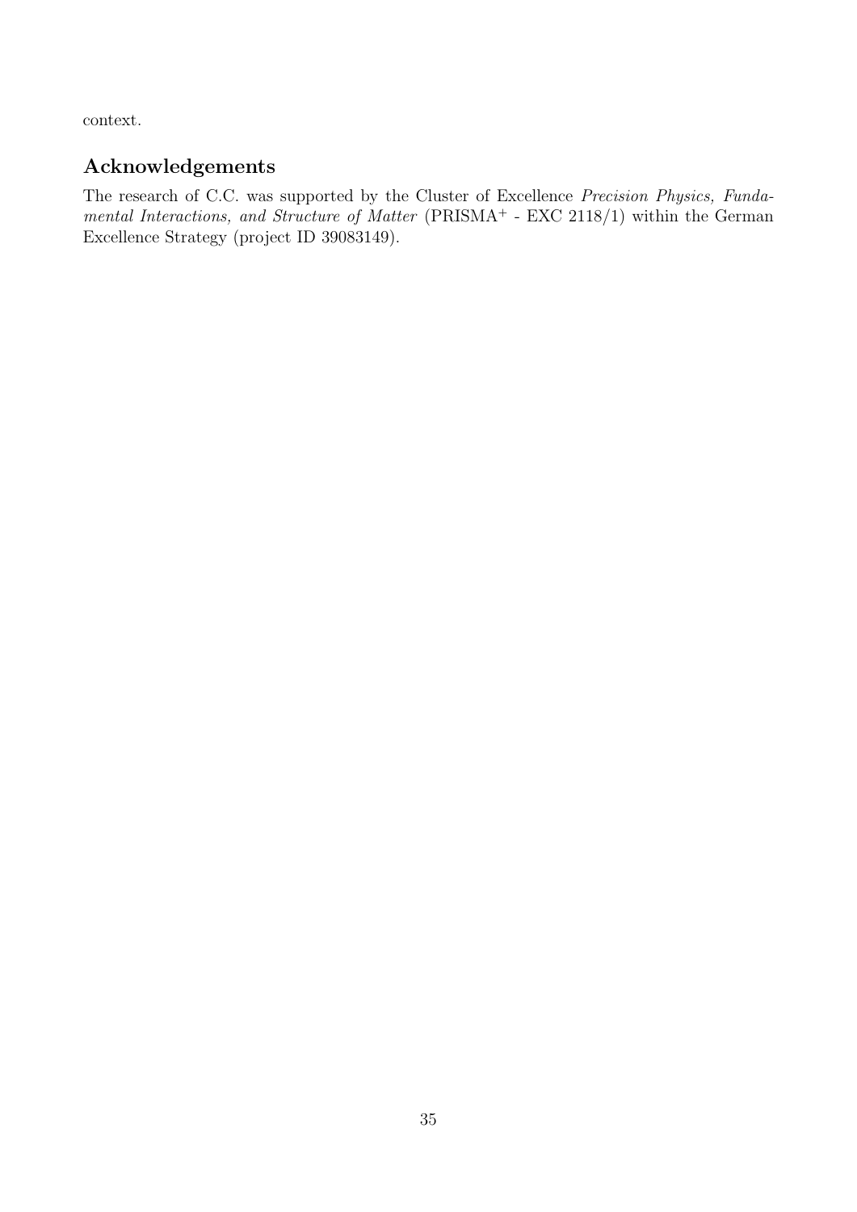context.

## Acknowledgements

The research of C.C. was supported by the Cluster of Excellence *Precision Physics, Fundamental Interactions, and Structure of Matter* (PRISMA$^+$ - EXC 2118/1) within the German Excellence Strategy (project ID 39083149).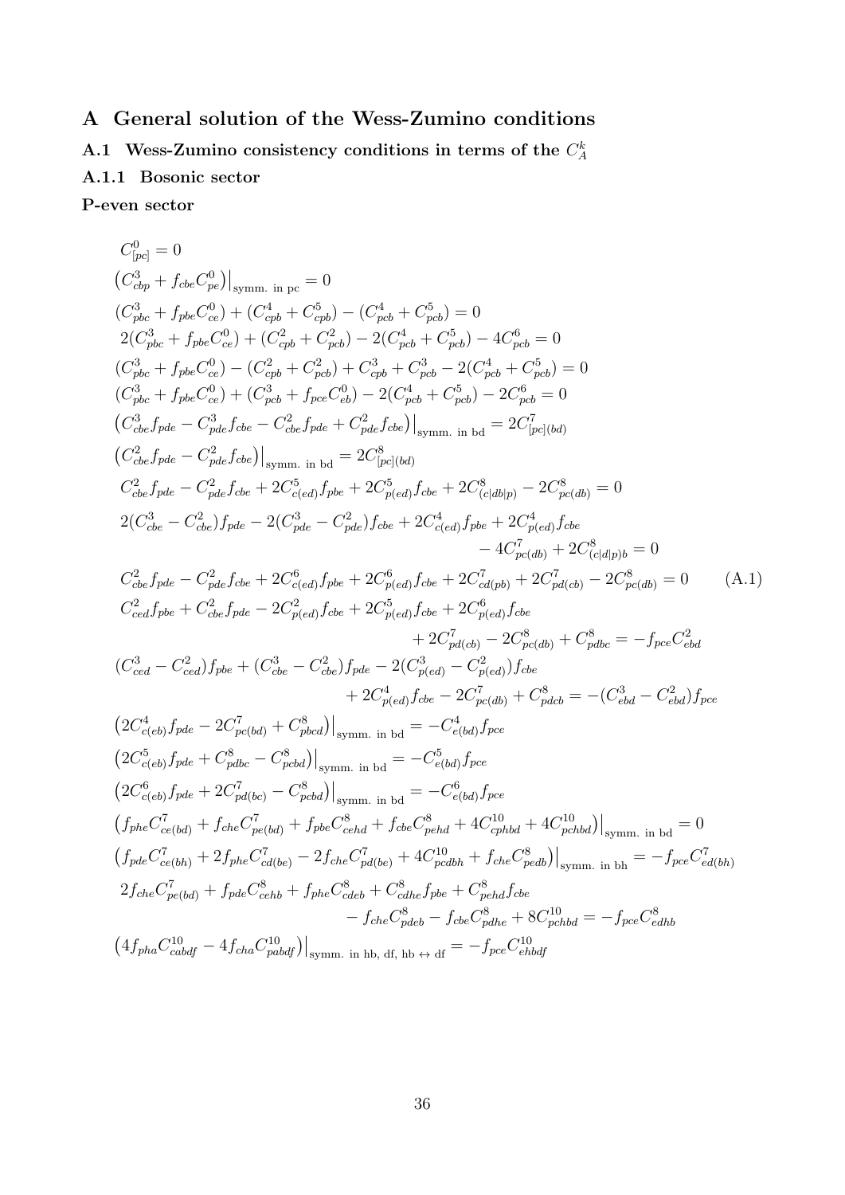# A General solution of the Wess-Zumino conditions

## A.1 Wess-Zumino consistency conditions in terms of the $C_A^k$

### A.1.1 Bosonic sector

**P-even sector**

$$
\begin{aligned}
& C^0_{[pc]} = 0 \\
& \left(C^3_{cbp} + f_{cbe}C^0_{pe}\right)\big|_{\text{symm. in pc}} = 0 \\
& (C^3_{pbc} + f_{pbe}C^0_{ce}) + (C^4_{cpb} + C^5_{cpb}) - (C^4_{pcb} + C^5_{pcb}) = 0 \\
& 2(C^3_{pbc} + f_{pbe}C^0_{ce}) + (C^2_{cpb} + C^2_{pcb}) - 2(C^4_{pcb} + C^5_{pcb}) - 4C^6_{pcb} = 0 \\
& (C^3_{pbc} + f_{pbe}C^0_{ce}) - (C^2_{cpb} + C^2_{pcb}) + C^3_{cpb} + C^3_{pcb} - 2(C^4_{pcb} + C^5_{pcb}) = 0 \\
& (C^3_{pbc} + f_{pbe}C^0_{ce}) + (C^3_{pcb} + f_{pce}C^0_{eb}) - 2(C^4_{pcb} + C^5_{pcb}) - 2C^6_{pcb} = 0 \\
& \left(C^3_{cbe}f_{pde} - C^3_{pde}f_{cbe} - C^2_{cbe}f_{pde} + C^2_{pde}f_{cbe}\right)\big|_{\text{symm. in bd}} = 2C^7_{[pc](bd)} \\
& \left(C^2_{cbe}f_{pde} - C^2_{pde}f_{cbe}\right)\big|_{\text{symm. in bd}} = 2C^8_{[pc](bd)} \\
& C^2_{cbe}f_{pde} - C^2_{pde}f_{cbe} + 2C^5_{c(ed)}f_{pbe} + 2C^5_{p(ed)}f_{cbe} + 2C^8_{(c|db|p)} - 2C^8_{pc(db)} = 0 \\
& 2(C^3_{cbe} - C^2_{cbe})f_{pde} - 2(C^3_{pde} - C^2_{pde})f_{cbe} + 2C^4_{c(ed)}f_{pbe} + 2C^4_{p(ed)}f_{cbe} \\
& \qquad\qquad - 4C^7_{pc(db)} + 2C^8_{(c|d|p)b} = 0 \\
& C^2_{cbe}f_{pde} - C^2_{pde}f_{cbe} + 2C^6_{c(ed)}f_{pbe} + 2C^6_{p(ed)}f_{cbe} + 2C^7_{cd(pb)} + 2C^7_{pd(cb)} - 2C^8_{pc(db)} = 0 \qquad \text{(A.1)} \\
& C^2_{ced}f_{pbe} + C^2_{cbe}f_{pde} - 2C^2_{p(ed)}f_{cbe} + 2C^5_{p(ed)}f_{cbe} + 2C^6_{p(ed)}f_{cbe} \\
& \qquad\qquad + 2C^7_{pd(cb)} - 2C^8_{pc(db)} + C^8_{pdbc} = -f_{pce}C^2_{ebd} \\
& (C^3_{ced} - C^2_{ced})f_{pbe} + (C^3_{cbe} - C^2_{cbe})f_{pde} - 2(C^3_{p(ed)} - C^2_{p(ed)})f_{cbe} \\
& \qquad\qquad + 2C^4_{p(ed)}f_{cbe} - 2C^7_{pc(db)} + C^8_{pdcb} = -(C^3_{ebd} - C^2_{ebd})f_{pce} \\
& \left(2C^4_{c(eb)}f_{pde} - 2C^7_{pc(bd)} + C^8_{pbcd}\right)\big|_{\text{symm. in bd}} = -C^4_{e(bd)}f_{pce} \\
& \left(2C^5_{c(eb)}f_{pde} + C^8_{pdbc} - C^8_{pcbd}\right)\big|_{\text{symm. in bd}} = -C^5_{e(bd)}f_{pce} \\
& \left(2C^6_{c(eb)}f_{pde} + 2C^7_{pd(bc)} - C^8_{pcbd}\right)\big|_{\text{symm. in bd}} = -C^6_{e(bd)}f_{pce} \\
& \left(f_{phe}C^7_{ce(bd)} + f_{che}C^7_{pe(bd)} + f_{pbe}C^8_{cehd} + f_{cbe}C^8_{pehd} + 4C^{10}_{cphbd} + 4C^{10}_{pchbd}\right)\big|_{\text{symm. in bd}} = 0 \\
& \left(f_{pde}C^7_{ce(bh)} + 2f_{phe}C^7_{cd(be)} - 2f_{che}C^7_{pd(be)} + 4C^{10}_{pcdbh} + f_{che}C^8_{pedb}\right)\big|_{\text{symm. in bh}} = -f_{pce}C^7_{ed(bh)} \\
& 2f_{che}C^7_{pe(bd)} + f_{pde}C^8_{cehb} + f_{phe}C^8_{cdeb} + C^8_{cdhe}f_{pbe} + C^8_{pehd}f_{cbe} \\
& \qquad\qquad - f_{che}C^8_{pdeb} - f_{cbe}C^8_{pdhe} + 8C^{10}_{pchbd} = -f_{pce}C^8_{edhb} \\
& \left(4f_{pha}C^{10}_{cabdf} - 4f_{cha}C^{10}_{pabdf}\right)\big|_{\text{symm. in hb, df, hb} \leftrightarrow \text{df}} = -f_{pce}C^{10}_{ehbdf}
\end{aligned}
$$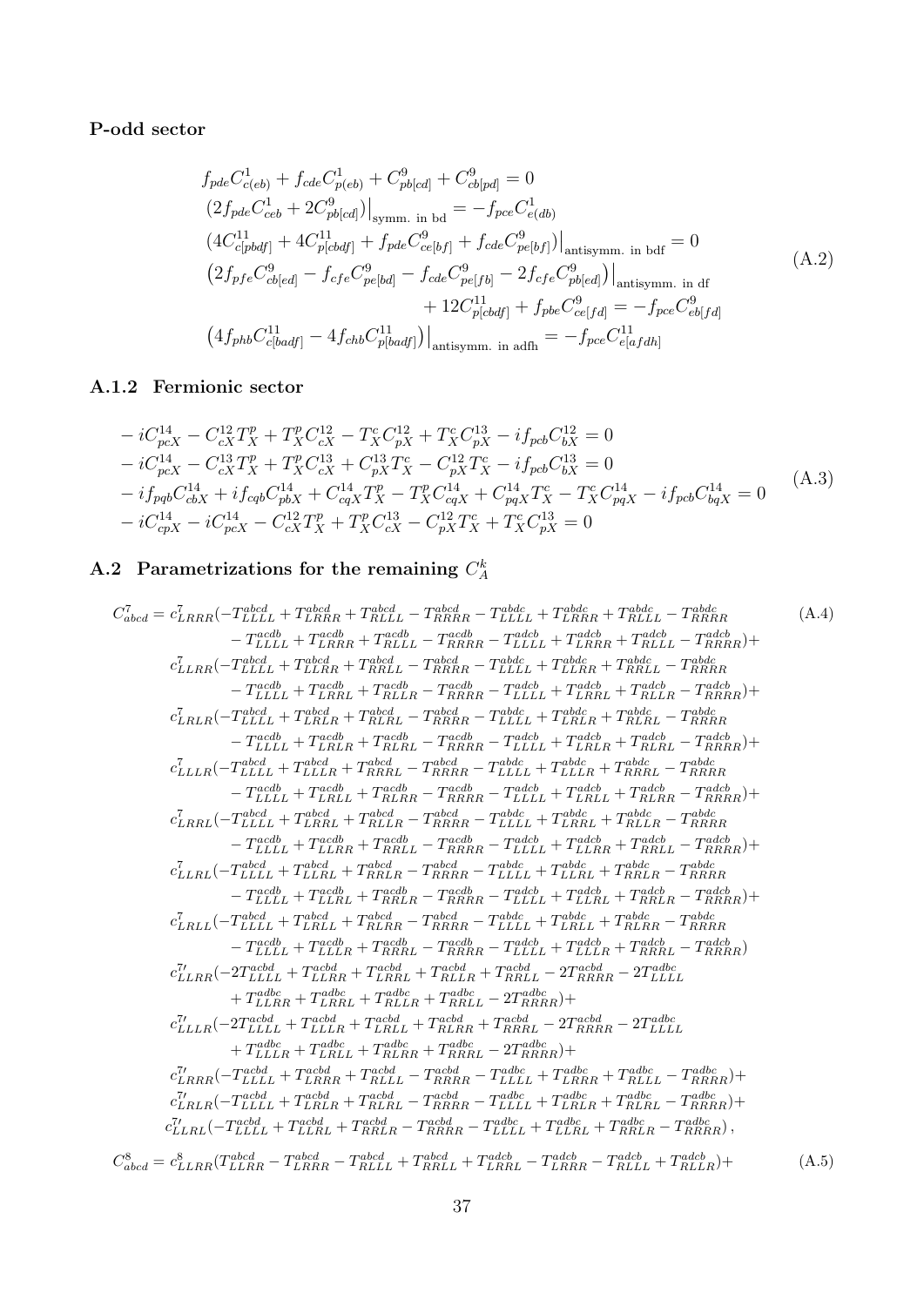**P-odd sector**

$$
\begin{aligned}
&f_{pde}C^1_{c(eb)} + f_{cde}C^1_{p(eb)} + C^9_{pb[cd]} + C^9_{cb[pd]} = 0\\
&\left(2f_{pde}C^1_{ceb} + 2C^9_{pb[cd]}\right)\Big|_{\text{symm. in bd}} = -f_{pce}C^1_{e(db)}\\
&\left(4C^{11}_{c[pbdf]} + 4C^{11}_{p[cbdf]} + f_{pde}C^9_{ce[bf]} + f_{cde}C^9_{pe[bf]}\right)\Big|_{\text{antisymm. in bdf}} = 0\\
&\left(2f_{pfe}C^9_{cb[ed]} - f_{cfe}C^9_{pe[bd]} - f_{cde}C^9_{pe[fb]} - 2f_{cfe}C^9_{pb[ed]}\right)\Big|_{\text{antisymm. in df}}\\
&\qquad\qquad + 12C^{11}_{p[cbdf]} + f_{pbe}C^9_{ce[fd]} = -f_{pce}C^9_{eb[fd]}\\
&\left(4f_{phb}C^{11}_{c[badf]} - 4f_{chb}C^{11}_{p[badf]}\right)\Big|_{\text{antisymm. in adfh}} = -f_{pce}C^{11}_{e[afdh]}
\end{aligned}
\tag{A.2}
$$

### A.1.2 Fermionic sector

$$
\begin{aligned}
&-iC^{14}_{pcX} - C^{12}_{cX}T^p_X + T^p_X C^{12}_{cX} - T^c_X C^{12}_{pX} + T^c_X C^{13}_{pX} - if_{pcb}C^{12}_{bX} = 0\\
&-iC^{14}_{pcX} - C^{13}_{cX}T^p_X + T^p_X C^{13}_{cX} + C^{13}_{pX}T^c_X - C^{12}_{pX}T^c_X - if_{pcb}C^{13}_{bX} = 0\\
&-if_{pqb}C^{14}_{cbX} + if_{cqb}C^{14}_{pbX} + C^{14}_{cqX}T^p_X - T^p_X C^{14}_{cqX} + C^{14}_{pqX}T^c_X - T^c_X C^{14}_{pqX} - if_{pcb}C^{14}_{bqX} = 0\\
&-iC^{14}_{cpX} - iC^{14}_{pcX} - C^{12}_{cX}T^p_X + T^p_X C^{12}_{cX} - C^{12}_{pX}T^c_X + T^c_X C^{13}_{pX} = 0
\end{aligned}
\tag{A.3}
$$

## A.2 Parametrizations for the remaining $C^k_A$

$$
\begin{aligned}
C^7_{abcd} = {}& c^7_{LRRR}(-T^{abcd}_{LLLL} + T^{abcd}_{LRRR} + T^{abcd}_{RLLL} - T^{abcd}_{RRRR} - T^{abdc}_{LLLL} + T^{abdc}_{LRRR} + T^{abdc}_{RLLL} - T^{abdc}_{RRRR}\\
&\quad - T^{acdb}_{LLLL} + T^{acdb}_{LRRR} + T^{acdb}_{RLLL} - T^{acdb}_{RRRR} - T^{adcb}_{LLLL} + T^{adcb}_{LRRR} + T^{adcb}_{RLLL} - T^{adcb}_{RRRR})+\\
& c^7_{LLRR}(-T^{abcd}_{LLLL} + T^{abcd}_{LLRR} + T^{abcd}_{RRLL} - T^{abcd}_{RRRR} - T^{abdc}_{LLLL} + T^{abdc}_{LLRR} + T^{abdc}_{RRLL} - T^{abdc}_{RRRR}\\
&\quad - T^{acdb}_{LLLL} + T^{acdb}_{LRRL} + T^{acdb}_{RLLR} - T^{acdb}_{RRRR} - T^{adcb}_{LLLL} + T^{adcb}_{LRRL} + T^{adcb}_{RLLR} - T^{adcb}_{RRRR})+\\
& c^7_{LRLR}(-T^{abcd}_{LLLL} + T^{abcd}_{LRLR} + T^{abcd}_{RLRL} - T^{abcd}_{RRRR} - T^{abdc}_{LLLL} + T^{abdc}_{LRLR} + T^{abdc}_{RLRL} - T^{abdc}_{RRRR}\\
&\quad - T^{acdb}_{LLLL} + T^{acdb}_{LRLR} + T^{acdb}_{RLRL} - T^{acdb}_{RRRR} - T^{adcb}_{LLLL} + T^{adcb}_{LRLR} + T^{adcb}_{RLRL} - T^{adcb}_{RRRR})+\\
& c^7_{LLLR}(-T^{abcd}_{LLLL} + T^{abcd}_{LLLR} + T^{abcd}_{RRRL} - T^{abcd}_{RRRR} - T^{abdc}_{LLLL} + T^{abdc}_{LLLR} + T^{abdc}_{RRRL} - T^{abdc}_{RRRR}\\
&\quad - T^{acdb}_{LLLL} + T^{acdb}_{LRLL} + T^{acdb}_{RLRR} - T^{acdb}_{RRRR} - T^{adcb}_{LLLL} + T^{adcb}_{LRLL} + T^{adcb}_{RLRR} - T^{adcb}_{RRRR})+\\
& c^7_{LRRL}(-T^{abcd}_{LLLL} + T^{abcd}_{LRRL} + T^{abcd}_{RLLR} - T^{abcd}_{RRRR} - T^{abdc}_{LLLL} + T^{abdc}_{LRRL} + T^{abdc}_{RLLR} - T^{abdc}_{RRRR}\\
&\quad - T^{acdb}_{LLLL} + T^{acdb}_{LLRR} + T^{acdb}_{RRLL} - T^{acdb}_{RRRR} - T^{adcb}_{LLLL} + T^{adcb}_{LLRR} + T^{adcb}_{RRLL} - T^{adcb}_{RRRR})+\\
& c^7_{LLRL}(-T^{abcd}_{LLLL} + T^{abcd}_{LLRL} + T^{abcd}_{RRLR} - T^{abcd}_{RRRR} - T^{abdc}_{LLLL} + T^{abdc}_{LLRL} + T^{abdc}_{RRLR} - T^{abdc}_{RRRR}\\
&\quad - T^{acdb}_{LLLL} + T^{acdb}_{LLRL} + T^{acdb}_{RRLR} - T^{acdb}_{RRRR} - T^{adcb}_{LLLL} + T^{adcb}_{LLRL} + T^{adcb}_{RRLR} - T^{adcb}_{RRRR})+\\
& c^7_{LRLL}(-T^{abcd}_{LLLL} + T^{abcd}_{LRLL} + T^{abcd}_{RLRR} - T^{abcd}_{RRRR} - T^{abdc}_{LLLL} + T^{abdc}_{LRLL} + T^{abdc}_{RLRR} - T^{abdc}_{RRRR}\\
&\quad - T^{acdb}_{LLLL} + T^{acdb}_{LLLR} + T^{acdb}_{RRRL} - T^{acdb}_{RRRR} - T^{adcb}_{LLLL} + T^{adcb}_{LLLR} + T^{adcb}_{RRRL} - T^{adcb}_{RRRR})\\
& c^{7\prime}_{LLRR}(-2T^{acbd}_{LLLL} + T^{acbd}_{LLRR} + T^{acbd}_{LRRL} + T^{acbd}_{RLLR} + T^{acbd}_{RRLL} - 2T^{acbd}_{RRRR} - 2T^{adbc}_{LLLL}\\
&\quad + T^{adbc}_{LLRR} + T^{adbc}_{LRRL} + T^{adbc}_{RLLR} + T^{adbc}_{RRLL} - 2T^{adbc}_{RRRR})+\\
& c^{7\prime}_{LLLR}(-2T^{acbd}_{LLLL} + T^{acbd}_{LLLR} + T^{acbd}_{LRLL} + T^{acbd}_{RLRR} + T^{acbd}_{RRRL} - 2T^{acbd}_{RRRR} - 2T^{adbc}_{LLLL}\\
&\quad + T^{adbc}_{LLLR} + T^{adbc}_{LRLL} + T^{adbc}_{RLRR} + T^{adbc}_{RRRL} - 2T^{adbc}_{RRRR})+\\
& c^{7\prime}_{LRRR}(-T^{acbd}_{LLLL} + T^{acbd}_{LRRR} + T^{acbd}_{RLLL} - T^{acbd}_{RRRR} - T^{adbc}_{LLLL} + T^{adbc}_{LRRR} + T^{adbc}_{RLLL} - T^{adbc}_{RRRR})+\\
& c^{7\prime}_{LRLR}(-T^{acbd}_{LLLL} + T^{acbd}_{LRLR} + T^{acbd}_{RLRL} - T^{acbd}_{RRRR} - T^{adbc}_{LLLL} + T^{adbc}_{LRLR} + T^{adbc}_{RLRL} - T^{adbc}_{RRRR})+\\
& c^{7\prime}_{LLRL}(-T^{acbd}_{LLLL} + T^{acbd}_{LLRL} + T^{acbd}_{RRLR} - T^{acbd}_{RRRR} - T^{adbc}_{LLLL} + T^{adbc}_{LLRL} + T^{adbc}_{RRLR} - T^{adbc}_{RRRR}),
\end{aligned}
\tag{A.4}
$$

$$
C^8_{abcd} = c^8_{LLRR}(T^{abcd}_{LLRR} - T^{abcd}_{LRRR} - T^{abcd}_{RLLL} + T^{abcd}_{RRLL} + T^{adcb}_{LRRL} - T^{adcb}_{LRRR} - T^{adcb}_{RLLL} + T^{adcb}_{RLLR})+
\tag{A.5}
$$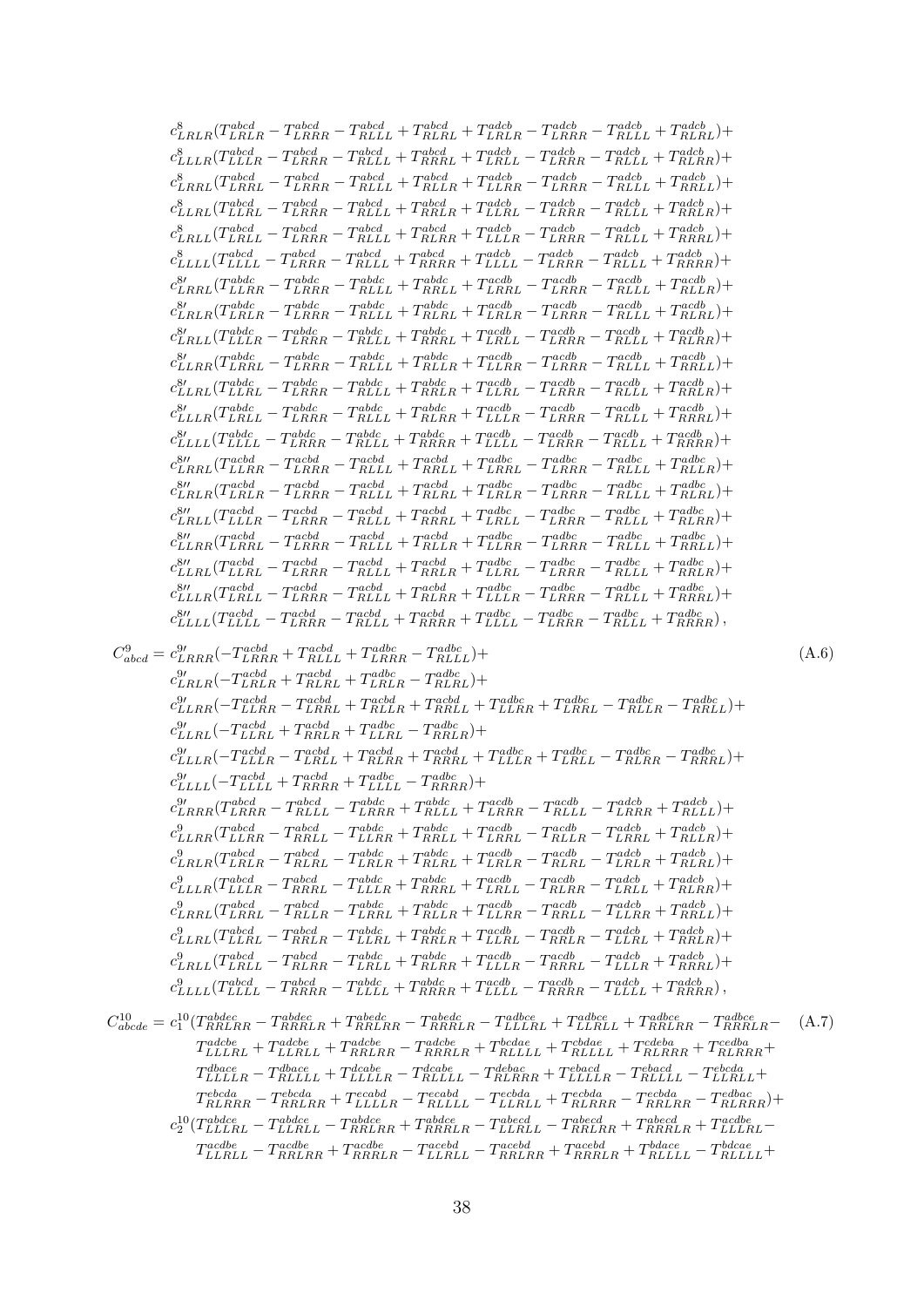$$
\begin{aligned}
&c^{8}_{LRLR}(T^{abcd}_{LRLR}-T^{abcd}_{LRRR}-T^{abcd}_{RLLL}+T^{abcd}_{RLRL}+T^{adcb}_{LRLR}-T^{adcb}_{LRRR}-T^{adcb}_{RLLL}+T^{adcb}_{RLRL})+\\
&c^{8}_{LLLR}(T^{abcd}_{LLLR}-T^{abcd}_{LRRR}-T^{abcd}_{RLLL}+T^{abcd}_{RRRL}+T^{adcb}_{LRLL}-T^{adcb}_{LRRR}-T^{adcb}_{RLLL}+T^{adcb}_{RLRR})+\\
&c^{8}_{LRRL}(T^{abcd}_{LRRL}-T^{abcd}_{LRRR}-T^{abcd}_{RLLL}+T^{abcd}_{RLLR}+T^{adcb}_{LLRR}-T^{adcb}_{LRRR}-T^{adcb}_{RLLL}+T^{adcb}_{RRLL})+\\
&c^{8}_{LLRL}(T^{abcd}_{LLRL}-T^{abcd}_{LRRR}-T^{abcd}_{RLLL}+T^{abcd}_{RRLR}+T^{adcb}_{LLRL}-T^{adcb}_{LRRR}-T^{adcb}_{RLLL}+T^{adcb}_{RRLR})+\\
&c^{8}_{LRLL}(T^{abcd}_{LRLL}-T^{abcd}_{LRRR}-T^{abcd}_{RLLL}+T^{abcd}_{RLRR}+T^{adcb}_{LLLR}-T^{adcb}_{LRRR}-T^{adcb}_{RLLL}+T^{adcb}_{RRRL})+\\
&c^{8}_{LLLL}(T^{abcd}_{LLLL}-T^{abcd}_{LRRR}-T^{abcd}_{RLLL}+T^{abcd}_{RRRR}+T^{adcb}_{LLLL}-T^{adcb}_{LRRR}-T^{adcb}_{RLLL}+T^{adcb}_{RRRR})+\\
&c^{8\prime}_{LRRL}(T^{abdc}_{LLRR}-T^{abdc}_{LRRR}-T^{abdc}_{RLLL}+T^{abdc}_{RRLL}+T^{acdb}_{LRRL}-T^{acdb}_{LRRR}-T^{acdb}_{RLLL}+T^{acdb}_{RLLR})+\\
&c^{8\prime}_{LRLR}(T^{abdc}_{LRLR}-T^{abdc}_{LRRR}-T^{abdc}_{RLLL}+T^{abdc}_{RLRL}+T^{acdb}_{LRLR}-T^{acdb}_{LRRR}-T^{acdb}_{RLLL}+T^{acdb}_{RLRL})+\\
&c^{8\prime}_{LRLL}(T^{abdc}_{LLLR}-T^{abdc}_{LRRR}-T^{abdc}_{RLLL}+T^{abdc}_{RRRL}+T^{acdb}_{LRLL}-T^{acdb}_{LRRR}-T^{acdb}_{RLLL}+T^{acdb}_{RLRR})+\\
&c^{8\prime}_{LLRR}(T^{abdc}_{LRRL}-T^{abdc}_{LRRR}-T^{abdc}_{RLLL}+T^{abdc}_{RLLR}+T^{acdb}_{LLRR}-T^{acdb}_{LRRR}-T^{acdb}_{RLLL}+T^{acdb}_{RRLL})+\\
&c^{8\prime}_{LLRL}(T^{abdc}_{LLRL}-T^{abdc}_{LRRR}-T^{abdc}_{RLLL}+T^{abdc}_{RRLR}+T^{acdb}_{LLRL}-T^{acdb}_{LRRR}-T^{acdb}_{RLLL}+T^{acdb}_{RRLR})+\\
&c^{8\prime}_{LLLR}(T^{abdc}_{LRLL}-T^{abdc}_{LRRR}-T^{abdc}_{RLLL}+T^{abdc}_{RLRR}+T^{acdb}_{LLLR}-T^{acdb}_{LRRR}-T^{acdb}_{RLLL}+T^{acdb}_{RRRL})+\\
&c^{8\prime}_{LLLL}(T^{abdc}_{LLLL}-T^{abdc}_{LRRR}-T^{abdc}_{RLLL}+T^{abdc}_{RRRR}+T^{acdb}_{LLLL}-T^{acdb}_{LRRR}-T^{acdb}_{RLLL}+T^{acdb}_{RRRR})+\\
&c^{8\prime\prime}_{LRRL}(T^{acbd}_{LLRR}-T^{acbd}_{LRRR}-T^{acbd}_{RLLL}+T^{acbd}_{RRLL}+T^{adbc}_{LRRL}-T^{adbc}_{LRRR}-T^{adbc}_{RLLL}+T^{adbc}_{RLLR})+\\
&c^{8\prime\prime}_{LRLR}(T^{acbd}_{LRLR}-T^{acbd}_{LRRR}-T^{acbd}_{RLLL}+T^{acbd}_{RLRL}+T^{adbc}_{LRLR}-T^{adbc}_{LRRR}-T^{adbc}_{RLLL}+T^{adbc}_{RLRL})+\\
&c^{8\prime\prime}_{LRLL}(T^{acbd}_{LLLR}-T^{acbd}_{LRRR}-T^{acbd}_{RLLL}+T^{acbd}_{RRRL}+T^{adbc}_{LRLL}-T^{adbc}_{LRRR}-T^{adbc}_{RLLL}+T^{adbc}_{RLRR})+\\
&c^{8\prime\prime}_{LLRR}(T^{acbd}_{LRRL}-T^{acbd}_{LRRR}-T^{acbd}_{RLLL}+T^{acbd}_{RLLR}+T^{adbc}_{LLRR}-T^{adbc}_{LRRR}-T^{adbc}_{RLLL}+T^{adbc}_{RRLL})+\\
&c^{8\prime\prime}_{LLRL}(T^{acbd}_{LLRL}-T^{acbd}_{LRRR}-T^{acbd}_{RLLL}+T^{acbd}_{RRLR}+T^{adbc}_{LLRL}-T^{adbc}_{LRRR}-T^{adbc}_{RLLL}+T^{adbc}_{RRLR})+\\
&c^{8\prime\prime}_{LLLR}(T^{acbd}_{LRLL}-T^{acbd}_{LRRR}-T^{acbd}_{RLLL}+T^{acbd}_{RLRR}+T^{adbc}_{LLLR}-T^{adbc}_{LRRR}-T^{adbc}_{RLLL}+T^{adbc}_{RRRL})+\\
&c^{8\prime\prime}_{LLLL}(T^{acbd}_{LLLL}-T^{acbd}_{LRRR}-T^{acbd}_{RLLL}+T^{acbd}_{RRRR}+T^{adbc}_{LLLL}-T^{adbc}_{LRRR}-T^{adbc}_{RLLL}+T^{adbc}_{RRRR}),
\end{aligned}
$$

$$
\begin{aligned}
C^{9}_{abcd}=\;&c^{9\prime}_{LRRR}(-T^{acbd}_{LRRR}+T^{acbd}_{RLLL}+T^{adbc}_{LRRR}-T^{adbc}_{RLLL})+\\
&c^{9\prime}_{LRLR}(-T^{acbd}_{LRLR}+T^{acbd}_{RLRL}+T^{adbc}_{LRLR}-T^{adbc}_{RLRL})+\\
&c^{9\prime}_{LLRR}(-T^{acbd}_{LLRR}-T^{acbd}_{LRRL}+T^{acbd}_{RLLR}+T^{acbd}_{RRLL}+T^{adbc}_{LLRR}+T^{adbc}_{LRRL}-T^{adbc}_{RLLR}-T^{adbc}_{RRLL})+\\
&c^{9\prime}_{LLRL}(-T^{acbd}_{LLRL}+T^{acbd}_{RRLR}+T^{adbc}_{LLRL}-T^{adbc}_{RRLR})+\\
&c^{9\prime}_{LLLR}(-T^{acbd}_{LLLR}-T^{acbd}_{LRLL}+T^{acbd}_{RLRR}+T^{acbd}_{RRRL}+T^{adbc}_{LLLR}+T^{adbc}_{LRLL}-T^{adbc}_{RLRR}-T^{adbc}_{RRRL})+\\
&c^{9\prime}_{LLLL}(-T^{acbd}_{LLLL}+T^{acbd}_{RRRR}+T^{adbc}_{LLLL}-T^{adbc}_{RRRR})+\\
&c^{9\prime}_{LRRR}(T^{abcd}_{LRRR}-T^{abcd}_{RLLL}-T^{abdc}_{LRRR}+T^{abdc}_{RLLL}+T^{acdb}_{LRRR}-T^{acdb}_{RLLL}-T^{adcb}_{LRRR}+T^{adcb}_{RLLL})+\\
&c^{9}_{LLRR}(T^{abcd}_{LLRR}-T^{abcd}_{RRLL}-T^{abdc}_{LLRR}+T^{abdc}_{RRLL}+T^{acdb}_{LRRL}-T^{acdb}_{RLLR}-T^{adcb}_{LRRL}+T^{adcb}_{RLLR})+\\
&c^{9}_{LRLR}(T^{abcd}_{LRLR}-T^{abcd}_{RLRL}-T^{abdc}_{LRLR}+T^{abdc}_{RLRL}+T^{acdb}_{LRLR}-T^{acdb}_{RLRL}-T^{adcb}_{LRLR}+T^{adcb}_{RLRL})+\\
&c^{9}_{LLLR}(T^{abcd}_{LLLR}-T^{abcd}_{RRRL}-T^{abdc}_{LLLR}+T^{abdc}_{RRRL}+T^{acdb}_{LRLL}-T^{acdb}_{RLRR}-T^{adcb}_{LRLL}+T^{adcb}_{RLRR})+\\
&c^{9}_{LRRL}(T^{abcd}_{LRRL}-T^{abcd}_{RLLR}-T^{abdc}_{LRRL}+T^{abdc}_{RLLR}+T^{acdb}_{LLRR}-T^{acdb}_{RRLL}-T^{adcb}_{LLRR}+T^{adcb}_{RRLL})+\\
&c^{9}_{LLRL}(T^{abcd}_{LLRL}-T^{abcd}_{RRLR}-T^{abdc}_{LLRL}+T^{abdc}_{RRLR}+T^{acdb}_{LLRL}-T^{acdb}_{RRLR}-T^{adcb}_{LLRL}+T^{adcb}_{RRLR})+\\
&c^{9}_{LRLL}(T^{abcd}_{LRLL}-T^{abcd}_{RLRR}-T^{abdc}_{LRLL}+T^{abdc}_{RLRR}+T^{acdb}_{LLLR}-T^{acdb}_{RRRL}-T^{adcb}_{LLLR}+T^{adcb}_{RRRL})+\\
&c^{9}_{LLLL}(T^{abcd}_{LLLL}-T^{abcd}_{RRRR}-T^{abdc}_{LLLL}+T^{abdc}_{RRRR}+T^{acdb}_{LLLL}-T^{acdb}_{RRRR}-T^{adcb}_{LLLL}+T^{adcb}_{RRRR}),
\end{aligned}
\tag{A.6}
$$

$$
\begin{aligned}
C^{10}_{abcde}=\;&c^{10}_{1}(T^{abdec}_{RRLRR}-T^{abdec}_{RRRLR}+T^{abedc}_{RRLRR}-T^{abedc}_{RRRLR}-T^{adbce}_{LLLRL}+T^{adbce}_{LLRLL}+T^{adbce}_{RRLRR}-T^{adbce}_{RRRLR}-\\
&T^{adcbe}_{LLLRL}+T^{adcbe}_{LLRLL}+T^{adcbe}_{RRLRR}-T^{adcbe}_{RRRLR}+T^{bcdae}_{RLLLL}+T^{cbdae}_{RLLLL}+T^{cdeba}_{RLRRR}+T^{cedba}_{RLRRR}+\\
&T^{dbace}_{LLLLR}-T^{dbace}_{RLLLL}+T^{dcabe}_{LLLLR}-T^{dcabe}_{RLLLL}-T^{debac}_{RLRRR}+T^{ebacd}_{LLLLR}-T^{ebacd}_{RLLLL}-T^{ebcda}_{LLRLL}+\\
&T^{ebcda}_{RLRRR}-T^{ebcda}_{RRLRR}+T^{ecabd}_{LLLLR}-T^{ecabd}_{RLLLL}-T^{ecbda}_{LLRLL}+T^{ecbda}_{RLRRR}-T^{ecbda}_{RRLRR}-T^{edbac}_{RLRRR})+\\
&c^{10}_{2}(T^{abdce}_{LLLRL}-T^{abdce}_{LLRLL}-T^{abdce}_{RRLRR}+T^{abdce}_{RRRLR}-T^{abecd}_{LLRLL}-T^{abecd}_{RRLRR}+T^{abecd}_{RRRLR}+T^{acdbe}_{LLLRL}-\\
&T^{acdbe}_{LLRLL}-T^{acdbe}_{RRLRR}+T^{acdbe}_{RRRLR}-T^{acebd}_{LLRLL}-T^{acebd}_{RRLRR}+T^{acebd}_{RRRLR}+T^{bdace}_{RLLLL}-T^{bdcae}_{RLLLL}+
\end{aligned}
\tag{A.7}
$$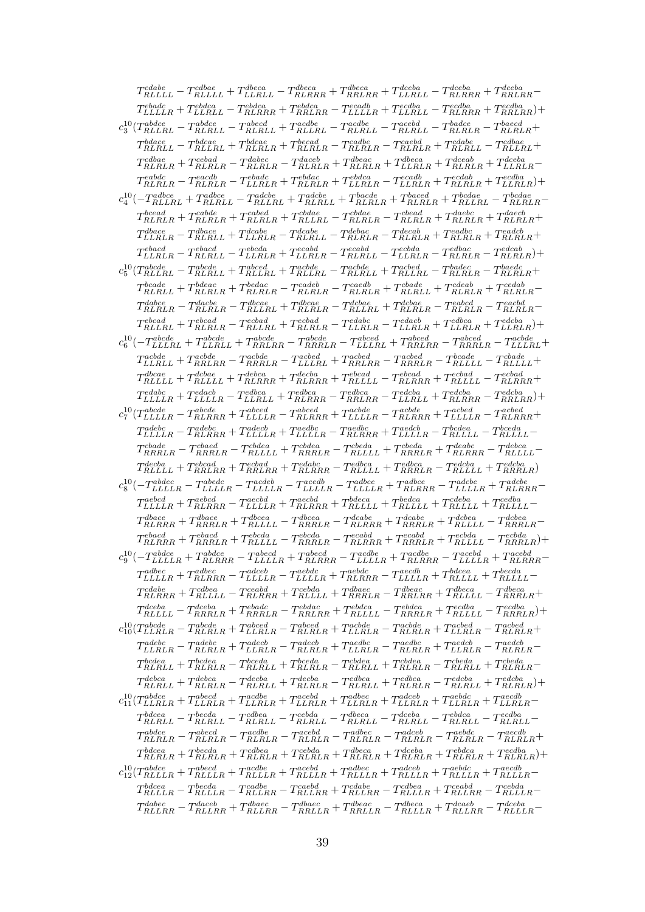$$
\begin{aligned}
&T^{cdabe}_{RLLLL} - T^{cdbae}_{RLLLL} + T^{dbeca}_{LLRLL} - T^{dbeca}_{RLRRR} + T^{dbeca}_{RRLRR} + T^{dceba}_{LLRLL} - T^{dceba}_{RLRRR} + T^{dceba}_{RRLRR} - \\
&T^{ebadc}_{LLLLR} + T^{ebdca}_{LLRLL} - T^{ebdca}_{RLRRR} + T^{ebdca}_{RRLRR} - T^{ecadb}_{LLLLR} + T^{ecdba}_{LLRLL} - T^{ecdba}_{RLRRR} + T^{ecdba}_{RRLRR}) + \\
c_3^{10}(&T^{abdce}_{RLLRL} - T^{abdce}_{RLRLL} - T^{abecd}_{RLRLL} + T^{acdbe}_{RLLRL} - T^{acdbe}_{RLRLL} - T^{acebd}_{RLRLL} - T^{badce}_{RLRLR} - T^{baecd}_{RLRLR} + \\
&T^{bdace}_{RLRLL} - T^{bdcae}_{RLLRL} + T^{bdcae}_{RLRLR} + T^{becad}_{RLRLR} - T^{cadbe}_{RLRLR} - T^{caebd}_{RLRLR} + T^{cdabe}_{RLRLL} - T^{cdbae}_{RLLRL} + \\
&T^{cdbae}_{RLRLR} + T^{cebad}_{RLRLR} - T^{dabec}_{RLRLR} - T^{daceb}_{RLRLR} + T^{dbeac}_{RLRLR} + T^{dbeca}_{LLRLR} + T^{dceab}_{RLRLR} + T^{dceba}_{LLRLR} - \\
&T^{eabdc}_{RLRLR} - T^{eacdb}_{RLRLR} - T^{ebadc}_{LLRLR} + T^{ebdac}_{RLRLR} + T^{ebdca}_{LLRLR} - T^{ecadb}_{LLRLR} + T^{ecdab}_{RLRLR} + T^{ecdba}_{LLRLR}) + \\
c_4^{10}(-&T^{adbce}_{RLLRL} + T^{adbce}_{RLRLL} - T^{adcbe}_{RLLRL} + T^{adcbe}_{RLRLL} + T^{bacde}_{RLRLR} + T^{baced}_{RLRLR} + T^{bcdae}_{RLLRL} - T^{bcdae}_{RLRLR} - \\
&T^{bcead}_{RLRLR} + T^{cabde}_{RLRLR} + T^{cabed}_{RLRLR} + T^{cbdae}_{RLLRL} - T^{cbdae}_{RLRLR} - T^{cbead}_{RLRLR} + T^{daebc}_{RLRLR} + T^{daecb}_{RLRLR} + \\
&T^{dbace}_{LLRLR} - T^{dbace}_{RLRLL} + T^{dcabe}_{LLRLR} - T^{dcabe}_{RLRLL} - T^{debac}_{RLRLR} - T^{decab}_{RLRLR} + T^{eadbc}_{RLRLR} + T^{eadcb}_{RLRLR} + \\
&T^{ebacd}_{LLRLR} - T^{ebacd}_{RLRLL} - T^{ebcda}_{LLRLR} + T^{ecabd}_{LLRLR} - T^{ecabd}_{RLRLL} - T^{ecbda}_{LLRLR} - T^{edbac}_{RLRLR} - T^{edcab}_{RLRLR}) + \\
c_5^{10}(&T^{abcde}_{RLLRL} - T^{abcde}_{RLRLL} + T^{abced}_{RLLRL} + T^{acbde}_{RLLRL} - T^{acbde}_{RLRLL} + T^{acbed}_{RLLRL} - T^{badec}_{RLRLR} - T^{baedc}_{RLRLR} + \\
&T^{bcade}_{RLRLL} + T^{bdeac}_{RLRLR} + T^{bedac}_{RLRLR} - T^{cadeb}_{RLRLR} - T^{caedb}_{RLRLR} + T^{cbade}_{RLRLL} + T^{cdeab}_{RLRLR} + T^{cedab}_{RLRLR} - \\
&T^{dabce}_{RLRLR} - T^{dacbe}_{RLRLR} - T^{dbcae}_{RLLRL} + T^{dbcae}_{RLRLR} - T^{dcbae}_{RLLRL} + T^{dcbae}_{RLRLR} - T^{eabcd}_{RLRLR} - T^{eacbd}_{RLRLR} - \\
&T^{ebcad}_{RLLRL} + T^{ebcad}_{RLRLR} - T^{ecbad}_{RLLRL} + T^{ecbad}_{RLRLR} - T^{edabc}_{LLRLR} - T^{edacb}_{LLRLR} + T^{edbca}_{LLRLR} + T^{edcba}_{LLRLR}) + \\
c_6^{10}(-&T^{abcde}_{LLLRL} + T^{abcde}_{LLRLL} + T^{abcde}_{RRLRR} - T^{abcde}_{RRRLR} - T^{abced}_{LLLRL} + T^{abced}_{RRLRR} - T^{abced}_{RRRLR} - T^{acbde}_{LLLRL} + \\
&T^{acbde}_{LLRLL} + T^{acbde}_{RRLRR} - T^{acbde}_{RRRLR} - T^{acbed}_{LLLRL} + T^{acbed}_{RRLRR} - T^{acbed}_{RRRLR} - T^{bcade}_{RLLLL} - T^{cbade}_{RLLLL} + \\
&T^{dbcae}_{RLLLL} + T^{dcbae}_{RLLLL} + T^{debca}_{RLRRR} + T^{decba}_{RLRRR} + T^{ebcad}_{RLLLL} - T^{ebcad}_{RLRRR} + T^{ecbad}_{RLLLL} - T^{ecbad}_{RLRRR} + \\
&T^{edabc}_{LLLLR} + T^{edacb}_{LLLLR} - T^{edbca}_{LLRLL} + T^{edbca}_{RLRRR} - T^{edbca}_{RRLRR} - T^{edcba}_{LLRLL} + T^{edcba}_{RLRRR} - T^{edcba}_{RRLRR}) + \\
c_7^{10}(&T^{abcde}_{LLLLR} - T^{abcde}_{RLRRR} + T^{abced}_{LLLLR} - T^{abced}_{RLRRR} + T^{acbde}_{LLLLR} - T^{acbde}_{RLRRR} + T^{acbed}_{LLLLR} - T^{acbed}_{RLRRR} + \\
&T^{adebc}_{LLLLR} - T^{adebc}_{RLRRR} + T^{adecb}_{LLLLR} + T^{aedbc}_{LLLLR} - T^{aedbc}_{RLRRR} + T^{aedcb}_{LLLLR} - T^{bcdea}_{RLLLL} - T^{bceda}_{RLLLL} - \\
&T^{cbade}_{RRRLR} - T^{cbaed}_{RRRLR} - T^{cbdea}_{RLLLL} + T^{cbdea}_{RRRLR} - T^{cbeda}_{RLLLL} + T^{cbeda}_{RRRLR} + T^{deabc}_{RLRRR} - T^{debca}_{RLLLL} - \\
&T^{decba}_{RLLLL} + T^{ebcad}_{RRLRR} + T^{ecbad}_{RRLRR} + T^{edabc}_{RLRRR} - T^{edbca}_{RLLLL} + T^{edbca}_{RRRLR} - T^{edcba}_{RLLLL} + T^{edcba}_{RRRLR}) \\
c_8^{10}(-&T^{abdec}_{LLLLR} - T^{abedc}_{LLLLR} - T^{acdeb}_{LLLLR} - T^{acedb}_{LLLLR} - T^{adbce}_{LLLLR} + T^{adbce}_{RLRRR} - T^{adcbe}_{LLLLR} + T^{adcbe}_{RLRRR} - \\
&T^{aebcd}_{LLLLR} + T^{aebcd}_{RLRRR} - T^{aecbd}_{LLLLR} + T^{aecbd}_{RLRRR} + T^{bdeca}_{RLLLL} + T^{bedca}_{RLLLL} + T^{cdeba}_{RLLLL} + T^{cedba}_{RLLLL} - \\
&T^{dbace}_{RLRRR} + T^{dbace}_{RRRLR} + T^{dbcea}_{RLLLL} - T^{dbcea}_{RRRLR} - T^{dcabe}_{RLRRR} + T^{dcabe}_{RRRLR} + T^{dcbea}_{RLLLL} - T^{dcbea}_{RRRLR} - \\
&T^{ebacd}_{RLRRR} + T^{ebacd}_{RRRLR} + T^{ebcda}_{RLLLL} - T^{ebcda}_{RRRLR} - T^{ecabd}_{RLRRR} + T^{ecabd}_{RRRLR} + T^{ecbda}_{RLLLL} - T^{ecbda}_{RRRLR}) + \\
c_9^{10}(-&T^{abdce}_{LLLLR} + T^{abdce}_{RLRRR} - T^{abecd}_{LLLLR} + T^{abecd}_{RLRRR} - T^{acdbe}_{LLLLR} + T^{acdbe}_{RLRRR} - T^{acebd}_{LLLLR} + T^{acebd}_{RLRRR} - \\
&T^{adbec}_{LLLLR} + T^{adbec}_{RLRRR} - T^{adceb}_{LLLLR} - T^{aebdc}_{LLLLR} + T^{aebdc}_{RLRRR} - T^{aecdb}_{LLLLR} + T^{bdcea}_{RLLLL} + T^{becda}_{RLLLL} - \\
&T^{cdabe}_{RLRRR} + T^{cdbea}_{RLLLL} - T^{ceabd}_{RLRRR} + T^{cebda}_{RLLLL} + T^{dbaec}_{RRRLR} - T^{dbeac}_{RRLRR} + T^{dbeca}_{RLLLL} - T^{dbeca}_{RRRLR} + \\
&T^{dceba}_{RLLLL} - T^{dceba}_{RRRLR} + T^{ebadc}_{RRRLR} - T^{ebdac}_{RRLRR} + T^{ebdca}_{RLLLL} - T^{ebdca}_{RRRLR} + T^{ecdba}_{RLLLL} - T^{ecdba}_{RRRLR}) + \\
c_{10}^{10}(&T^{abcde}_{LLRLR} - T^{abcde}_{RLRLR} + T^{abced}_{LLRLR} - T^{abced}_{RLRLR} + T^{acbde}_{LLRLR} - T^{acbde}_{RLRLR} + T^{acbed}_{LLRLR} - T^{acbed}_{RLRLR} + \\
&T^{adebc}_{LLRLR} - T^{adebc}_{RLRLR} + T^{adecb}_{LLRLR} - T^{adecb}_{RLRLR} + T^{aedbc}_{LLRLR} - T^{aedbc}_{RLRLR} + T^{aedcb}_{LLRLR} - T^{aedcb}_{RLRLR} - \\
&T^{bcdea}_{RLRLL} + T^{bcdea}_{RLRLR} - T^{bceda}_{RLRLL} + T^{bceda}_{RLRLR} - T^{cbdea}_{RLRLL} + T^{cbdea}_{RLRLR} - T^{cbeda}_{RLRLL} + T^{cbeda}_{RLRLR} - \\
&T^{debca}_{RLRLL} + T^{debca}_{RLRLR} - T^{decba}_{RLRLL} + T^{decba}_{RLRLR} - T^{edbca}_{RLRLL} + T^{edbca}_{RLRLR} - T^{edcba}_{RLRLL} + T^{edcba}_{RLRLR}) + \\
c_{11}^{10}(&T^{abdce}_{LLRLR} + T^{abecd}_{LLRLR} + T^{acdbe}_{LLRLR} + T^{acebd}_{LLRLR} + T^{adbec}_{LLRLR} + T^{adceb}_{LLRLR} + T^{aebdc}_{LLRLR} + T^{aecdb}_{LLRLR} - \\
&T^{bdcea}_{RLRLL} - T^{becda}_{RLRLL} - T^{cdbea}_{RLRLL} - T^{cebda}_{RLRLL} - T^{dbeca}_{RLRLL} - T^{dceba}_{RLRLL} - T^{ebdca}_{RLRLL} - T^{ecdba}_{RLRLL} - \\
&T^{abdce}_{RLRLR} - T^{abecd}_{RLRLR} - T^{acdbe}_{RLRLR} - T^{acebd}_{RLRLR} - T^{adbec}_{RLRLR} - T^{adceb}_{RLRLR} - T^{aebdc}_{RLRLR} - T^{aecdb}_{RLRLR} + \\
&T^{bdcea}_{RLRLR} + T^{becda}_{RLRLR} + T^{cdbea}_{RLRLR} + T^{cebda}_{RLRLR} + T^{dbeca}_{RLRLR} + T^{dceba}_{RLRLR} + T^{ebdca}_{RLRLR} + T^{ecdba}_{RLRLR}) + \\
c_{12}^{10}(&T^{abdce}_{RLLLR} + T^{abecd}_{RLLLR} + T^{acdbe}_{RLLLR} + T^{acebd}_{RLLLR} + T^{adbec}_{RLLLR} + T^{adceb}_{RLLLR} + T^{aebdc}_{RLLLR} + T^{aecdb}_{RLLLR} - \\
&T^{bdcea}_{RLLLR} - T^{becda}_{RLLLR} - T^{cadbe}_{RLLRR} - T^{caebd}_{RLLRR} + T^{cdabe}_{RLLRR} - T^{cdbea}_{RLLLR} + T^{ceabd}_{RLLRR} - T^{cebda}_{RLLLR} - \\
&T^{dabec}_{RLLRR} - T^{daceb}_{RLLRR} + T^{dbaec}_{RLLRR} - T^{dbeac}_{RRLLR} + T^{dbeac}_{RRLLR} - T^{dbeca}_{RLLLR} + T^{dcaeb}_{RLLRR} - T^{dceba}_{RLLLR} -
\end{aligned}
$$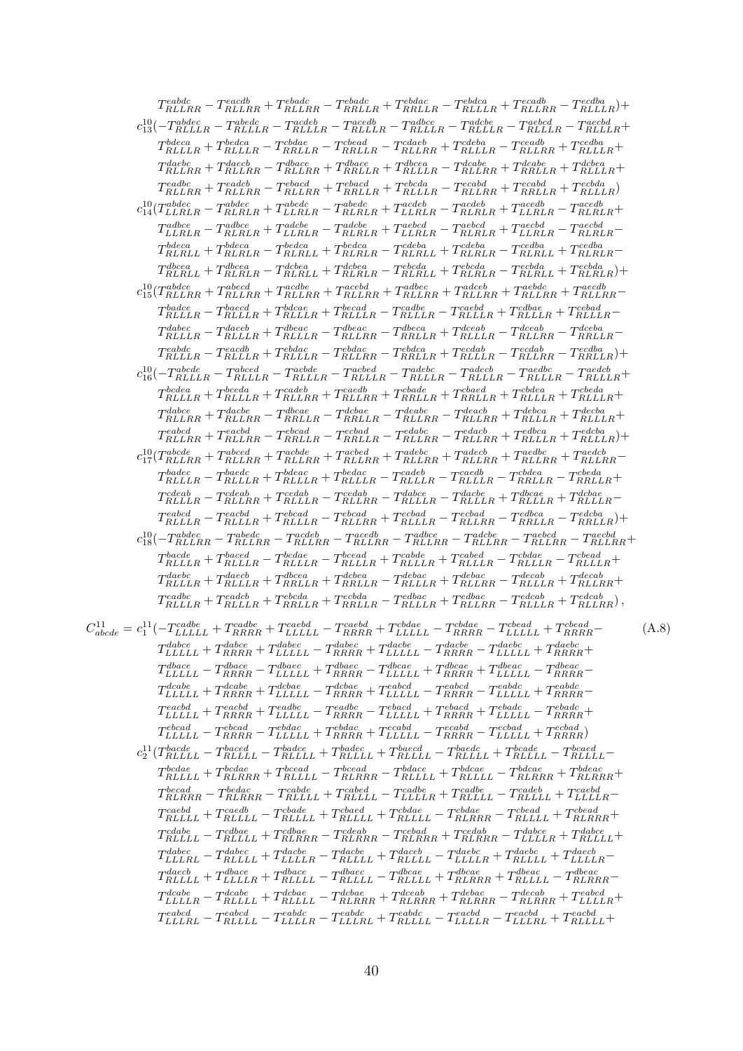$$
\begin{aligned}
& T^{eabdc}_{RLLRR} - T^{eacdb}_{RLLRR} + T^{ebadc}_{RLLRR} - T^{ebadc}_{RRLLR} + T^{ebdac}_{RRLLR} - T^{ebdca}_{RLLLR} + T^{ecadb}_{RLLRR} - T^{ecdba}_{RLLLR})+ \\
& c^{10}_{13}(-T^{abdec}_{RLLLR} - T^{abedc}_{RLLLR} - T^{acdeb}_{RLLLR} - T^{acedb}_{RLLLR} - T^{adbce}_{RLLLR} - T^{adcbe}_{RLLLR} - T^{aebcd}_{RLLLR} - T^{aecbd}_{RLLLR}+ \\
& T^{bdeca}_{RLLLR} + T^{bedca}_{RLLLR} - T^{cbdae}_{RRLLR} - T^{cbead}_{RRLLR} - T^{cdaeb}_{RLLRR} + T^{cdeba}_{RLLLR} - T^{ceadb}_{RLLRR} + T^{cedba}_{RLLLR}+ \\
& T^{daebc}_{RLLRR} + T^{daecb}_{RLLRR} - T^{dbace}_{RLLRR} + T^{dbace}_{RRLLR} + T^{dbcea}_{RLLLR} - T^{dcabe}_{RLLRR} + T^{dcabe}_{RRLLR} + T^{dcbea}_{RLLLR}+ \\
& T^{eadbc}_{RLLRR} + T^{eadcb}_{RLLRR} - T^{ebacd}_{RLLRR} + T^{ebacd}_{RRLLR} + T^{ebcda}_{RLLLR} - T^{ecabd}_{RLLRR} + T^{ecabd}_{RRLLR} + T^{ecbda}_{RLLLR}) \\
& c^{10}_{14}(T^{abdec}_{LLRLR} - T^{abdec}_{RLRLR} + T^{abedc}_{LLRLR} - T^{abedc}_{RLRLR} + T^{acdeb}_{LLRLR} - T^{acdeb}_{RLRLR} + T^{acedb}_{LLRLR} - T^{acedb}_{RLRLR}+ \\
& T^{adbce}_{LLRLR} - T^{adbce}_{RLRLR} + T^{adcbe}_{LLRLR} - T^{adcbe}_{RLRLR} + T^{aebcd}_{LLRLR} - T^{aebcd}_{RLRLR} + T^{aecbd}_{LLRLR} - T^{aecbd}_{RLRLR}- \\
& T^{bdeca}_{RLRLL} + T^{bdeca}_{RLRLR} - T^{bedca}_{RLRLL} + T^{bedca}_{RLRLR} - T^{cdeba}_{RLRLL} + T^{cdeba}_{RLRLR} - T^{cedba}_{RLRLL} + T^{cedba}_{RLRLR}- \\
& T^{dbcea}_{RLRLL} + T^{dbcea}_{RLRLR} - T^{dcbea}_{RLRLL} + T^{dcbea}_{RLRLR} - T^{ebcda}_{RLRLL} + T^{ebcda}_{RLRLR} - T^{ecbda}_{RLRLL} + T^{ecbda}_{RLRLR})+ \\
& c^{10}_{15}(T^{abdce}_{RLLRR} + T^{abecd}_{RLLRR} + T^{acdbe}_{RLLRR} + T^{acebd}_{RLLRR} + T^{adbec}_{RLLRR} + T^{adceb}_{RLLRR} + T^{aebdc}_{RLLRR} + T^{aecdb}_{RLLRR}- \\
& T^{badce}_{RLLLR} - T^{baecd}_{RLLLR} + T^{bdcae}_{RLLLR} + T^{becad}_{RLLLR} - T^{cadbe}_{RLLLR} - T^{caebd}_{RLLLR} + T^{cdbae}_{RLLLR} + T^{cebad}_{RLLLR}- \\
& T^{dabec}_{RLLLR} - T^{daceb}_{RLLLR} + T^{dbeac}_{RLLLR} - T^{dbeac}_{RLLRR} - T^{dbeca}_{RRLLR} + T^{dceab}_{RLLLR} - T^{dceab}_{RLLRR} - T^{dceba}_{RRLLR}- \\
& T^{eabdc}_{RLLLR} - T^{eacdb}_{RLLLR} + T^{ebdac}_{RLLLR} - T^{ebdac}_{RLLRR} - T^{ebdca}_{RRLLR} + T^{ecdab}_{RLLLR} - T^{ecdab}_{RLLRR} - T^{ecdba}_{RRLLR})+ \\
& c^{10}_{16}(-T^{abcde}_{RLLLR} - T^{abced}_{RLLLR} - T^{acbde}_{RLLLR} - T^{acbed}_{RLLLR} - T^{adebc}_{RLLLR} - T^{adecb}_{RLLLR} - T^{aedbc}_{RLLLR} - T^{aedcb}_{RLLLR}+ \\
& T^{bcdea}_{RLLLR} + T^{bceda}_{RLLLR} + T^{cadeb}_{RLLRR} + T^{caedb}_{RLLRR} + T^{cbade}_{RRLLR} + T^{cbaed}_{RRLLR} + T^{cbdea}_{RLLLR} + T^{cbeda}_{RLLLR}+ \\
& T^{dabce}_{RLLRR} + T^{dacbe}_{RLLRR} - T^{dbcae}_{RRLLR} - T^{dcbae}_{RRLLR} - T^{deabc}_{RLLRR} - T^{deacb}_{RLLRR} + T^{debca}_{RLLLR} + T^{decba}_{RLLLR}+ \\
& T^{eabcd}_{RLLRR} + T^{eacbd}_{RLLRR} - T^{ebcad}_{RRLLR} - T^{ecbad}_{RRLLR} - T^{edabc}_{RLLRR} - T^{edacb}_{RLLRR} + T^{edbca}_{RLLLR} + T^{edcba}_{RLLLR})+ \\
& c^{10}_{17}(T^{abcde}_{RLLRR} + T^{abced}_{RLLRR} + T^{acbde}_{RLLRR} + T^{acbed}_{RLLRR} + T^{adebc}_{RLLRR} + T^{adecb}_{RLLRR} + T^{aedbc}_{RLLRR} + T^{aedcb}_{RLLRR}- \\
& T^{badec}_{RLLLR} - T^{baedc}_{RLLLR} + T^{bdeac}_{RLLLR} + T^{bedac}_{RLLLR} - T^{cadeb}_{RLLLR} - T^{caedb}_{RLLLR} - T^{cbdea}_{RRLLR} - T^{cbeda}_{RRLLR}+ \\
& T^{cdeab}_{RLLLR} - T^{cdeab}_{RLLRR} + T^{cedab}_{RLLLR} - T^{cedab}_{RLLRR} - T^{dabce}_{RLLLR} - T^{dacbe}_{RLLLR} + T^{dbcae}_{RLLLR} + T^{dcbae}_{RLLLR}- \\
& T^{eabcd}_{RLLLR} - T^{eacbd}_{RLLLR} + T^{ebcad}_{RLLLR} - T^{ebcad}_{RLLRR} + T^{ecbad}_{RLLLR} - T^{ecbad}_{RLLRR} - T^{edbca}_{RRLLR} - T^{edcba}_{RRLLR})+ \\
& c^{10}_{18}(-T^{abdec}_{RLLRR} - T^{abedc}_{RLLRR} - T^{acdeb}_{RLLRR} - T^{acedb}_{RLLRR} - T^{adbce}_{RLLRR} - T^{adcbe}_{RLLRR} - T^{aebcd}_{RLLRR} - T^{aecbd}_{RLLRR}+ \\
& T^{bacde}_{RLLLR} + T^{baced}_{RLLLR} - T^{bcdae}_{RLLLR} - T^{bcead}_{RLLLR} + T^{cabde}_{RLLLR} + T^{cabed}_{RLLLR} - T^{cbdae}_{RLLLR} - T^{cbead}_{RLLLR}+ \\
& T^{daebc}_{RLLLR} + T^{daecb}_{RLLLR} + T^{dbcea}_{RRLLR} + T^{dcbea}_{RRLLR} - T^{debac}_{RLLLR} + T^{debac}_{RLLRR} - T^{decab}_{RLLLR} + T^{decab}_{RLLRR}+ \\
& T^{eadbc}_{RLLLR} + T^{eadcb}_{RLLLR} + T^{ebcda}_{RRLLR} + T^{ecbda}_{RRLLR} - T^{edbac}_{RLLLR} + T^{edbac}_{RLLRR} - T^{edcab}_{RLLLR} + T^{edcab}_{RLLRR}),
\end{aligned}
$$

$$
\begin{aligned}
C^{11}_{abcde} = {} & c^{11}_1(-T^{cadbe}_{LLLLL} + T^{cadbe}_{RRRR} + T^{caebd}_{LLLLL} - T^{caebd}_{RRRR} + T^{cbdae}_{LLLLL} - T^{cbdae}_{RRRR} - T^{cbead}_{LLLLL} + T^{cbead}_{RRRR}- \\
& T^{dabce}_{LLLLL} + T^{dabce}_{RRRR} + T^{dabec}_{LLLLL} - T^{dabec}_{RRRR} + T^{dacbe}_{LLLLL} - T^{dacbe}_{RRRR} - T^{daebc}_{LLLLL} + T^{daebc}_{RRRR}+ \\
& T^{dbace}_{LLLLL} - T^{dbace}_{RRRR} - T^{dbaec}_{LLLLL} + T^{dbaec}_{RRRR} - T^{dbcae}_{LLLLL} + T^{dbcae}_{RRRR} + T^{dbeac}_{LLLLL} - T^{dbeac}_{RRRR}- \\
& T^{dcabe}_{LLLLL} + T^{dcabe}_{RRRR} + T^{dcbae}_{LLLLL} - T^{dcbae}_{RRRR} + T^{eabcd}_{LLLLL} - T^{eabcd}_{RRRR} - T^{eabdc}_{LLLLL} + T^{eabdc}_{RRRR}- \\
& T^{eacbd}_{LLLLL} + T^{eacbd}_{RRRR} + T^{eadbc}_{LLLLL} - T^{eadbc}_{RRRR} - T^{ebacd}_{LLLLL} + T^{ebacd}_{RRRR} + T^{ebadc}_{LLLLL} - T^{ebadc}_{RRRR}+ \\
& T^{ebcad}_{LLLLL} - T^{ebcad}_{RRRR} - T^{ebdac}_{LLLLL} + T^{ebdac}_{RRRR} + T^{ecabd}_{LLLLL} - T^{ecabd}_{RRRR} - T^{ecbad}_{LLLLL} + T^{ecbad}_{RRRR}) \\
& c^{11}_2(T^{bacde}_{RLLLL} - T^{baced}_{RLLLL} - T^{badce}_{RLLLL} + T^{badec}_{RLLLL} + T^{baecd}_{RLLLL} - T^{baedc}_{RLLLL} + T^{bcade}_{RLLLL} - T^{bcaed}_{RLLLL}- \\
& T^{bcdae}_{RLLLL} + T^{bcdae}_{RLRRR} + T^{bcead}_{RLLLL} - T^{bcead}_{RLRRR} - T^{bdace}_{RLLLL} + T^{bdcae}_{RLLLL} - T^{bdcae}_{RLRRR} + T^{bdeac}_{RLRRR}+ \\
& T^{becad}_{RLRRR} - T^{bedac}_{RLRRR} - T^{cabde}_{RLLLL} + T^{cabed}_{RLLLL} - T^{cadbe}_{LLLLR} + T^{cadbe}_{RLLLL} - T^{cadeb}_{RLLLL} + T^{caebd}_{LLLLR}- \\
& T^{caebd}_{RLLLL} + T^{caedb}_{RLLLL} - T^{cbade}_{RLLLL} + T^{cbaed}_{RLLLL} + T^{cbdae}_{RLLLL} - T^{cbdae}_{RLRRR} - T^{cbead}_{RLLLL} + T^{cbead}_{RLRRR}+ \\
& T^{cdabe}_{RLLLL} - T^{cdbae}_{RLLLL} + T^{cdbae}_{RLRRR} - T^{cdeab}_{RLRRR} - T^{cebad}_{RLRRR} + T^{cedab}_{RLRRR} - T^{dabce}_{LLLLR} + T^{dabce}_{RLLLL}+ \\
& T^{dabec}_{LLLRL} - T^{dabec}_{RLLLL} + T^{dacbe}_{LLLLR} - T^{dacbe}_{RLLLL} + T^{daceb}_{RLLLL} - T^{daebc}_{LLLLR} + T^{daebc}_{RLLLL} + T^{daecb}_{LLLLR}- \\
& T^{daecb}_{RLLLL} + T^{dbace}_{LLLLR} + T^{dbace}_{RLLLL} - T^{dbaec}_{RLLLL} - T^{dbcae}_{RLLLL} + T^{dbcae}_{RLRRR} + T^{dbeac}_{RLLLL} - T^{dbeac}_{RLRRR}- \\
& T^{dcabe}_{LLLLR} - T^{dcabe}_{RLLLL} + T^{dcbae}_{RLLLL} - T^{dcbae}_{RLRRR} + T^{dceab}_{RLRRR} + T^{debac}_{RLRRR} - T^{decab}_{RLRRR} + T^{eabcd}_{LLLLR}+ \\
& T^{eabcd}_{LLLRL} - T^{eabcd}_{RLLLL} - T^{eabdc}_{LLLLR} - T^{eabdc}_{LLLRL} + T^{eabdc}_{RLLLL} - T^{eacbd}_{LLLLR} - T^{eacbd}_{LLLRL} + T^{eacbd}_{RLLLL}+
\end{aligned}
\tag{A.8}
$$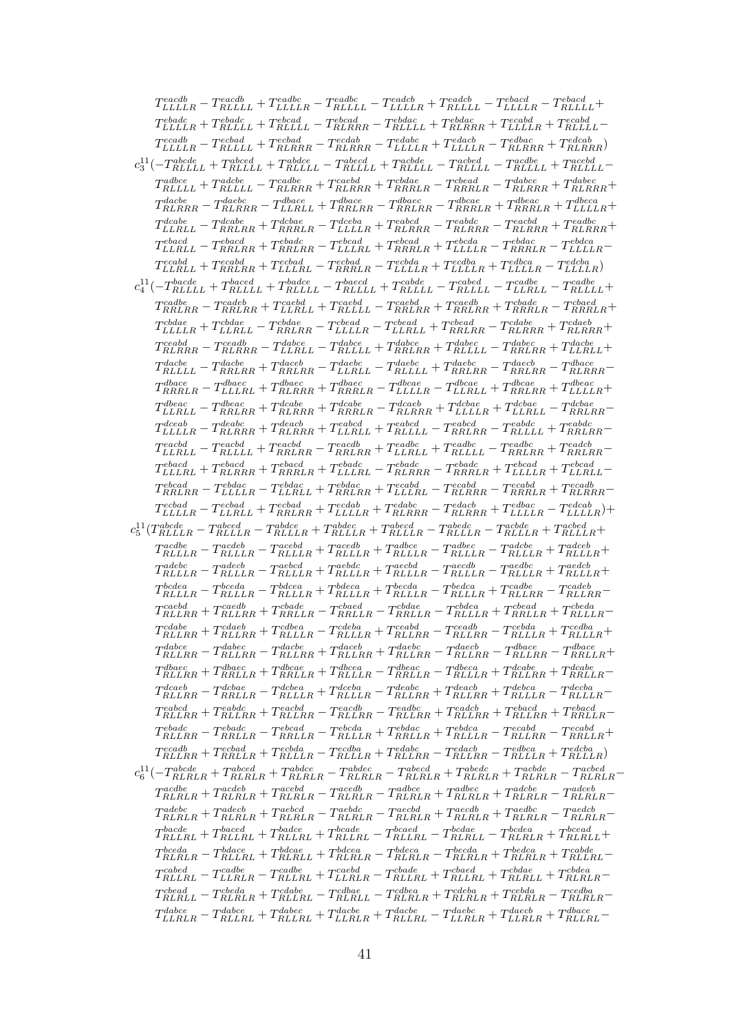$$T^{eacdb}_{LLLLR} - T^{eacdb}_{RLLLL} + T^{eadbc}_{LLLLR} - T^{eadbc}_{RLLLL} - T^{eadcb}_{LLLLR} + T^{eadcb}_{RLLLL} - T^{ebacd}_{LLLLR} - T^{ebacd}_{RLLLL} +$$
$$T^{ebadc}_{LLLLR} + T^{ebadc}_{RLLLL} + T^{ebcad}_{RLLLL} - T^{ebcad}_{RLRRR} - T^{ebdac}_{RLLLL} + T^{ebdac}_{RLRRR} + T^{ecabd}_{LLLLR} + T^{ecabd}_{RLLLL} -$$
$$T^{ecadb}_{LLLLR} - T^{ecbad}_{RLLLL} + T^{ecbad}_{RLRRR} - T^{ecdab}_{RLRRR} - T^{edabc}_{LLLLR} + T^{edacb}_{LLLLR} - T^{edbac}_{RLRRR} + T^{edcab}_{RLRRR})$$
$$c^{11}_3(-T^{abcde}_{RLLLL} + T^{abced}_{RLLLL} + T^{abdce}_{RLLLL} - T^{abecd}_{RLLLL} + T^{acbde}_{RLLLL} - T^{acbed}_{RLLLL} - T^{acdbe}_{RLLLL} + T^{acebd}_{RLLLL} -$$
$$T^{adbce}_{RLLLL} + T^{adcbe}_{RLLLL} - T^{cadbe}_{RLRRR} + T^{caebd}_{RLRRR} + T^{cbdae}_{RRRLR} - T^{cbead}_{RRRLR} - T^{dabce}_{RLRRR} + T^{dabec}_{RLRRR} +$$
$$T^{dacbe}_{RLRRR} - T^{daebc}_{RLRRR} - T^{dbace}_{LLRLL} + T^{dbace}_{RRLRR} - T^{dbaec}_{RRLRR} - T^{dbcae}_{RRRLR} + T^{dbeac}_{RRRLR} + T^{dbeca}_{LLLLR} +$$
$$T^{dcabe}_{LLRLL} - T^{dcabe}_{RRLRR} + T^{dcbae}_{RRRLR} - T^{dceba}_{LLLLR} + T^{eabcd}_{RLRRR} - T^{eabdc}_{RLRRR} - T^{eacbd}_{RLRRR} + T^{eadbc}_{RLRRR} +$$
$$T^{ebacd}_{LLRLL} - T^{ebacd}_{RRLRR} + T^{ebadc}_{RRLRR} - T^{ebcad}_{LLLRL} + T^{ebcad}_{RRRLR} + T^{ebcda}_{LLLLR} - T^{ebdac}_{RRRLR} - T^{ebdca}_{LLLLR} -$$
$$T^{ecabd}_{LLRLL} + T^{ecabd}_{RRLRR} + T^{ecbad}_{LLLRL} - T^{ecbad}_{RRRLR} - T^{ecbda}_{LLLLR} + T^{ecdba}_{LLLLR} + T^{edbca}_{LLLLR} - T^{edcba}_{LLLLR})$$
$$c^{11}_4(-T^{bacde}_{RLLLL} + T^{baced}_{RLLLL} + T^{badce}_{RLLLL} - T^{baecd}_{RLLLL} + T^{cabde}_{RLLLL} - T^{cabed}_{RLLLL} - T^{cadbe}_{LLRLL} - T^{cadbe}_{RLLLL} +$$
$$T^{cadbe}_{RRLRR} - T^{cadeb}_{RRLRR} + T^{caebd}_{LLRLL} + T^{caebd}_{RLLLL} - T^{caebd}_{RRLRR} + T^{caedb}_{RRLRR} + T^{cbade}_{RRRLR} - T^{cbaed}_{RRRLR} +$$
$$T^{cbdae}_{LLLLR} + T^{cbdae}_{LLRLL} - T^{cbdae}_{RRLRR} - T^{cbead}_{LLLLR} - T^{cbead}_{LLRLL} + T^{cbead}_{RRLRR} - T^{cdabe}_{RLRRR} + T^{cdaeb}_{RLRRR} +$$
$$T^{ceabd}_{RLRRR} - T^{ceadb}_{RLRRR} - T^{dabce}_{LLRLL} - T^{dabce}_{RLLLL} + T^{dabce}_{RRLRR} + T^{dabec}_{RLLLL} - T^{dabec}_{RRLRR} + T^{dacbe}_{LLRLL} +$$
$$T^{dacbe}_{RLLLL} - T^{dacbe}_{RRLRR} + T^{daceb}_{RRLRR} - T^{daebc}_{LLRLL} - T^{daebc}_{RLLLL} + T^{daebc}_{RRLRR} - T^{daecb}_{RRLRR} - T^{dbace}_{RRLRR} -$$
$$T^{dbace}_{RRRLR} - T^{dbaec}_{LLLRL} + T^{dbaec}_{RLRRR} + T^{dbaec}_{RRRLR} - T^{dbcae}_{LLLLR} - T^{dbcae}_{LLRLL} + T^{dbcae}_{RRLRR} + T^{dbeac}_{LLLLR} +$$
$$T^{dbeac}_{LLRLL} - T^{dbeac}_{RRLRR} + T^{dcabe}_{RLRRR} + T^{dcabe}_{RRRLR} - T^{dcaeb}_{RLRRR} + T^{dcbae}_{LLLLR} + T^{dcbae}_{LLRLL} - T^{dcbae}_{RRLRR} -$$
$$T^{dceab}_{LLLLR} - T^{deabc}_{RLRRR} + T^{deacb}_{RLRRR} + T^{eabcd}_{LLRLL} + T^{eabcd}_{RLLLL} - T^{eabcd}_{RRLRR} - T^{eabdc}_{RLLLL} + T^{eabdc}_{RRLRR} -$$
$$T^{eacbd}_{LLRLL} - T^{eacbd}_{RLLLL} + T^{eacbd}_{RRLRR} - T^{eacdb}_{RRLRR} + T^{eadbc}_{LLRLL} + T^{eadbc}_{RLLLL} - T^{eadbc}_{RRLRR} + T^{eadcb}_{RRLRR} -$$
$$T^{ebacd}_{LLLRL} + T^{ebacd}_{RLRRR} + T^{ebacd}_{RRRLR} + T^{ebadc}_{LLLRL} - T^{ebadc}_{RLRRR} - T^{ebadc}_{RRRLR} + T^{ebcad}_{LLLLR} + T^{ebcad}_{LLRLL} -$$
$$T^{ebcad}_{RRLRR} - T^{ebdac}_{LLLLR} - T^{ebdac}_{LLRLL} + T^{ebdac}_{RRLRR} + T^{ecabd}_{LLLRL} - T^{ecabd}_{RLRRR} - T^{ecabd}_{RRRLR} + T^{ecadb}_{RLRRR} -$$
$$T^{ecbad}_{LLLLR} - T^{ecbad}_{LLRLL} + T^{ecbad}_{RRLRR} + T^{ecdab}_{LLLLR} + T^{edabc}_{RLRRR} - T^{edacb}_{RLRRR} + T^{edbac}_{LLLLR} - T^{edcab}_{LLLLR})+$$
$$c^{11}_5(T^{abcde}_{RLLLR} - T^{abced}_{RLLLR} - T^{abdce}_{RLLLR} + T^{abdec}_{RLLLR} + T^{abecd}_{RLLLR} - T^{abedc}_{RLLLR} - T^{acbde}_{RLLLR} + T^{acbed}_{RLLLR} +$$
$$T^{acdbe}_{RLLLR} - T^{acdeb}_{RLLLR} - T^{acebd}_{RLLLR} + T^{acedb}_{RLLLR} + T^{adbce}_{RLLLR} - T^{adbec}_{RLLLR} - T^{adcbe}_{RLLLR} + T^{adceb}_{RLLLR} +$$
$$T^{adebc}_{RLLLR} - T^{adecb}_{RLLLR} - T^{aebcd}_{RLLLR} + T^{aebdc}_{RLLLR} + T^{aecbd}_{RLLLR} - T^{aecdb}_{RLLLR} - T^{aedbc}_{RLLLR} + T^{aedcb}_{RLLLR} +$$
$$T^{bcdea}_{RLLLR} - T^{bceda}_{RLLLR} - T^{bdcea}_{RLLLR} + T^{bdeca}_{RLLLR} + T^{becda}_{RLLLR} - T^{bedca}_{RLLLR} + T^{cadbe}_{RLLRR} - T^{cadeb}_{RLLRR} -$$
$$T^{caebd}_{RLLRR} + T^{caedb}_{RLLRR} + T^{cbade}_{RRLLR} - T^{cbaed}_{RRLLR} - T^{cbdae}_{RRLLR} - T^{cbdea}_{RLLLR} + T^{cbead}_{RRLLR} + T^{cbeda}_{RLLLR} -$$
$$T^{cdabe}_{RLLRR} + T^{cdaeb}_{RLLRR} + T^{cdbea}_{RLLLR} - T^{cdeba}_{RLLLR} + T^{ceabd}_{RLLRR} - T^{ceadb}_{RLLRR} - T^{cebda}_{RLLLR} + T^{cedba}_{RLLLR} +$$
$$T^{dabce}_{RLLRR} - T^{dabec}_{RLLRR} - T^{dacbe}_{RLLRR} + T^{daceb}_{RLLRR} + T^{daebc}_{RLLRR} - T^{daecb}_{RLLRR} - T^{dbace}_{RLLRR} - T^{dbace}_{RRLLR} +$$
$$T^{dbaec}_{RLLRR} + T^{dbaec}_{RRLLR} + T^{dbcae}_{RRLLR} + T^{dbcea}_{RLLLR} - T^{dbeac}_{RRLLR} - T^{dbeca}_{RLLLR} + T^{dcabe}_{RLLRR} + T^{dcabe}_{RRLLR} -$$
$$T^{dcaeb}_{RLLRR} - T^{dcbae}_{RRLLR} - T^{dcbea}_{RLLLR} + T^{dceba}_{RLLLR} - T^{deabc}_{RLLRR} + T^{deacb}_{RLLRR} + T^{debca}_{RLLLR} - T^{decba}_{RLLLR} -$$
$$T^{eabcd}_{RLLRR} + T^{eabdc}_{RLLRR} + T^{eacbd}_{RLLRR} - T^{eacdb}_{RLLRR} - T^{eadbc}_{RLLRR} + T^{eadcb}_{RLLRR} + T^{ebacd}_{RLLRR} + T^{ebacd}_{RRLLR} -$$
$$T^{ebadc}_{RLLRR} - T^{ebadc}_{RRLLR} - T^{ebcad}_{RRLLR} - T^{ebcda}_{RLLLR} + T^{ebdac}_{RRLLR} + T^{ebdca}_{RLLLR} - T^{ecabd}_{RLLRR} - T^{ecabd}_{RRLLR} +$$
$$T^{ecadb}_{RLLRR} + T^{ecbad}_{RRLLR} + T^{ecbda}_{RLLLR} - T^{ecdba}_{RLLLR} + T^{edabc}_{RLLRR} - T^{edacb}_{RLLRR} - T^{edbca}_{RLLLR} + T^{edcba}_{RLLLR})$$
$$c^{11}_6(-T^{abcde}_{RLRLR} + T^{abced}_{RLRLR} + T^{abdce}_{RLRLR} - T^{abdec}_{RLRLR} - T^{abecd}_{RLRLR} + T^{abedc}_{RLRLR} + T^{acbde}_{RLRLR} - T^{acbed}_{RLRLR} -$$
$$T^{acdbe}_{RLRLR} + T^{acdeb}_{RLRLR} + T^{acebd}_{RLRLR} - T^{acedb}_{RLRLR} - T^{adbce}_{RLRLR} + T^{adbec}_{RLRLR} + T^{adcbe}_{RLRLR} - T^{adceb}_{RLRLR} -$$
$$T^{adebc}_{RLRLR} + T^{adecb}_{RLRLR} + T^{aebcd}_{RLRLR} - T^{aebdc}_{RLRLR} - T^{aecbd}_{RLRLR} + T^{aecdb}_{RLRLR} + T^{aedbc}_{RLRLR} - T^{aedcb}_{RLRLR} -$$
$$T^{bacde}_{RLLRL} + T^{baced}_{RLLRL} + T^{badce}_{RLLRL} + T^{bcade}_{RLLRL} - T^{bcaed}_{RLLRL} - T^{bcdae}_{RLLRL} - T^{bcdea}_{RLRLR} + T^{bcead}_{RLLRL} +$$
$$T^{bceda}_{RLRLR} - T^{bdace}_{RLLRL} + T^{bdcae}_{RLLRL} + T^{bdcea}_{RLRLR} - T^{bdeca}_{RLRLR} - T^{becda}_{RLRLR} + T^{bedca}_{RLRLR} + T^{cabde}_{RLLRL} -$$
$$T^{cabed}_{RLLRL} - T^{cadbe}_{LLRLR} - T^{cadbe}_{RLLRL} + T^{caebd}_{LLRLR} - T^{cbade}_{RLLRL} + T^{cbaed}_{RLLRL} + T^{cbdae}_{RLRLL} + T^{cbdea}_{RLRLR} -$$
$$T^{cbead}_{RLRLL} - T^{cbeda}_{RLRLR} + T^{cdabe}_{RLLRL} - T^{cdbae}_{RLLRL} - T^{cdbea}_{RLRLR} + T^{cdeba}_{RLRLR} + T^{cebda}_{RLRLR} - T^{cedba}_{RLRLR} -$$
$$T^{dabce}_{LLRLR} - T^{dabce}_{RLLRL} + T^{dabec}_{RLLRL} + T^{dacbe}_{LLRLR} + T^{dacbe}_{RLLRL} - T^{daebc}_{LLRLR} + T^{daecb}_{LLRLR} + T^{dbace}_{RLLRL} -$$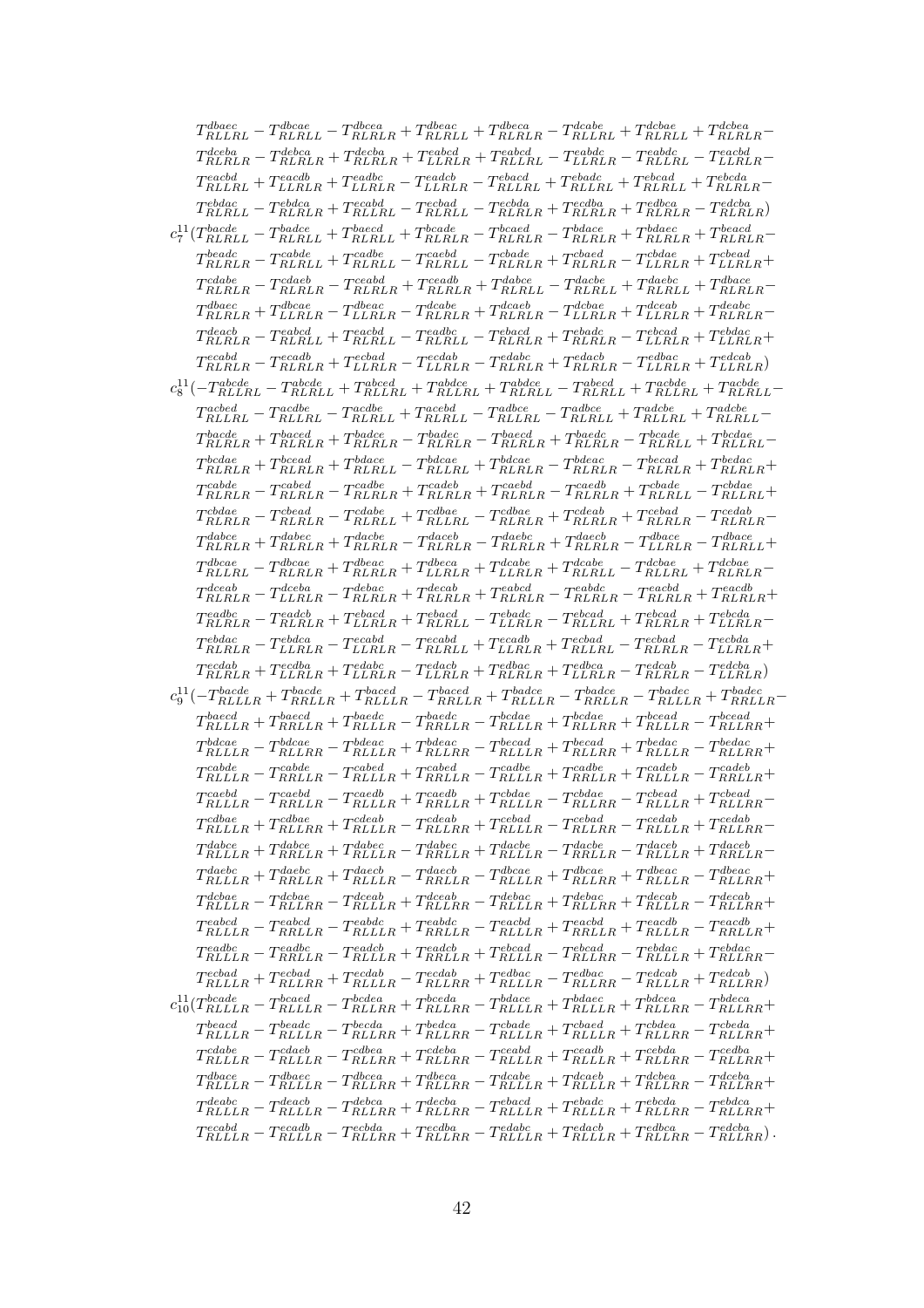$$
\begin{aligned}
&T^{dbaec}_{RLLRL} - T^{dbcae}_{RLRLL} - T^{dbcea}_{RLRLR} + T^{dbeac}_{RLLRL} + T^{dbeca}_{RLRLR} - T^{dcabe}_{RLLRL} + T^{dcbae}_{RLRLL} + T^{dcbea}_{RLRLR} - \\
&T^{dceba}_{RLRLR} - T^{debca}_{RLRLR} + T^{decba}_{RLRLR} + T^{eabcd}_{LLRLR} + T^{eabcd}_{RLLRL} - T^{eabdc}_{LLRLR} - T^{eabdc}_{RLLRL} - T^{eacbd}_{LLRLR} - \\
&T^{eacbd}_{RLLRL} + T^{eacdb}_{LLRLR} + T^{eadbc}_{LLRLR} - T^{eadcb}_{LLRLR} - T^{ebacd}_{RLLRL} + T^{ebadc}_{RLLRL} + T^{ebcad}_{RLRLL} + T^{ebcda}_{RLRLR} - \\
&T^{ebdac}_{RLRLL} - T^{ebdca}_{RLRLR} + T^{ecabd}_{RLLRL} - T^{ecbad}_{RLRLL} - T^{ecbda}_{RLRLR} + T^{ecdba}_{RLRLR} + T^{edbca}_{RLRLR} - T^{edcba}_{RLRLR}) \\
&c^{11}_{7}(T^{bacde}_{RLRLL} - T^{badce}_{RLRLL} + T^{baecd}_{RLRLL} + T^{bcade}_{RLRLR} - T^{bcaed}_{RLRLR} - T^{bdace}_{RLRLR} + T^{bdaec}_{RLRLR} + T^{beacd}_{RLRLR} - \\
&T^{beadc}_{RLRLR} - T^{cabde}_{RLRLL} + T^{cadbe}_{RLRLL} - T^{caebd}_{RLRLL} - T^{cbade}_{RLRLR} + T^{cbaed}_{RLRLR} - T^{cbdae}_{LLRLR} + T^{cbead}_{LLRLR} + \\
&T^{cdabe}_{RLRLR} - T^{cdaeb}_{RLRLR} - T^{ceabd}_{RLRLR} + T^{ceadb}_{RLRLR} + T^{dabce}_{RLRLL} - T^{dacbe}_{RLRLL} + T^{daebc}_{RLRLL} + T^{dbace}_{RLRLR} - \\
&T^{dbaec}_{RLRLR} + T^{dbcae}_{LLRLR} - T^{dbeac}_{LLRLR} - T^{dcabe}_{RLRLR} + T^{dcaeb}_{RLRLR} - T^{dcbae}_{LLRLR} + T^{dceab}_{LLRLR} + T^{deabc}_{RLRLR} - \\
&T^{deacb}_{RLRLR} - T^{eabcd}_{RLRLL} + T^{eacbd}_{RLRLL} - T^{eadbc}_{RLRLL} - T^{ebacd}_{RLRLR} + T^{ebadc}_{RLRLR} - T^{ebcad}_{LLRLR} + T^{ebdac}_{LLRLR} + \\
&T^{ecabd}_{RLRLR} - T^{ecadb}_{RLRLR} + T^{ecbad}_{LLRLR} - T^{ecdab}_{LLRLR} - T^{edabc}_{RLRLR} + T^{edacb}_{RLRLR} - T^{edbac}_{LLRLR} + T^{edcab}_{LLRLR}) \\
&c^{11}_{8}(-T^{abcde}_{RLLRL} - T^{abcde}_{RLRLL} + T^{abced}_{RLLRL} + T^{abdce}_{RLLRL} + T^{abdce}_{RLRLL} - T^{abecd}_{RLRLL} + T^{acbde}_{RLLRL} + T^{acbde}_{RLRLL} - \\
&T^{acbed}_{RLLRL} - T^{acdbe}_{RLLRL} - T^{acdbe}_{RLRLL} + T^{acebd}_{RLRLL} - T^{adbce}_{RLLRL} - T^{adbce}_{RLRLL} + T^{adcbe}_{RLLRL} + T^{adcbe}_{RLRLL} - \\
&T^{bacde}_{RLRLR} + T^{baced}_{RLRLR} + T^{badce}_{RLRLR} - T^{badec}_{RLRLR} - T^{baecd}_{RLRLR} + T^{baedc}_{RLRLR} - T^{bcade}_{RLRLL} + T^{bcdae}_{RLLRL} - \\
&T^{bcdae}_{RLRLR} + T^{bcead}_{RLRLR} + T^{bdace}_{RLRLL} - T^{bdcae}_{RLLRL} + T^{bdcae}_{RLRLR} - T^{bdeac}_{RLRLR} - T^{becad}_{RLRLR} + T^{bedac}_{RLRLR} + \\
&T^{cabde}_{RLRLR} - T^{cabed}_{RLRLR} - T^{cadbe}_{RLRLR} + T^{cadeb}_{RLRLR} + T^{caebd}_{RLRLR} - T^{caedb}_{RLRLR} + T^{cbade}_{RLRLL} - T^{cbdae}_{RLLRL} + \\
&T^{cbdae}_{RLRLR} - T^{cbead}_{RLRLR} - T^{cdabe}_{RLRLL} + T^{cdbae}_{RLLRL} - T^{cdbae}_{RLRLR} + T^{cdeab}_{RLRLR} + T^{cebad}_{RLRLR} - T^{cedab}_{RLRLR} - \\
&T^{dabce}_{RLRLR} + T^{dabec}_{RLRLR} + T^{dacbe}_{RLRLR} - T^{daceb}_{RLRLR} - T^{daebc}_{RLRLR} + T^{daecb}_{RLRLR} - T^{dbace}_{LLRLR} - T^{dbace}_{RLRLL} + \\
&T^{dbcae}_{RLLRL} - T^{dbcae}_{RLRLR} + T^{dbeac}_{RLRLR} + T^{dbeca}_{LLRLR} + T^{dcabe}_{LLRLR} + T^{dcabe}_{RLRLL} - T^{dcbae}_{RLLRL} + T^{dcbae}_{RLRLR} - \\
&T^{dceab}_{RLRLR} - T^{dceba}_{LLRLR} - T^{debac}_{RLRLR} + T^{decab}_{RLRLR} + T^{eabcd}_{RLRLR} - T^{eabdc}_{RLRLR} - T^{eacbd}_{RLRLR} + T^{eacdb}_{RLRLR} + \\
&T^{eadbc}_{RLRLR} - T^{eadcb}_{RLRLR} + T^{ebacd}_{LLRLR} + T^{ebacd}_{RLRLL} - T^{ebadc}_{LLRLR} - T^{ebcad}_{RLLRL} + T^{ebcad}_{RLRLR} + T^{ebcda}_{LLRLR} - \\
&T^{ebdac}_{RLRLR} - T^{ebdca}_{LLRLR} - T^{ecabd}_{LLRLR} - T^{ecabd}_{RLRLL} + T^{ecadb}_{LLRLR} + T^{ecbad}_{RLLRL} - T^{ecbad}_{RLRLR} - T^{ecbda}_{LLRLR} + \\
&T^{ecdab}_{RLRLR} + T^{ecdba}_{LLRLR} + T^{edabc}_{LLRLR} - T^{edacb}_{LLRLR} + T^{edbac}_{RLRLR} + T^{edbca}_{LLRLR} - T^{edcab}_{RLRLR} - T^{edcba}_{LLRLR}) \\
&c^{11}_{9}(-T^{bacde}_{RLLLR} + T^{bacde}_{RRLLR} + T^{baced}_{RLLLR} - T^{baced}_{RRLLR} + T^{badce}_{RLLLR} - T^{badce}_{RRLLR} - T^{badec}_{RLLLR} + T^{badec}_{RRLLR} - \\
&T^{baecd}_{RLLLR} + T^{baecd}_{RRLLR} + T^{baedc}_{RLLLR} - T^{baedc}_{RRLLR} - T^{bcdae}_{RLLLR} + T^{bcdae}_{RLLRR} + T^{bcead}_{RLLLR} - T^{bcead}_{RLLRR} + \\
&T^{bdcae}_{RLLLR} - T^{bdcae}_{RLLRR} - T^{bdeac}_{RLLLR} + T^{bdeac}_{RLLRR} - T^{becad}_{RLLLR} + T^{becad}_{RLLRR} + T^{bedac}_{RLLLR} - T^{bedac}_{RLLRR} + \\
&T^{cabde}_{RLLLR} - T^{cabde}_{RRLLR} - T^{cabed}_{RLLLR} + T^{cabed}_{RRLLR} - T^{cadbe}_{RLLLR} + T^{cadbe}_{RRLLR} + T^{cadeb}_{RLLLR} - T^{cadeb}_{RRLLR} + \\
&T^{caebd}_{RLLLR} - T^{caebd}_{RRLLR} - T^{caedb}_{RLLLR} + T^{caedb}_{RRLLR} + T^{cbdae}_{RLLLR} - T^{cbdae}_{RLLRR} - T^{cbead}_{RLLLR} + T^{cbead}_{RLLRR} - \\
&T^{cdbae}_{RLLLR} + T^{cdbae}_{RLLRR} + T^{cdeab}_{RLLLR} - T^{cdeab}_{RLLRR} + T^{cebad}_{RLLLR} - T^{cebad}_{RLLRR} - T^{cedab}_{RLLLR} + T^{cedab}_{RLLRR} - \\
&T^{dabce}_{RLLLR} + T^{dabce}_{RRLLR} + T^{dabec}_{RLLLR} - T^{dabec}_{RRLLR} + T^{dacbe}_{RLLLR} - T^{dacbe}_{RRLLR} - T^{daceb}_{RLLLR} + T^{daceb}_{RRLLR} - \\
&T^{daebc}_{RLLLR} + T^{daebc}_{RRLLR} + T^{daecb}_{RLLLR} - T^{daecb}_{RRLLR} - T^{dbcae}_{RLLLR} + T^{dbcae}_{RLLRR} + T^{dbeac}_{RLLLR} - T^{dbeac}_{RLLRR} + \\
&T^{dcbae}_{RLLLR} - T^{dcbae}_{RLLRR} - T^{dceab}_{RLLLR} + T^{dceab}_{RLLRR} - T^{debac}_{RLLLR} + T^{debac}_{RLLRR} + T^{decab}_{RLLLR} - T^{decab}_{RLLRR} + \\
&T^{eabcd}_{RLLLR} - T^{eabcd}_{RRLLR} - T^{eabdc}_{RLLLR} + T^{eabdc}_{RRLLR} - T^{eacbd}_{RLLLR} + T^{eacbd}_{RRLLR} + T^{eacdb}_{RLLLR} - T^{eacdb}_{RRLLR} + \\
&T^{eadbc}_{RLLLR} - T^{eadbc}_{RRLLR} - T^{eadcb}_{RLLLR} + T^{eadcb}_{RRLLR} + T^{ebcad}_{RLLLR} - T^{ebcad}_{RLLRR} - T^{ebdac}_{RLLLR} + T^{ebdac}_{RLLRR} - \\
&T^{ecbad}_{RLLLR} + T^{ecbad}_{RLLRR} + T^{ecdab}_{RLLLR} - T^{ecdab}_{RLLRR} + T^{edbac}_{RLLLR} - T^{edbac}_{RLLRR} - T^{edcab}_{RLLLR} + T^{edcab}_{RLLRR}) \\
&c^{11}_{10}(T^{bcade}_{RLLLR} - T^{bcaed}_{RLLLR} - T^{bcdea}_{RLLRR} + T^{bceda}_{RLLRR} - T^{bdace}_{RLLLR} + T^{bdaec}_{RLLLR} + T^{bdcea}_{RLLRR} - T^{bdeca}_{RLLRR} + \\
&T^{beacd}_{RLLLR} - T^{beadc}_{RLLLR} - T^{becda}_{RLLRR} + T^{bedca}_{RLLRR} - T^{cbade}_{RLLLR} + T^{cbaed}_{RLLLR} + T^{cbdea}_{RLLRR} - T^{cbeda}_{RLLRR} + \\
&T^{cdabe}_{RLLLR} - T^{cdaeb}_{RLLLR} - T^{cdbea}_{RLLRR} + T^{cdeba}_{RLLRR} - T^{ceabd}_{RLLLR} + T^{ceadb}_{RLLLR} + T^{cebda}_{RLLRR} - T^{cedba}_{RLLRR} + \\
&T^{dbace}_{RLLLR} - T^{dbaec}_{RLLLR} - T^{dbcea}_{RLLRR} + T^{dbeca}_{RLLRR} - T^{dcabe}_{RLLLR} + T^{dcaeb}_{RLLLR} + T^{dcbea}_{RLLRR} - T^{dceba}_{RLLRR} + \\
&T^{deabc}_{RLLLR} - T^{deacb}_{RLLLR} - T^{debca}_{RLLRR} + T^{decba}_{RLLRR} - T^{ebacd}_{RLLLR} + T^{ebadc}_{RLLLR} + T^{ebcda}_{RLLRR} - T^{ebdca}_{RLLRR} + \\
&T^{ecabd}_{RLLLR} - T^{ecadb}_{RLLLR} - T^{ecbda}_{RLLRR} + T^{ecdba}_{RLLRR} - T^{edabc}_{RLLLR} + T^{edacb}_{RLLLR} + T^{edbca}_{RLLRR} - T^{edcba}_{RLLRR}).
\end{aligned}
$$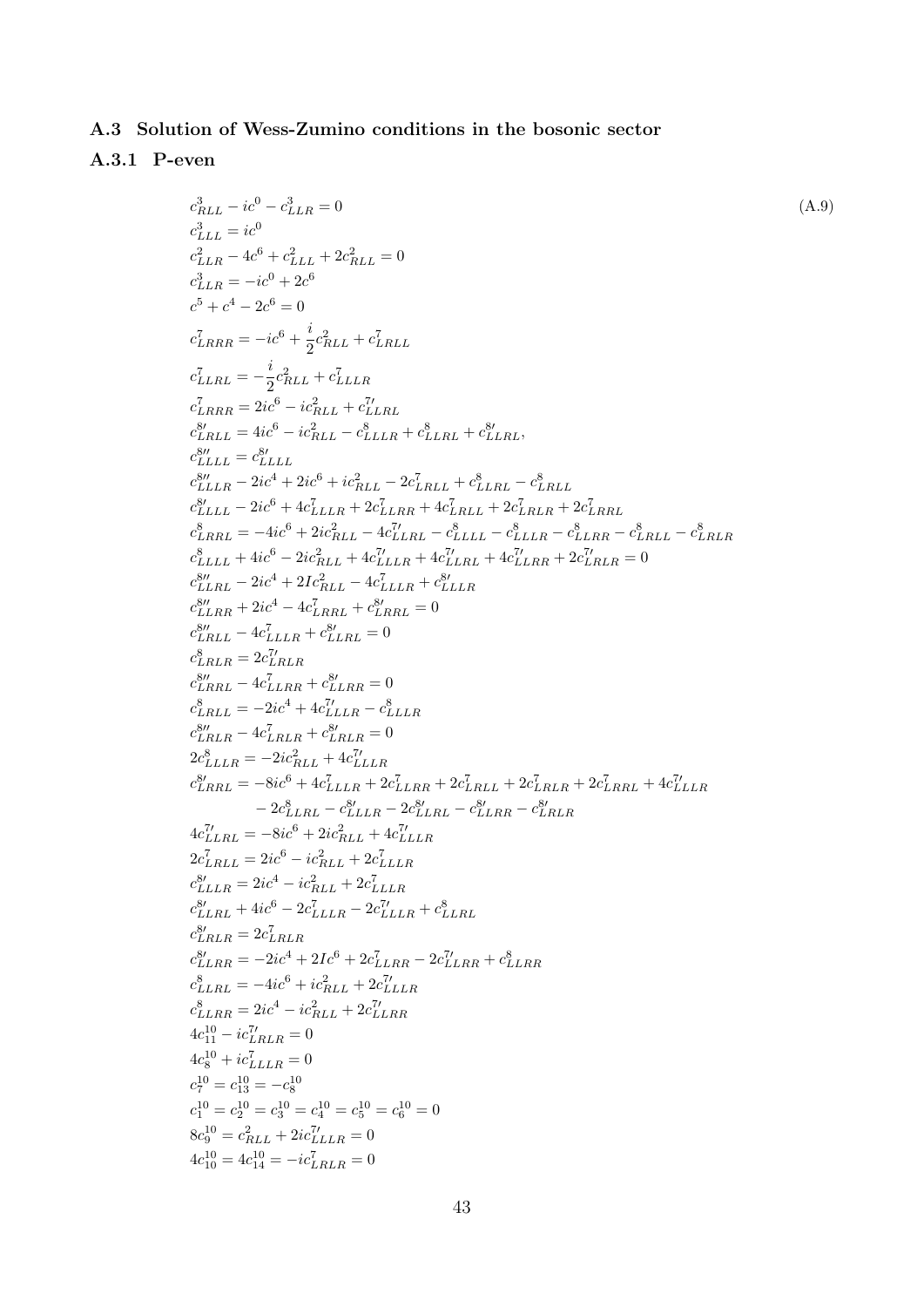## A.3 Solution of Wess-Zumino conditions in the bosonic sector

### A.3.1 P-even

$$
\begin{aligned}
& c^3_{RLL} - ic^0 - c^3_{LLR} = 0 \qquad \text{(A.9)}\\
& c^3_{LLL} = ic^0 \\
& c^2_{LLR} - 4c^6 + c^2_{LLL} + 2c^2_{RLL} = 0 \\
& c^3_{LLR} = -ic^0 + 2c^6 \\
& c^5 + c^4 - 2c^6 = 0 \\
& c^7_{LRRR} = -ic^6 + \frac{i}{2}c^2_{RLL} + c^7_{LRLL} \\
& c^7_{LLRL} = -\frac{i}{2}c^2_{RLL} + c^7_{LLLR} \\
& c^7_{LRRR} = 2ic^6 - ic^2_{RLL} + c^{7\prime}_{LLRL} \\
& c^{8\prime}_{LRLL} = 4ic^6 - ic^2_{RLL} - c^8_{LLLR} + c^8_{LLRL} + c^{8\prime}_{LLRL}, \\
& c^{8\prime\prime}_{LLLL} = c^{8\prime}_{LLLL} \\
& c^{8\prime\prime}_{LLLR} - 2ic^4 + 2ic^6 + ic^2_{RLL} - 2c^7_{LRLL} + c^8_{LLRL} - c^8_{LRLL} \\
& c^{8\prime}_{LLLL} - 2ic^6 + 4c^7_{LLLR} + 2c^7_{LLRR} + 4c^7_{LRLL} + 2c^7_{LRLR} + 2c^7_{LRRL} \\
& c^8_{LRRL} = -4ic^6 + 2ic^2_{RLL} - 4c^{7\prime}_{LLRL} - c^8_{LLLL} - c^8_{LLLR} - c^8_{LLRR} - c^8_{LRLL} - c^8_{LRLR} \\
& c^8_{LLLL} + 4ic^6 - 2ic^2_{RLL} + 4c^{7\prime}_{LLLR} + 4c^{7\prime}_{LLRL} + 4c^{7\prime}_{LLRR} + 2c^{7\prime}_{LRLR} = 0 \\
& c^{8\prime\prime}_{LLRL} - 2ic^4 + 2Ic^2_{RLL} - 4c^7_{LLLR} + c^{8\prime}_{LLLR} \\
& c^{8\prime\prime}_{LLRR} + 2ic^4 - 4c^7_{LRRL} + c^{8\prime}_{LRRL} = 0 \\
& c^{8\prime\prime}_{LRLL} - 4c^7_{LLLR} + c^{8\prime}_{LLRL} = 0 \\
& c^8_{LRLR} = 2c^{7\prime}_{LRLR} \\
& c^{8\prime\prime}_{LRRL} - 4c^7_{LLRR} + c^{8\prime}_{LLRR} = 0 \\
& c^8_{LRLL} = -2ic^4 + 4c^{7\prime}_{LLLR} - c^8_{LLLR} \\
& c^{8\prime\prime}_{LRLR} - 4c^7_{LRLR} + c^{8\prime}_{LRLR} = 0 \\
& 2c^8_{LLLR} = -2ic^2_{RLL} + 4c^{7\prime}_{LLLR} \\
& c^{8\prime}_{LRRL} = -8ic^6 + 4c^7_{LLLR} + 2c^7_{LLRR} + 2c^7_{LRLL} + 2c^7_{LRLR} + 2c^7_{LRRL} + 4c^{7\prime}_{LLLR} \\
& \qquad - 2c^8_{LLRL} - c^{8\prime}_{LLLR} - 2c^{8\prime}_{LLRL} - c^{8\prime}_{LLRR} - c^{8\prime}_{LRLR} \\
& 4c^{7\prime}_{LLRL} = -8ic^6 + 2ic^2_{RLL} + 4c^{7\prime}_{LLLR} \\
& 2c^7_{LRLL} = 2ic^6 - ic^2_{RLL} + 2c^7_{LLLR} \\
& c^{8\prime}_{LLLR} = 2ic^4 - ic^2_{RLL} + 2c^7_{LLLR} \\
& c^{8\prime}_{LLRL} + 4ic^6 - 2c^7_{LLLR} - 2c^{7\prime}_{LLLR} + c^8_{LLRL} \\
& c^{8\prime}_{LRLR} = 2c^7_{LRLR} \\
& c^{8\prime}_{LLRR} = -2ic^4 + 2Ic^6 + 2c^7_{LLRR} - 2c^{7\prime}_{LLRR} + c^8_{LLRR} \\
& c^8_{LLRL} = -4ic^6 + ic^2_{RLL} + 2c^{7\prime}_{LLLR} \\
& c^8_{LLRR} = 2ic^4 - ic^2_{RLL} + 2c^{7\prime}_{LLRR} \\
& 4c^{10}_{11} - ic^{7\prime}_{LRLR} = 0 \\
& 4c^{10}_8 + ic^7_{LLLR} = 0 \\
& c^{10}_7 = c^{10}_{13} = -c^{10}_8 \\
& c^{10}_1 = c^{10}_2 = c^{10}_3 = c^{10}_4 = c^{10}_5 = c^{10}_6 = 0 \\
& 8c^{10}_9 = c^2_{RLL} + 2ic^{7\prime}_{LLLR} = 0 \\
& 4c^{10}_{10} = 4c^{10}_{14} = -ic^7_{LRLR} = 0
\end{aligned}
$$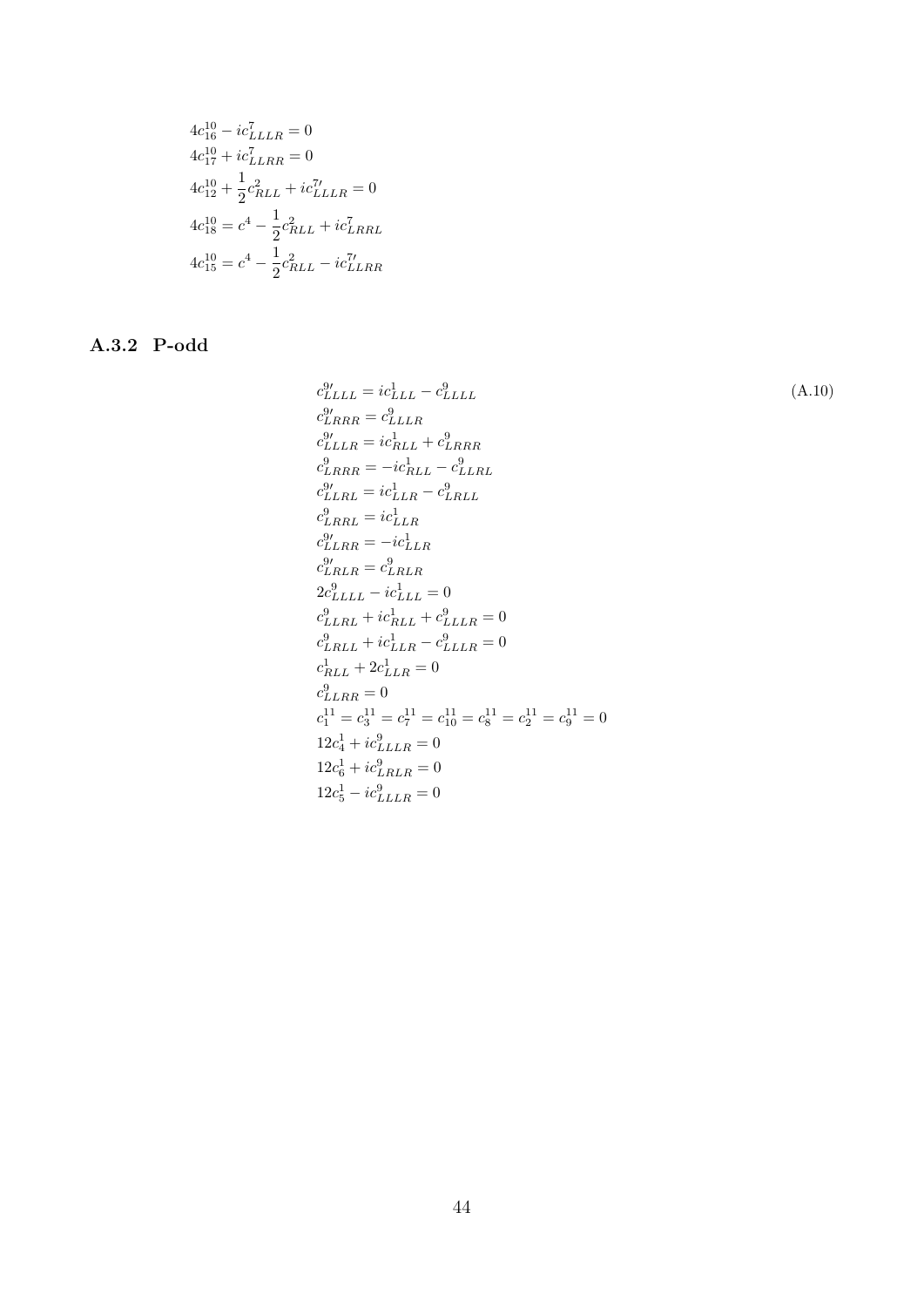$$4c^{10}_{16} - ic^{7}_{LLLR} = 0$$
$$4c^{10}_{17} + ic^{7}_{LLRR} = 0$$
$$4c^{10}_{12} + \frac{1}{2}c^{2}_{RLL} + ic^{7\prime}_{LLLR} = 0$$
$$4c^{10}_{18} = c^{4} - \frac{1}{2}c^{2}_{RLL} + ic^{7}_{LRRL}$$
$$4c^{10}_{15} = c^{4} - \frac{1}{2}c^{2}_{RLL} - ic^{7\prime}_{LLRR}$$

### A.3.2 P-odd

$$
\begin{aligned}
&c^{9\prime}_{LLLL} = ic^{1}_{LLL} - c^{9}_{LLLL} \\
&c^{9\prime}_{LRRR} = c^{9}_{LLLR} \\
&c^{9\prime}_{LLLR} = ic^{1}_{RLL} + c^{9}_{LRRR} \\
&c^{9}_{LRRR} = -ic^{1}_{RLL} - c^{9}_{LLRL} \\
&c^{9\prime}_{LLRL} = ic^{1}_{LLR} - c^{9}_{LRLL} \\
&c^{9}_{LRRL} = ic^{1}_{LLR} \\
&c^{9\prime}_{LLRR} = -ic^{1}_{LLR} \\
&c^{9\prime}_{LRLR} = c^{9}_{LRLR} \\
&2c^{9}_{LLLL} - ic^{1}_{LLL} = 0 \\
&c^{9}_{LLRL} + ic^{1}_{RLL} + c^{9}_{LLLR} = 0 \\
&c^{9}_{LRLL} + ic^{1}_{LLR} - c^{9}_{LLLR} = 0 \\
&c^{1}_{RLL} + 2c^{1}_{LLR} = 0 \\
&c^{9}_{LLRR} = 0 \\
&c^{11}_{1} = c^{11}_{3} = c^{11}_{7} = c^{11}_{10} = c^{11}_{8} = c^{11}_{2} = c^{11}_{9} = 0 \\
&12c^{1}_{4} + ic^{9}_{LLLR} = 0 \\
&12c^{1}_{6} + ic^{9}_{LRLR} = 0 \\
&12c^{1}_{5} - ic^{9}_{LLLR} = 0
\end{aligned}
\tag{A.10}
$$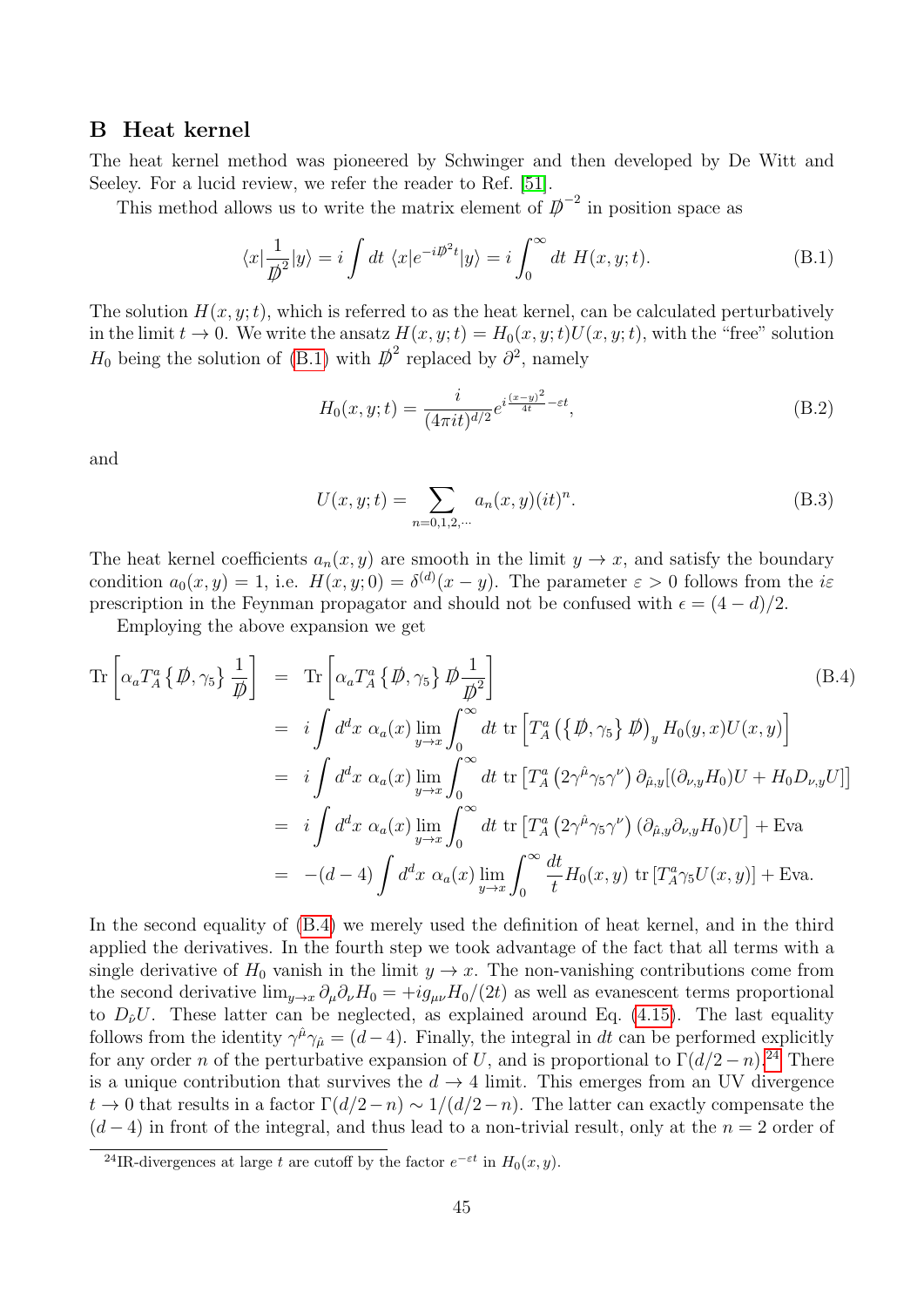## B Heat kernel

The heat kernel method was pioneered by Schwinger and then developed by De Witt and Seeley. For a lucid review, we refer the reader to Ref. [51].

This method allows us to write the matrix element of $\not{D}^{-2}$ in position space as

$$\langle x|\frac{1}{\not{D}^2}|y\rangle = i\int dt\ \langle x|e^{-i\not{D}^2 t}|y\rangle = i\int_0^\infty dt\ H(x,y;t). \tag{B.1}$$

The solution $H(x,y;t)$, which is referred to as the heat kernel, can be calculated perturbatively in the limit $t\to 0$. We write the ansatz $H(x,y;t) = H_0(x,y;t)U(x,y;t)$, with the "free" solution $H_0$ being the solution of (B.1) with $\not{D}^2$ replaced by $\partial^2$, namely

$$H_0(x,y;t) = \frac{i}{(4\pi i t)^{d/2}} e^{i\frac{(x-y)^2}{4t}-\varepsilon t}, \tag{B.2}$$

and

$$U(x,y;t) = \sum_{n=0,1,2,\cdots} a_n(x,y)(it)^n. \tag{B.3}$$

The heat kernel coefficients $a_n(x,y)$ are smooth in the limit $y\to x$, and satisfy the boundary condition $a_0(x,y)=1$, i.e. $H(x,y;0)=\delta^{(d)}(x-y)$. The parameter $\varepsilon>0$ follows from the $i\varepsilon$ prescription in the Feynman propagator and should not be confused with $\epsilon=(4-d)/2$.

Employing the above expansion we get

$$\begin{aligned}
\mathrm{Tr}\left[\alpha_a T_A^a\left\{\not{D},\gamma_5\right\}\frac{1}{\not{D}}\right] &= \mathrm{Tr}\left[\alpha_a T_A^a\left\{\not{D},\gamma_5\right\}\not{D}\frac{1}{\not{D}^2}\right] \\
&= i\int d^dx\ \alpha_a(x)\lim_{y\to x}\int_0^\infty dt\ \mathrm{tr}\left[T_A^a\left(\left\{\not{D},\gamma_5\right\}\not{D}\right)_y H_0(y,x)U(x,y)\right] \\
&= i\int d^dx\ \alpha_a(x)\lim_{y\to x}\int_0^\infty dt\ \mathrm{tr}\left[T_A^a\left(2\gamma^{\hat{\mu}}\gamma_5\gamma^\nu\right)\partial_{\hat{\mu},y}[(\partial_{\nu,y}H_0)U + H_0 D_{\nu,y}U]\right] \\
&= i\int d^dx\ \alpha_a(x)\lim_{y\to x}\int_0^\infty dt\ \mathrm{tr}\left[T_A^a\left(2\gamma^{\hat{\mu}}\gamma_5\gamma^\nu\right)(\partial_{\hat{\mu},y}\partial_{\nu,y}H_0)U\right] + \mathrm{Eva} \\
&= -(d-4)\int d^dx\ \alpha_a(x)\lim_{y\to x}\int_0^\infty \frac{dt}{t}H_0(x,y)\ \mathrm{tr}\left[T_A^a\gamma_5 U(x,y)\right] + \mathrm{Eva}.
\end{aligned} \tag{B.4}$$

In the second equality of (B.4) we merely used the definition of heat kernel, and in the third applied the derivatives. In the fourth step we took advantage of the fact that all terms with a single derivative of $H_0$ vanish in the limit $y\to x$. The non-vanishing contributions come from the second derivative $\lim_{y\to x}\partial_\mu\partial_\nu H_0 = +ig_{\mu\nu}H_0/(2t)$ as well as evanescent terms proportional to $D_{\hat{\nu}}U$. These latter can be neglected, as explained around Eq. (4.15). The last equality follows from the identity $\gamma^{\hat{\mu}}\gamma_{\hat{\mu}}=(d-4)$. Finally, the integral in $dt$ can be performed explicitly for any order $n$ of the perturbative expansion of $U$, and is proportional to $\Gamma(d/2-n)$.[24] There is a unique contribution that survives the $d\to 4$ limit. This emerges from an UV divergence $t\to 0$ that results in a factor $\Gamma(d/2-n)\sim 1/(d/2-n)$. The latter can exactly compensate the $(d-4)$ in front of the integral, and thus lead to a non-trivial result, only at the $n=2$ order of

[24] IR-divergences at large $t$ are cutoff by the factor $e^{-\varepsilon t}$ in $H_0(x,y)$.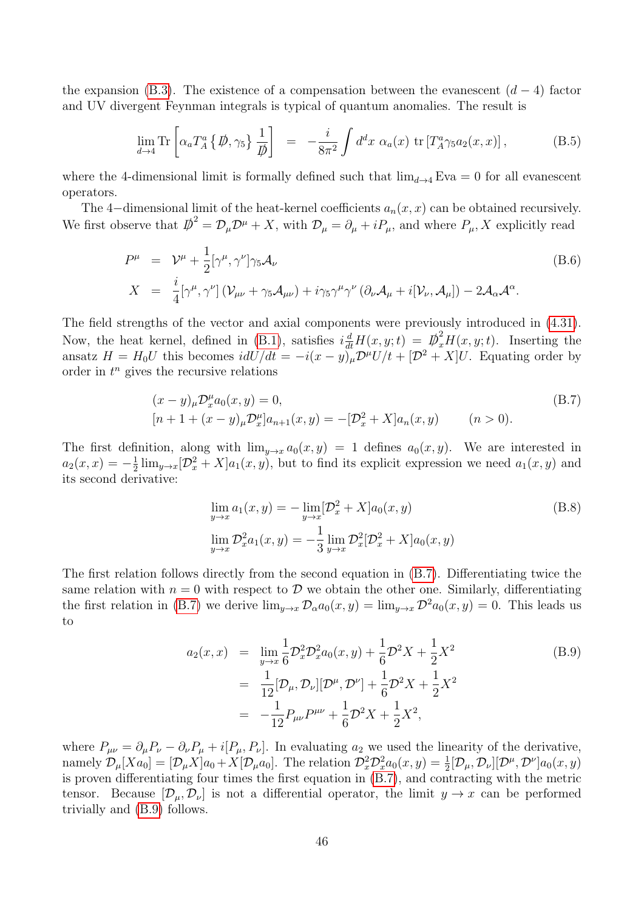the expansion (B.3). The existence of a compensation between the evanescent $(d-4)$ factor and UV divergent Feynman integrals is typical of quantum anomalies. The result is

$$\lim_{d\to 4} \mathrm{Tr}\left[\alpha_a T^a_A \left\{ \not{D}, \gamma_5 \right\} \frac{1}{\not{D}}\right] \;=\; -\frac{i}{8\pi^2}\int d^dx\; \alpha_a(x)\; \mathrm{tr}\left[T^a_A \gamma_5 a_2(x,x)\right], \tag{B.5}$$

where the 4-dimensional limit is formally defined such that $\lim_{d\to 4}\mathrm{Eva} = 0$ for all evanescent operators.

The 4−dimensional limit of the heat-kernel coefficients $a_n(x,x)$ can be obtained recursively. We first observe that $\not{D}^2 = \mathcal{D}_\mu \mathcal{D}^\mu + X$, with $\mathcal{D}_\mu = \partial_\mu + iP_\mu$, and where $P_\mu, X$ explicitly read

$$\begin{aligned} P^\mu &= \mathcal{V}^\mu + \frac{1}{2}[\gamma^\mu,\gamma^\nu]\gamma_5 \mathcal{A}_\nu \\ X &= \frac{i}{4}[\gamma^\mu,\gamma^\nu]\left(\mathcal{V}_{\mu\nu} + \gamma_5 \mathcal{A}_{\mu\nu}\right) + i\gamma_5\gamma^\mu\gamma^\nu\left(\partial_\nu \mathcal{A}_\mu + i[\mathcal{V}_\nu,\mathcal{A}_\mu]\right) - 2\mathcal{A}_\alpha \mathcal{A}^\alpha. \end{aligned} \tag{B.6}$$

The field strengths of the vector and axial components were previously introduced in (4.31). Now, the heat kernel, defined in (B.1), satisfies $i\frac{d}{dt}H(x,y;t) = \not{D}^2_x H(x,y;t)$. Inserting the ansatz $H = H_0 U$ this becomes $idU/dt = -i(x-y)_\mu \mathcal{D}^\mu U/t + [\mathcal{D}^2 + X]U$. Equating order by order in $t^n$ gives the recursive relations

$$\begin{aligned} &(x-y)_\mu \mathcal{D}^\mu_x a_0(x,y) = 0, \\ &[n+1+(x-y)_\mu \mathcal{D}^\mu_x] a_{n+1}(x,y) = -[\mathcal{D}^2_x + X]a_n(x,y) \qquad (n>0). \end{aligned} \tag{B.7}$$

The first definition, along with $\lim_{y\to x} a_0(x,y) = 1$ defines $a_0(x,y)$. We are interested in $a_2(x,x) = -\frac{1}{2}\lim_{y\to x}[\mathcal{D}^2_x + X]a_1(x,y)$, but to find its explicit expression we need $a_1(x,y)$ and its second derivative:

$$\begin{aligned} &\lim_{y\to x} a_1(x,y) = -\lim_{y\to x}[\mathcal{D}^2_x + X]a_0(x,y) \\ &\lim_{y\to x} \mathcal{D}^2_x a_1(x,y) = -\frac{1}{3}\lim_{y\to x}\mathcal{D}^2_x[\mathcal{D}^2_x + X]a_0(x,y) \end{aligned} \tag{B.8}$$

The first relation follows directly from the second equation in (B.7). Differentiating twice the same relation with $n=0$ with respect to $\mathcal{D}$ we obtain the other one. Similarly, differentiating the first relation in (B.7) we derive $\lim_{y\to x}\mathcal{D}_\alpha a_0(x,y) = \lim_{y\to x}\mathcal{D}^2 a_0(x,y) = 0$. This leads us to

$$\begin{aligned} a_2(x,x) &= \lim_{y\to x}\frac{1}{6}\mathcal{D}^2_x\mathcal{D}^2_x a_0(x,y) + \frac{1}{6}\mathcal{D}^2 X + \frac{1}{2}X^2 \\ &= \frac{1}{12}[\mathcal{D}_\mu,\mathcal{D}_\nu][\mathcal{D}^\mu,\mathcal{D}^\nu] + \frac{1}{6}\mathcal{D}^2 X + \frac{1}{2}X^2 \\ &= -\frac{1}{12}P_{\mu\nu}P^{\mu\nu} + \frac{1}{6}\mathcal{D}^2 X + \frac{1}{2}X^2, \end{aligned} \tag{B.9}$$

where $P_{\mu\nu} = \partial_\mu P_\nu - \partial_\nu P_\mu + i[P_\mu, P_\nu]$. In evaluating $a_2$ we used the linearity of the derivative, namely $\mathcal{D}_\mu[Xa_0] = [\mathcal{D}_\mu X]a_0 + X[\mathcal{D}_\mu a_0]$. The relation $\mathcal{D}^2_x\mathcal{D}^2_x a_0(x,y) = \frac{1}{2}[\mathcal{D}_\mu,\mathcal{D}_\nu][\mathcal{D}^\mu,\mathcal{D}^\nu]a_0(x,y)$ is proven differentiating four times the first equation in (B.7), and contracting with the metric tensor. Because $[\mathcal{D}_\mu,\mathcal{D}_\nu]$ is not a differential operator, the limit $y\to x$ can be performed trivially and (B.9) follows.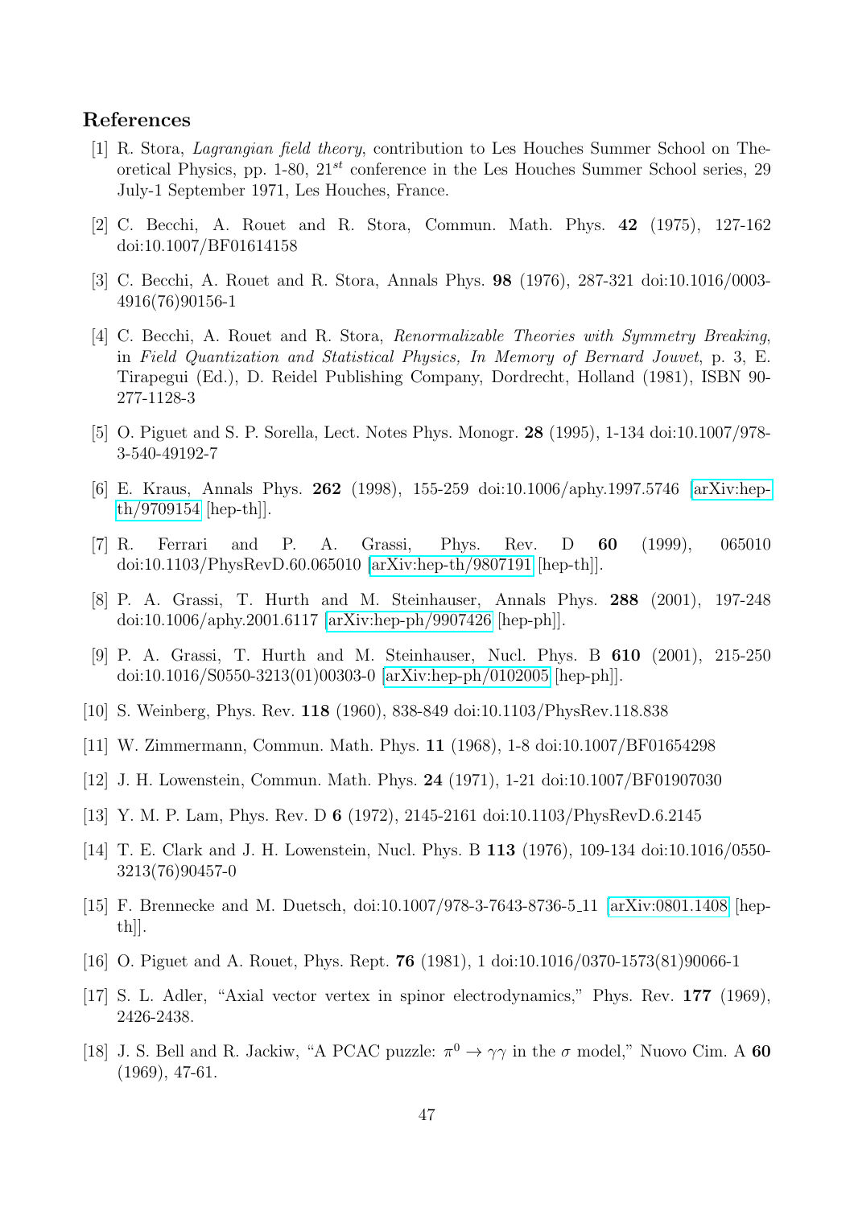## References

[1] R. Stora, *Lagrangian field theory*, contribution to Les Houches Summer School on Theoretical Physics, pp. 1-80, $21^{st}$ conference in the Les Houches Summer School series, 29 July-1 September 1971, Les Houches, France.

[2] C. Becchi, A. Rouet and R. Stora, Commun. Math. Phys. **42** (1975), 127-162 doi:10.1007/BF01614158

[3] C. Becchi, A. Rouet and R. Stora, Annals Phys. **98** (1976), 287-321 doi:10.1016/0003-4916(76)90156-1

[4] C. Becchi, A. Rouet and R. Stora, *Renormalizable Theories with Symmetry Breaking*, in *Field Quantization and Statistical Physics, In Memory of Bernard Jouvet*, p. 3, E. Tirapegui (Ed.), D. Reidel Publishing Company, Dordrecht, Holland (1981), ISBN 90-277-1128-3

[5] O. Piguet and S. P. Sorella, Lect. Notes Phys. Monogr. **28** (1995), 1-134 doi:10.1007/978-3-540-49192-7

[6] E. Kraus, Annals Phys. **262** (1998), 155-259 doi:10.1006/aphy.1997.5746 [arXiv:hep-th/9709154 [hep-th]].

[7] R. Ferrari and P. A. Grassi, Phys. Rev. D **60** (1999), 065010 doi:10.1103/PhysRevD.60.065010 [arXiv:hep-th/9807191 [hep-th]].

[8] P. A. Grassi, T. Hurth and M. Steinhauser, Annals Phys. **288** (2001), 197-248 doi:10.1006/aphy.2001.6117 [arXiv:hep-ph/9907426 [hep-ph]].

[9] P. A. Grassi, T. Hurth and M. Steinhauser, Nucl. Phys. B **610** (2001), 215-250 doi:10.1016/S0550-3213(01)00303-0 [arXiv:hep-ph/0102005 [hep-ph]].

[10] S. Weinberg, Phys. Rev. **118** (1960), 838-849 doi:10.1103/PhysRev.118.838

[11] W. Zimmermann, Commun. Math. Phys. **11** (1968), 1-8 doi:10.1007/BF01654298

[12] J. H. Lowenstein, Commun. Math. Phys. **24** (1971), 1-21 doi:10.1007/BF01907030

[13] Y. M. P. Lam, Phys. Rev. D **6** (1972), 2145-2161 doi:10.1103/PhysRevD.6.2145

[14] T. E. Clark and J. H. Lowenstein, Nucl. Phys. B **113** (1976), 109-134 doi:10.1016/0550-3213(76)90457-0

[15] F. Brennecke and M. Duetsch, doi:10.1007/978-3-7643-8736-5_11 [arXiv:0801.1408 [hep-th]].

[16] O. Piguet and A. Rouet, Phys. Rept. **76** (1981), 1 doi:10.1016/0370-1573(81)90066-1

[17] S. L. Adler, "Axial vector vertex in spinor electrodynamics," Phys. Rev. **177** (1969), 2426-2438.

[18] J. S. Bell and R. Jackiw, "A PCAC puzzle: $\pi^0 \to \gamma\gamma$ in the $\sigma$ model," Nuovo Cim. A **60** (1969), 47-61.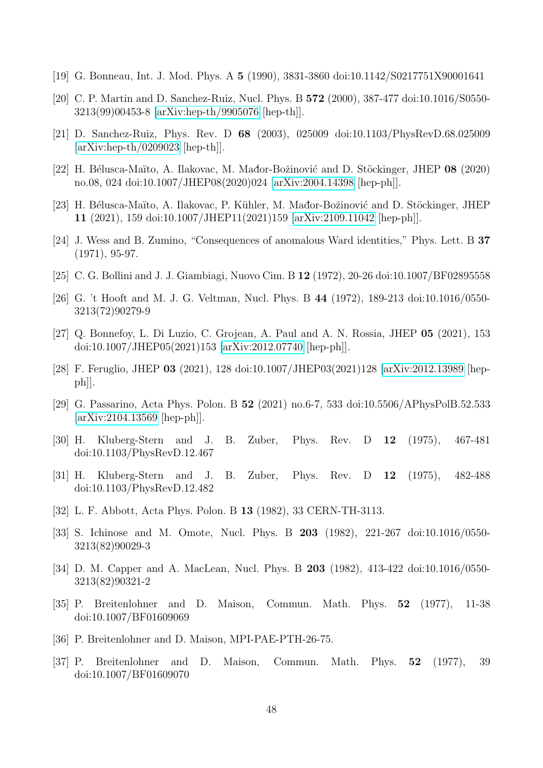[19] G. Bonneau, Int. J. Mod. Phys. A **5** (1990), 3831-3860 doi:10.1142/S0217751X90001641

[20] C. P. Martin and D. Sanchez-Ruiz, Nucl. Phys. B **572** (2000), 387-477 doi:10.1016/S0550-3213(99)00453-8 [arXiv:hep-th/9905076 [hep-th]].

[21] D. Sanchez-Ruiz, Phys. Rev. D **68** (2003), 025009 doi:10.1103/PhysRevD.68.025009 [arXiv:hep-th/0209023 [hep-th]].

[22] H. Bélusca-Maïto, A. Ilakovac, M. Mađor-Božinović and D. Stöckinger, JHEP **08** (2020) no.08, 024 doi:10.1007/JHEP08(2020)024 [arXiv:2004.14398 [hep-ph]].

[23] H. Bélusca-Maïto, A. Ilakovac, P. Kühler, M. Mađor-Božinović and D. Stöckinger, JHEP **11** (2021), 159 doi:10.1007/JHEP11(2021)159 [arXiv:2109.11042 [hep-ph]].

[24] J. Wess and B. Zumino, "Consequences of anomalous Ward identities," Phys. Lett. B **37** (1971), 95-97.

[25] C. G. Bollini and J. J. Giambiagi, Nuovo Cim. B **12** (1972), 20-26 doi:10.1007/BF02895558

[26] G. 't Hooft and M. J. G. Veltman, Nucl. Phys. B **44** (1972), 189-213 doi:10.1016/0550-3213(72)90279-9

[27] Q. Bonnefoy, L. Di Luzio, C. Grojean, A. Paul and A. N. Rossia, JHEP **05** (2021), 153 doi:10.1007/JHEP05(2021)153 [arXiv:2012.07740 [hep-ph]].

[28] F. Feruglio, JHEP **03** (2021), 128 doi:10.1007/JHEP03(2021)128 [arXiv:2012.13989 [hep-ph]].

[29] G. Passarino, Acta Phys. Polon. B **52** (2021) no.6-7, 533 doi:10.5506/APhysPolB.52.533 [arXiv:2104.13569 [hep-ph]].

[30] H. Kluberg-Stern and J. B. Zuber, Phys. Rev. D **12** (1975), 467-481 doi:10.1103/PhysRevD.12.467

[31] H. Kluberg-Stern and J. B. Zuber, Phys. Rev. D **12** (1975), 482-488 doi:10.1103/PhysRevD.12.482

[32] L. F. Abbott, Acta Phys. Polon. B **13** (1982), 33 CERN-TH-3113.

[33] S. Ichinose and M. Omote, Nucl. Phys. B **203** (1982), 221-267 doi:10.1016/0550-3213(82)90029-3

[34] D. M. Capper and A. MacLean, Nucl. Phys. B **203** (1982), 413-422 doi:10.1016/0550-3213(82)90321-2

[35] P. Breitenlohner and D. Maison, Commun. Math. Phys. **52** (1977), 11-38 doi:10.1007/BF01609069

[36] P. Breitenlohner and D. Maison, MPI-PAE-PTH-26-75.

[37] P. Breitenlohner and D. Maison, Commun. Math. Phys. **52** (1977), 39 doi:10.1007/BF01609070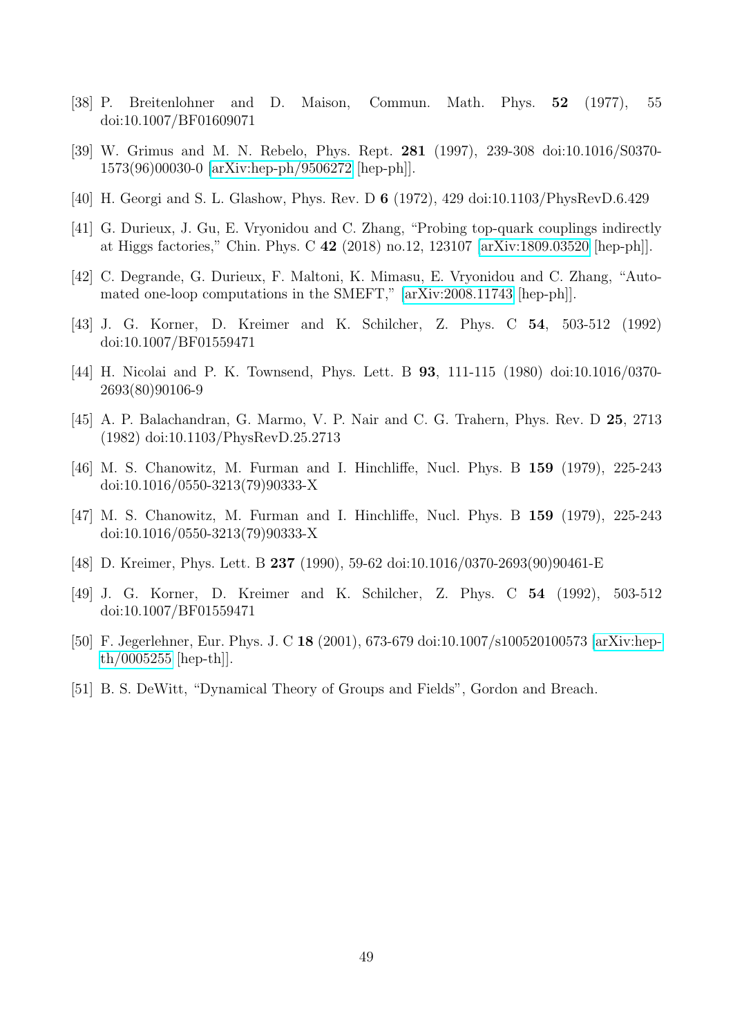[38] P. Breitenlohner and D. Maison, Commun. Math. Phys. **52** (1977), 55 doi:10.1007/BF01609071

[39] W. Grimus and M. N. Rebelo, Phys. Rept. **281** (1997), 239-308 doi:10.1016/S0370-1573(96)00030-0 [arXiv:hep-ph/9506272 [hep-ph]].

[40] H. Georgi and S. L. Glashow, Phys. Rev. D **6** (1972), 429 doi:10.1103/PhysRevD.6.429

[41] G. Durieux, J. Gu, E. Vryonidou and C. Zhang, "Probing top-quark couplings indirectly at Higgs factories," Chin. Phys. C **42** (2018) no.12, 123107 [arXiv:1809.03520 [hep-ph]].

[42] C. Degrande, G. Durieux, F. Maltoni, K. Mimasu, E. Vryonidou and C. Zhang, "Automated one-loop computations in the SMEFT," [arXiv:2008.11743 [hep-ph]].

[43] J. G. Korner, D. Kreimer and K. Schilcher, Z. Phys. C **54**, 503-512 (1992) doi:10.1007/BF01559471

[44] H. Nicolai and P. K. Townsend, Phys. Lett. B **93**, 111-115 (1980) doi:10.1016/0370-2693(80)90106-9

[45] A. P. Balachandran, G. Marmo, V. P. Nair and C. G. Trahern, Phys. Rev. D **25**, 2713 (1982) doi:10.1103/PhysRevD.25.2713

[46] M. S. Chanowitz, M. Furman and I. Hinchliffe, Nucl. Phys. B **159** (1979), 225-243 doi:10.1016/0550-3213(79)90333-X

[47] M. S. Chanowitz, M. Furman and I. Hinchliffe, Nucl. Phys. B **159** (1979), 225-243 doi:10.1016/0550-3213(79)90333-X

[48] D. Kreimer, Phys. Lett. B **237** (1990), 59-62 doi:10.1016/0370-2693(90)90461-E

[49] J. G. Korner, D. Kreimer and K. Schilcher, Z. Phys. C **54** (1992), 503-512 doi:10.1007/BF01559471

[50] F. Jegerlehner, Eur. Phys. J. C **18** (2001), 673-679 doi:10.1007/s100520100573 [arXiv:hep-th/0005255 [hep-th]].

[51] B. S. DeWitt, "Dynamical Theory of Groups and Fields", Gordon and Breach.